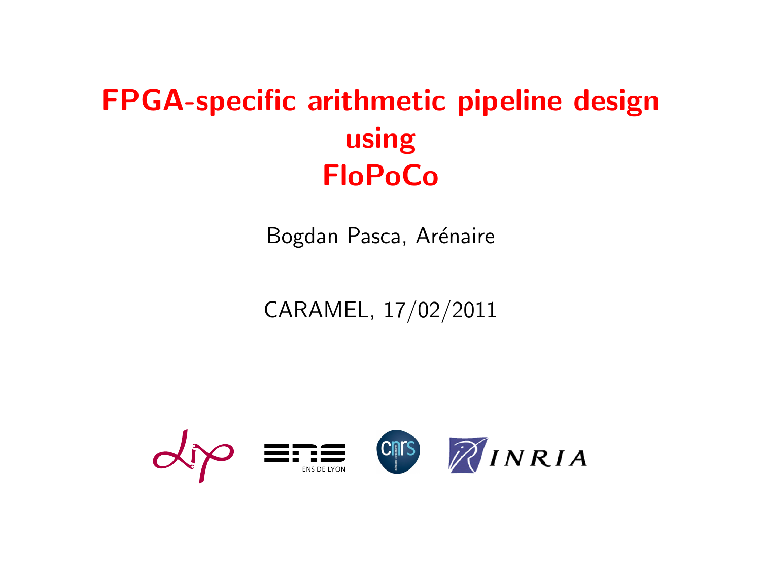# FPGA-specific arithmetic pipeline design using FloPoCo

Bogdan Pasca, Arénaire

CARAMEL, 17/02/2011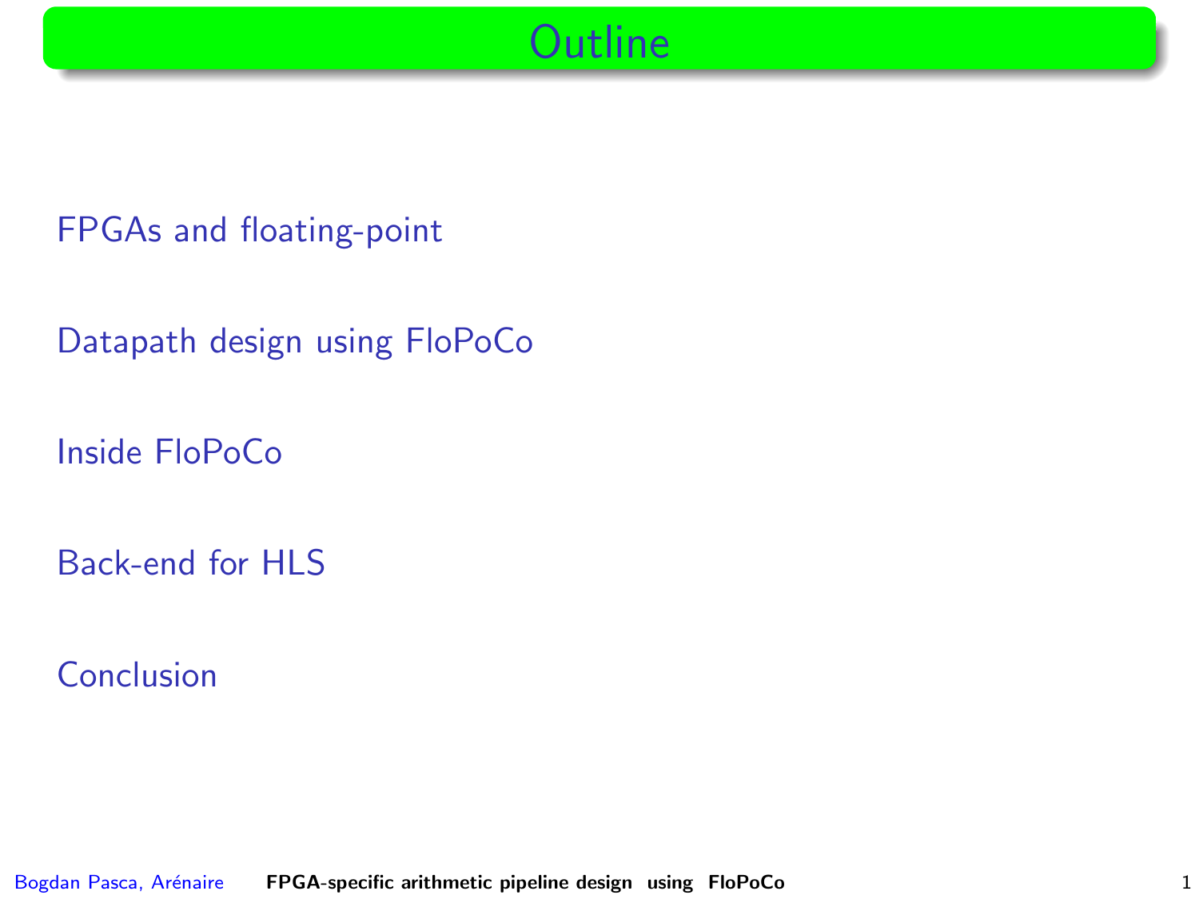# Outline

FPGAs and floating-point

Datapath design using FloPoCo

Inside FloPoCo

Back-end for HLS

Conclusion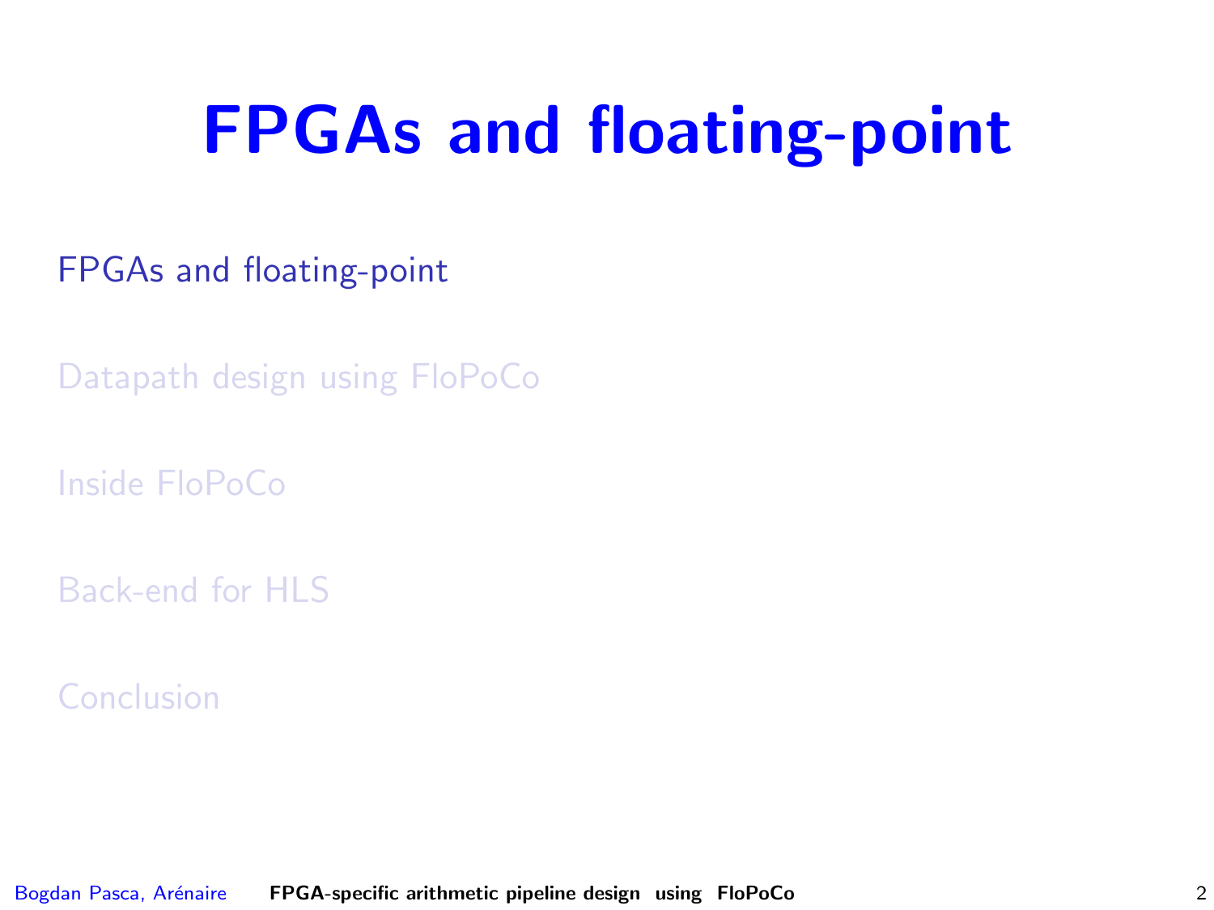# FPGAs and floating-point

FPGAs and floating-point

Datapath design using FloPoCo

Inside FloPoCo

Back-end for HLS

Conclusion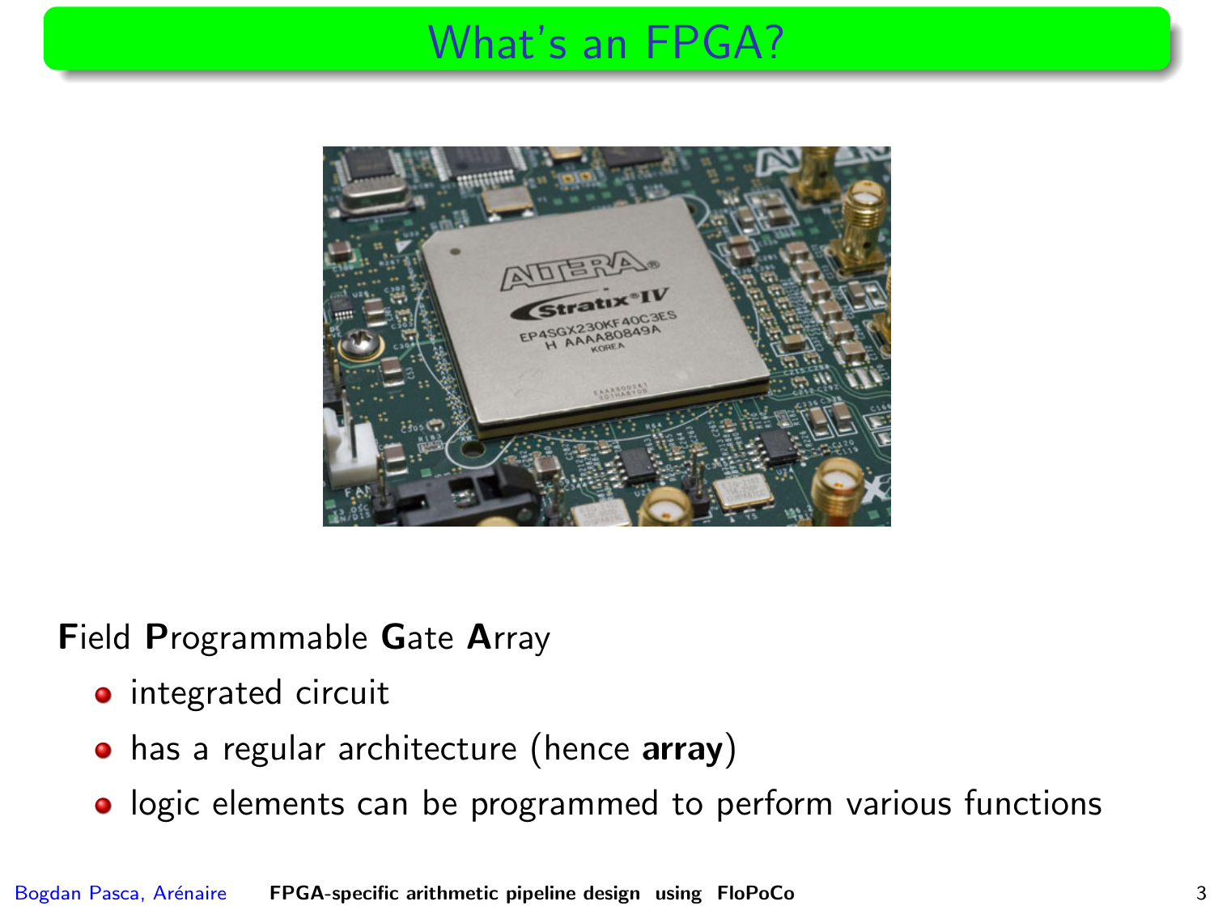# What's an FPGA?

**F**ield **P**rogrammable **G**ate **A**rray

- integrated circuit
- has a regular architecture (hence **array**)
- logic elements can be programmed to perform various functions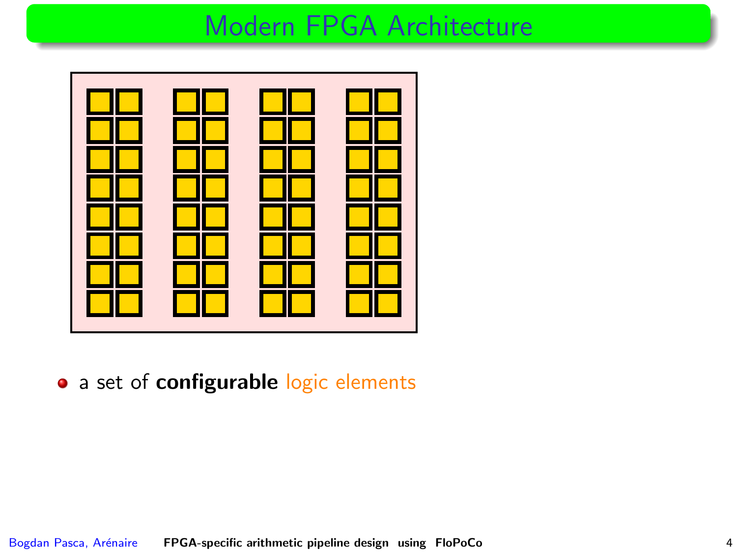# Modern FPGA Architecture

- a set of **configurable** logic elements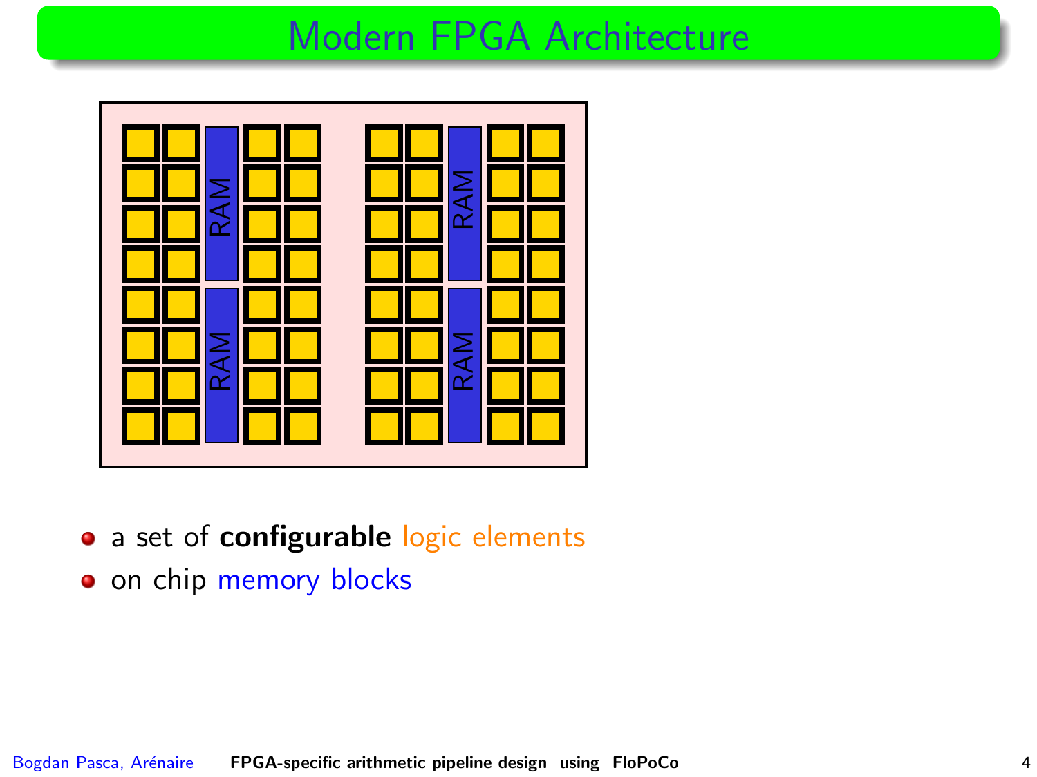# Modern FPGA Architecture

- a set of **configurable** logic elements
- on chip memory blocks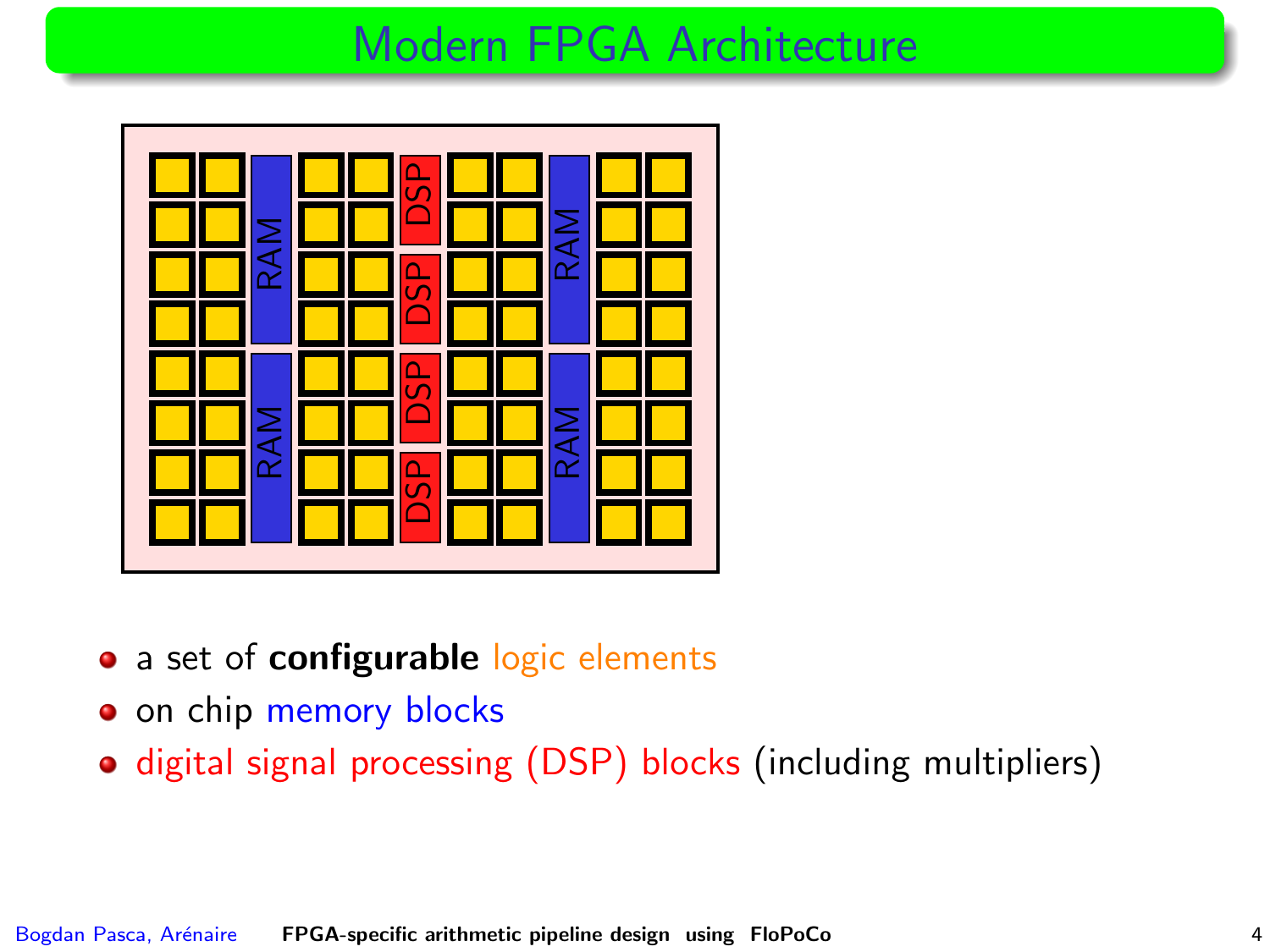# Modern FPGA Architecture

- a set of **configurable** logic elements
- on chip memory blocks
- digital signal processing (DSP) blocks (including multipliers)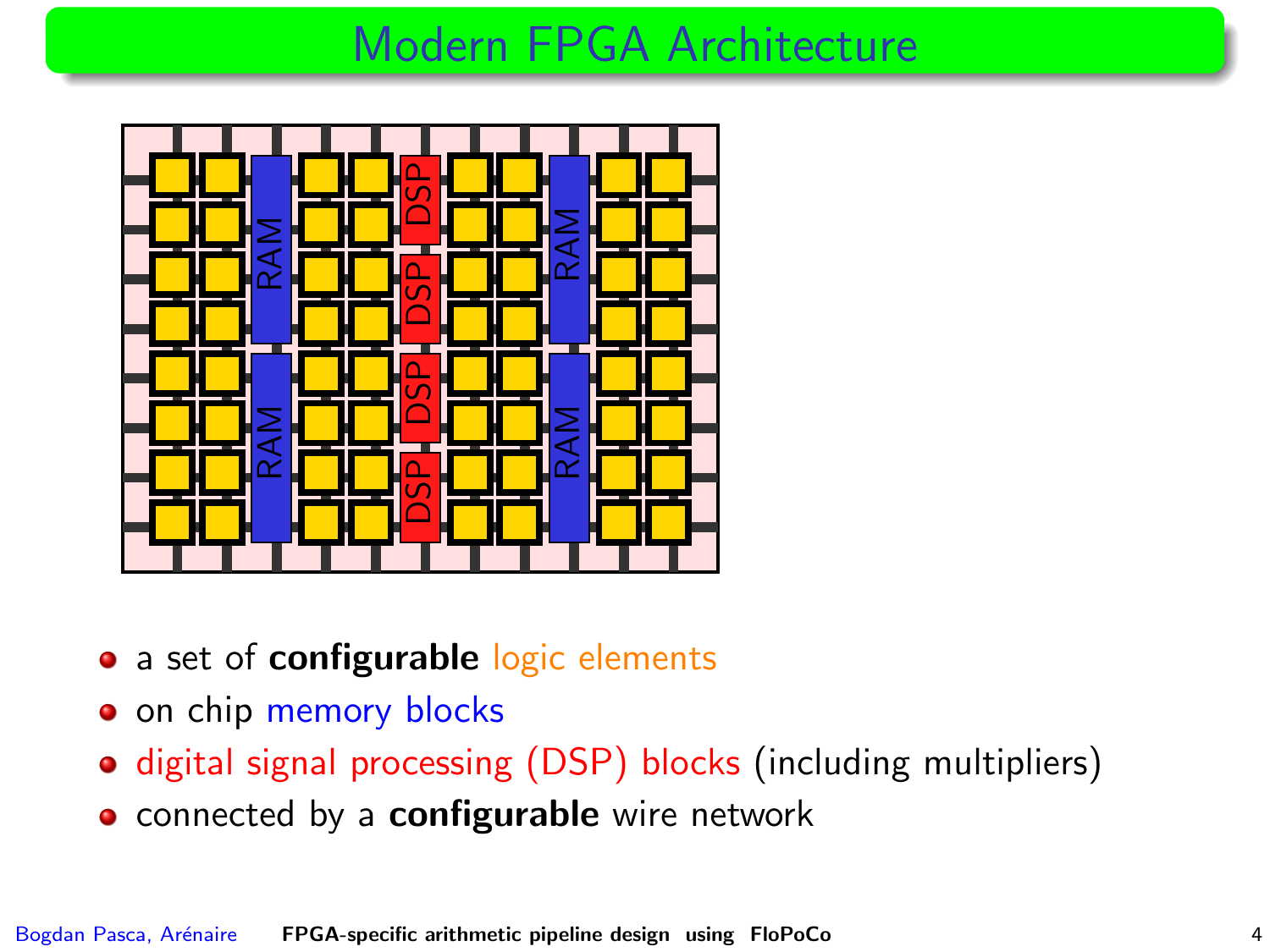# Modern FPGA Architecture

- a set of **configurable** logic elements
- on chip memory blocks
- digital signal processing (DSP) blocks (including multipliers)
- connected by a **configurable** wire network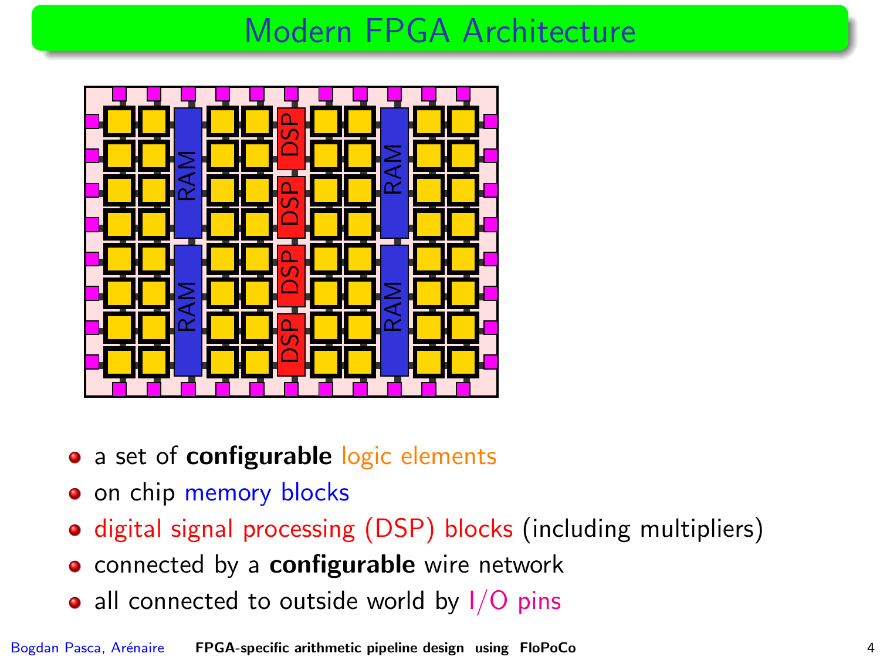# Modern FPGA Architecture

- a set of **configurable** logic elements
- on chip memory blocks
- digital signal processing (DSP) blocks (including multipliers)
- connected by a **configurable** wire network
- all connected to outside world by I/O pins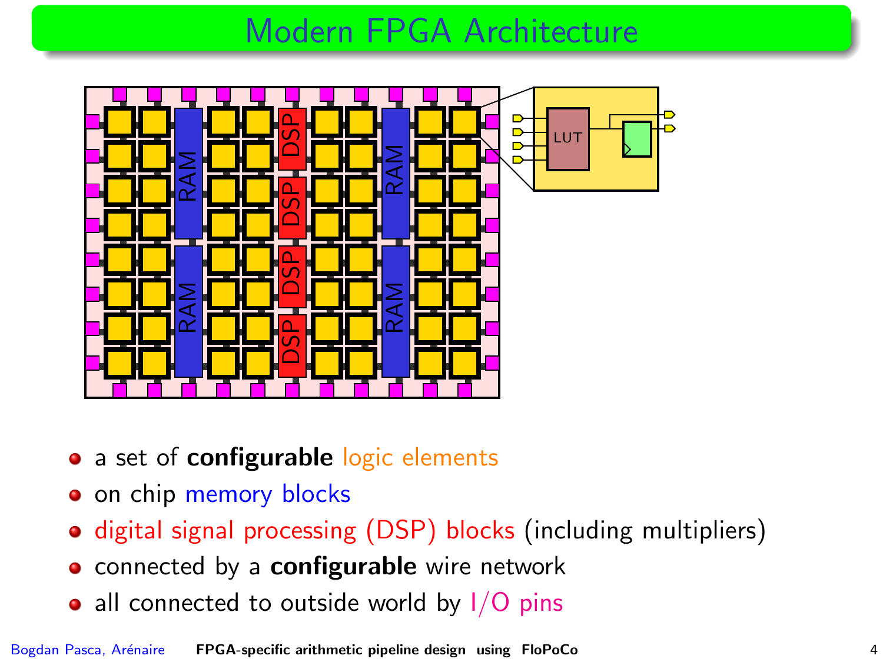# Modern FPGA Architecture

- a set of **configurable** logic elements
- on chip memory blocks
- digital signal processing (DSP) blocks (including multipliers)
- connected by a **configurable** wire network
- all connected to outside world by I/O pins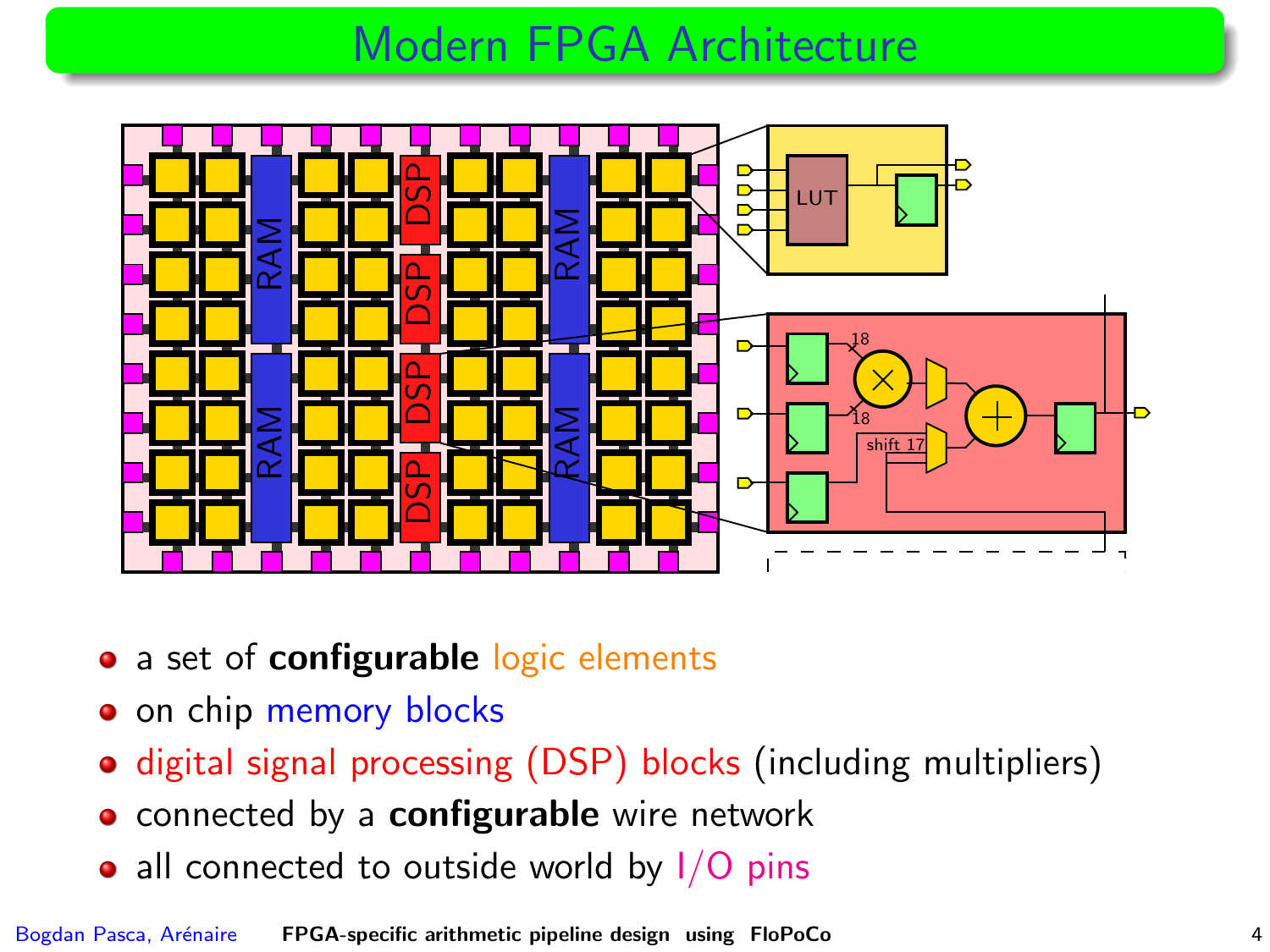# Modern FPGA Architecture

- a set of **configurable** logic elements
- on chip memory blocks
- digital signal processing (DSP) blocks (including multipliers)
- connected by a **configurable** wire network
- all connected to outside world by I/O pins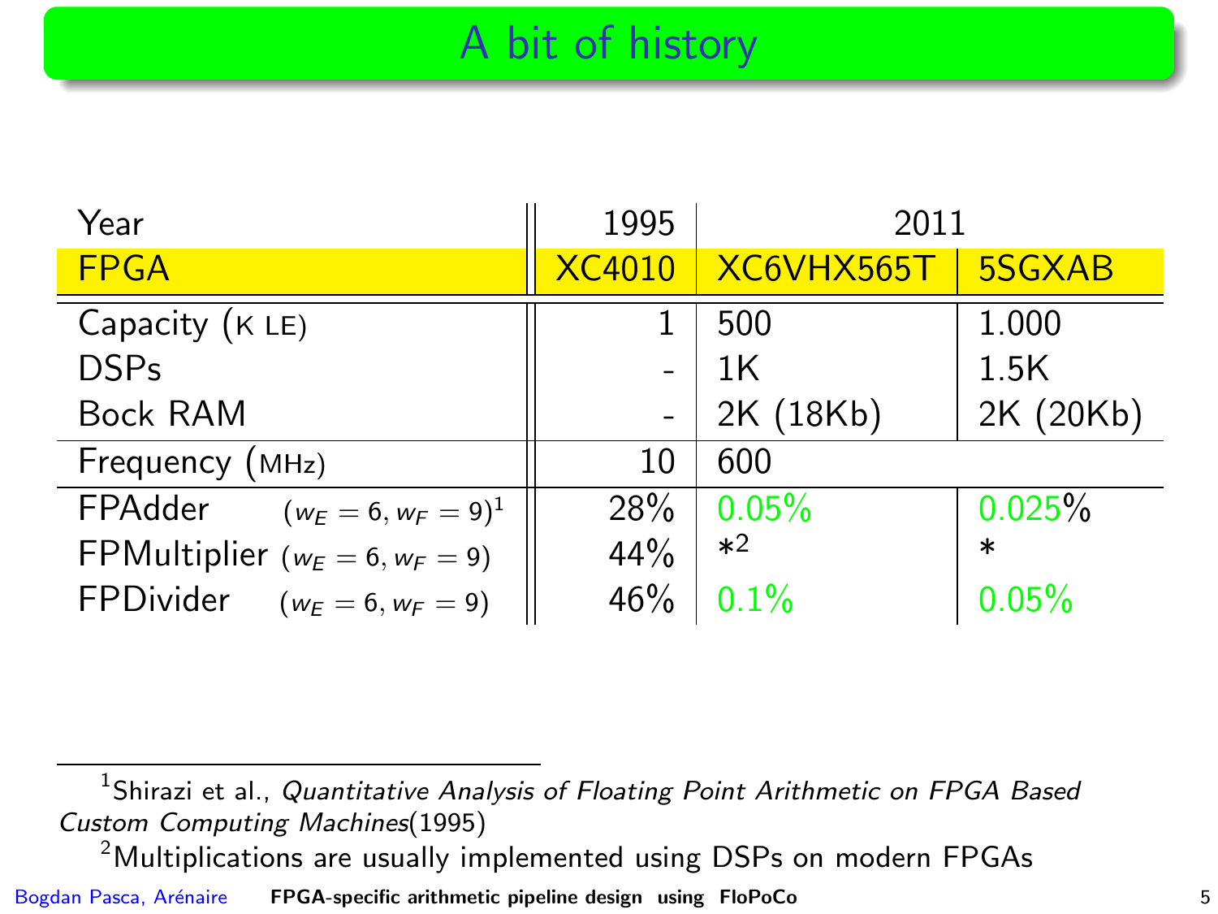# A bit of history

| Year | 1995 | 2011 | |
|---|---|---|---|
| FPGA | XC4010 | XC6VHX565T | 5SGXAB |
| Capacity (K LE) | 1 | 500 | 1.000 |
| DSPs | - | 1K | 1.5K |
| Bock RAM | - | 2K (18Kb) | 2K (20Kb) |
| Frequency (MHz) | 10 | 600 | |
| FPAdder $(w_E = 6, w_F = 9)$[1] | 28% | 0.05% | 0.025% |
| FPMultiplier $(w_E = 6, w_F = 9)$ | 44% | *[2] | * |
| FPDivider $(w_E = 6, w_F = 9)$ | 46% | 0.1% | 0.05% |

[1] Shirazi et al., *Quantitative Analysis of Floating Point Arithmetic on FPGA Based Custom Computing Machines*(1995)

[2] Multiplications are usually implemented using DSPs on modern FPGAs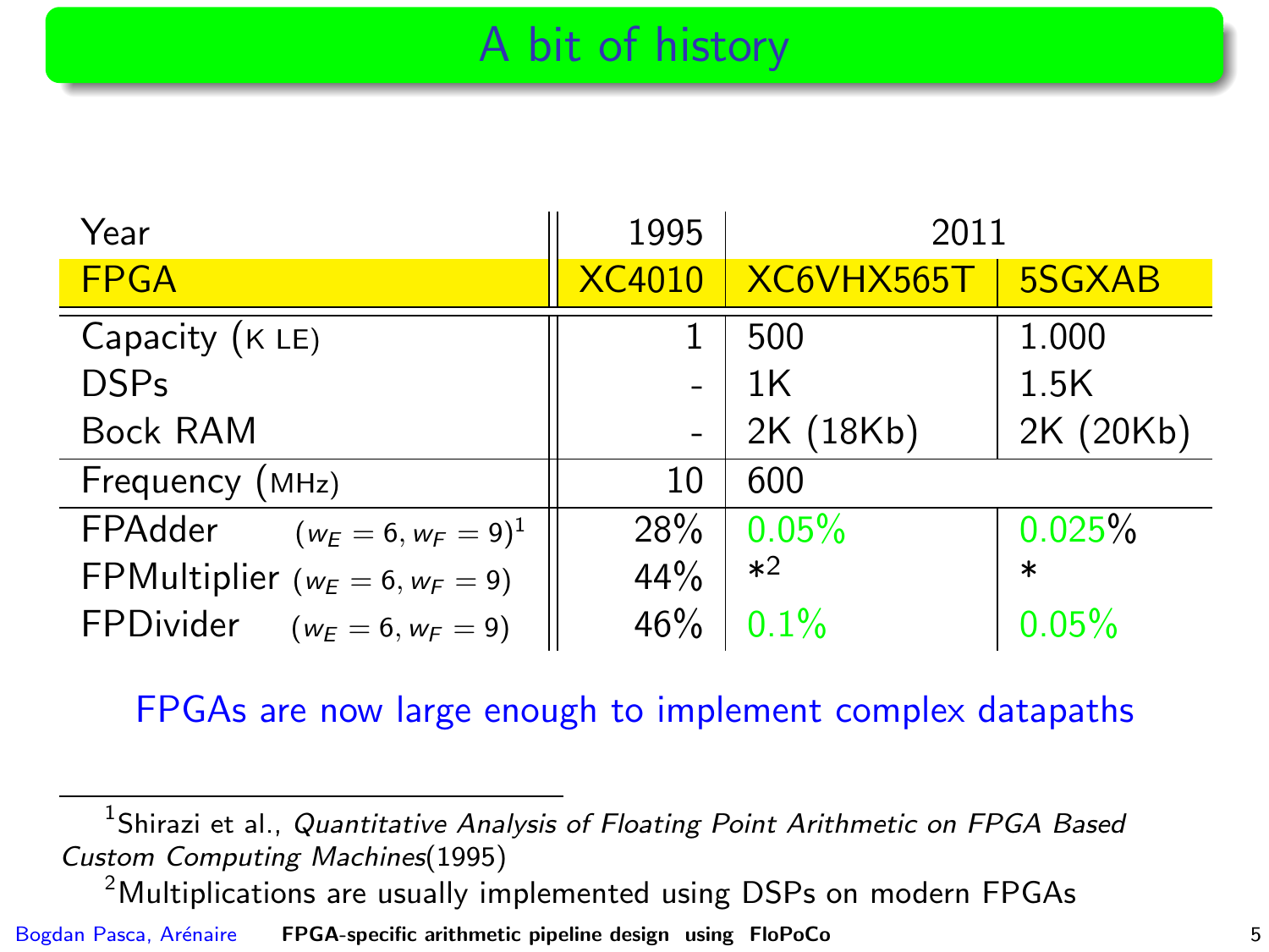# A bit of history

| Year | 1995 | 2011 | |
|---|---|---|---|
| FPGA | XC4010 | XC6VHX565T | 5SGXAB |
| Capacity (K LE) | 1 | 500 | 1.000 |
| DSPs | - | 1K | 1.5K |
| Bock RAM | - | 2K (18Kb) | 2K (20Kb) |
| Frequency (MHz) | 10 | 600 | |
| FPAdder ($w_E = 6, w_F = 9$)[1] | 28% | 0.05% | 0.025% |
| FPMultiplier ($w_E = 6, w_F = 9$) | 44% | *[2] | * |
| FPDivider ($w_E = 6, w_F = 9$) | 46% | 0.1% | 0.05% |

FPGAs are now large enough to implement complex datapaths

[1] Shirazi et al., *Quantitative Analysis of Floating Point Arithmetic on FPGA Based Custom Computing Machines*(1995)

[2] Multiplications are usually implemented using DSPs on modern FPGAs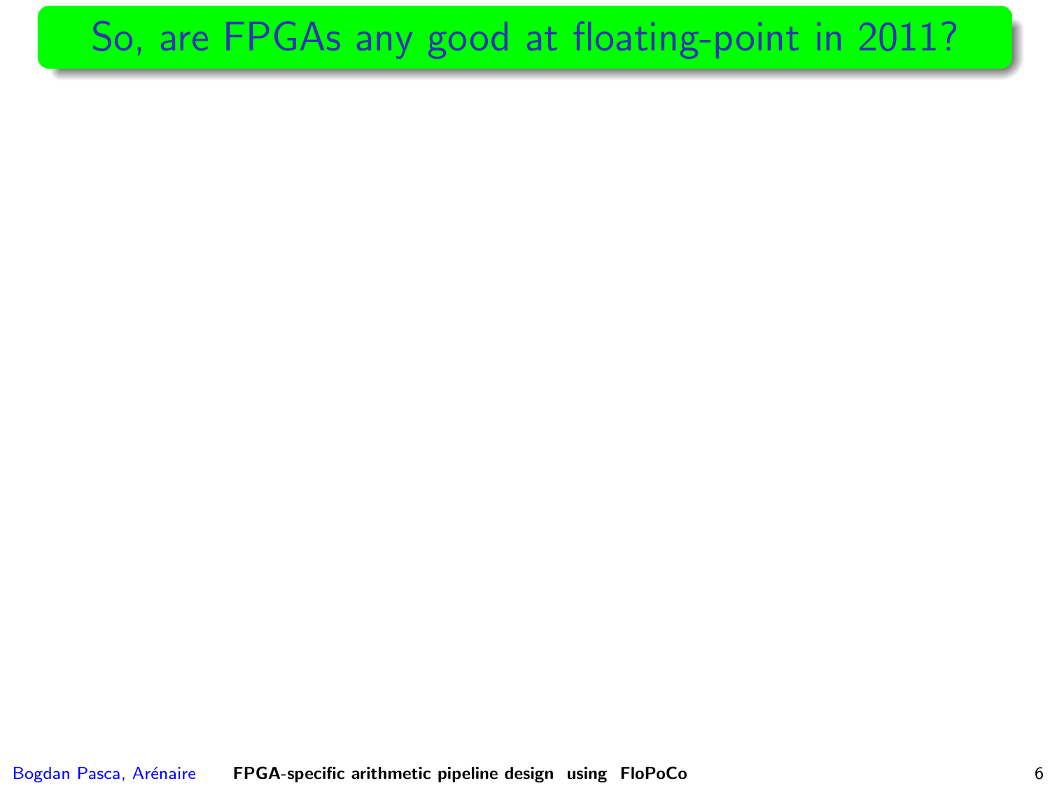# So, are FPGAs any good at floating-point in 2011?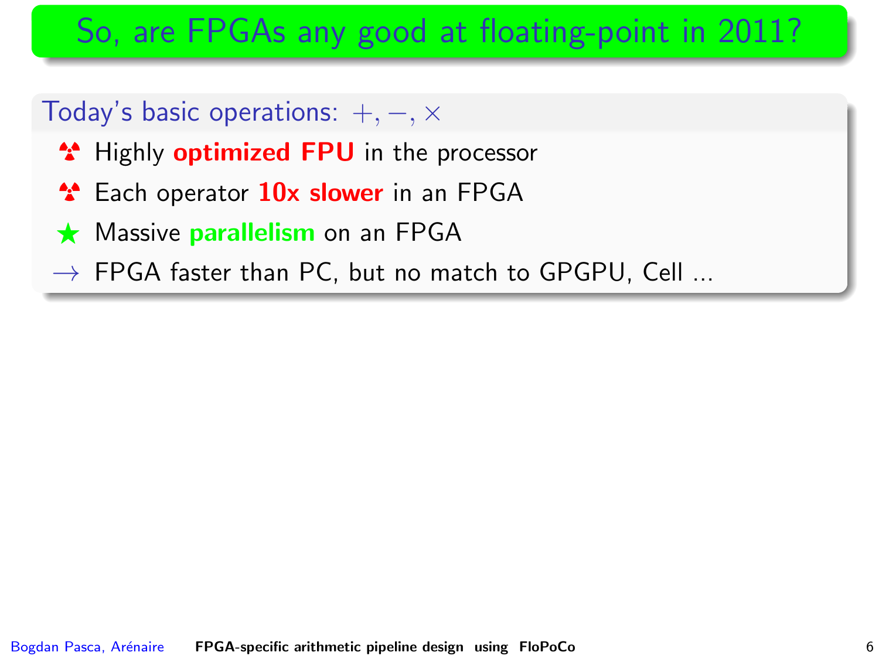# So, are FPGAs any good at floating-point in 2011?

## Today's basic operations: $+, -, \times$

- Highly **optimized FPU** in the processor
- Each operator **10x slower** in an FPGA
- Massive **parallelism** on an FPGA
- $\rightarrow$ FPGA faster than PC, but no match to GPGPU, Cell ...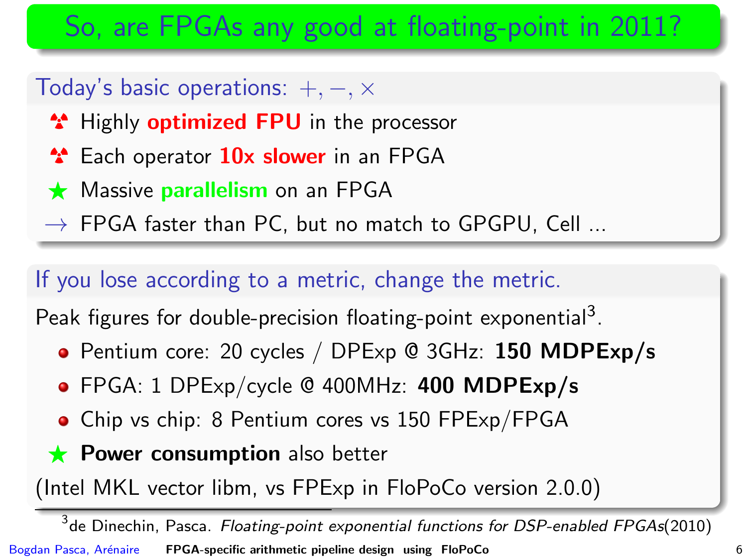# So, are FPGAs any good at floating-point in 2011?

## Today's basic operations: $+, -, \times$

- Highly **optimized FPU** in the processor
- Each operator **10x slower** in an FPGA
- Massive **parallelism** on an FPGA

$\rightarrow$ FPGA faster than PC, but no match to GPGPU, Cell ...

## If you lose according to a metric, change the metric.

Peak figures for double-precision floating-point exponential[3].

- Pentium core: 20 cycles / DPExp @ 3GHz: **150 MDPExp/s**
- FPGA: 1 DPExp/cycle @ 400MHz: **400 MDPExp/s**
- Chip vs chip: 8 Pentium cores vs 150 FPExp/FPGA
- **Power consumption** also better

(Intel MKL vector libm, vs FPExp in FloPoCo version 2.0.0)

[3] de Dinechin, Pasca. *Floating-point exponential functions for DSP-enabled FPGAs*(2010)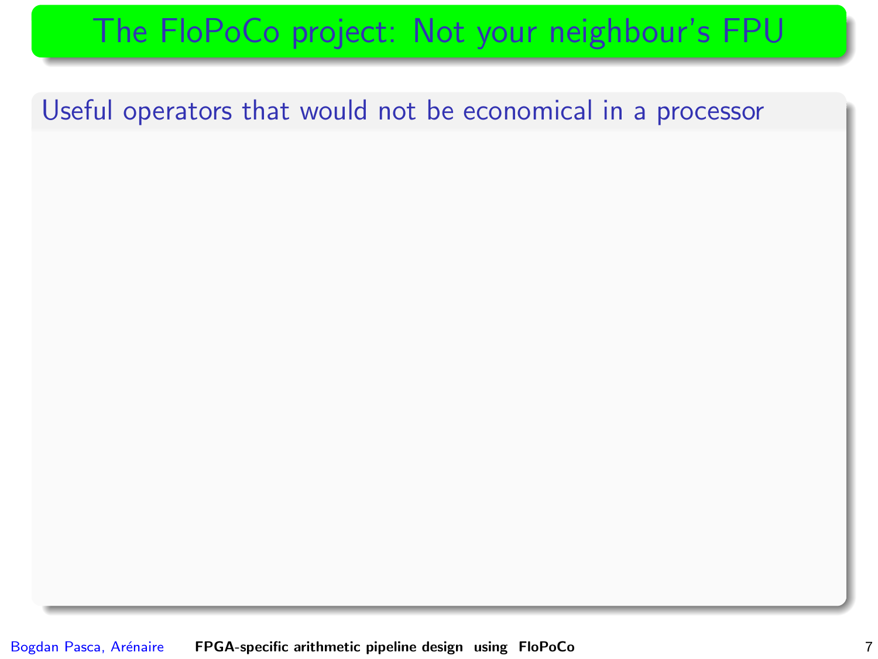# The FloPoCo project: Not your neighbour's FPU

## Useful operators that would not be economical in a processor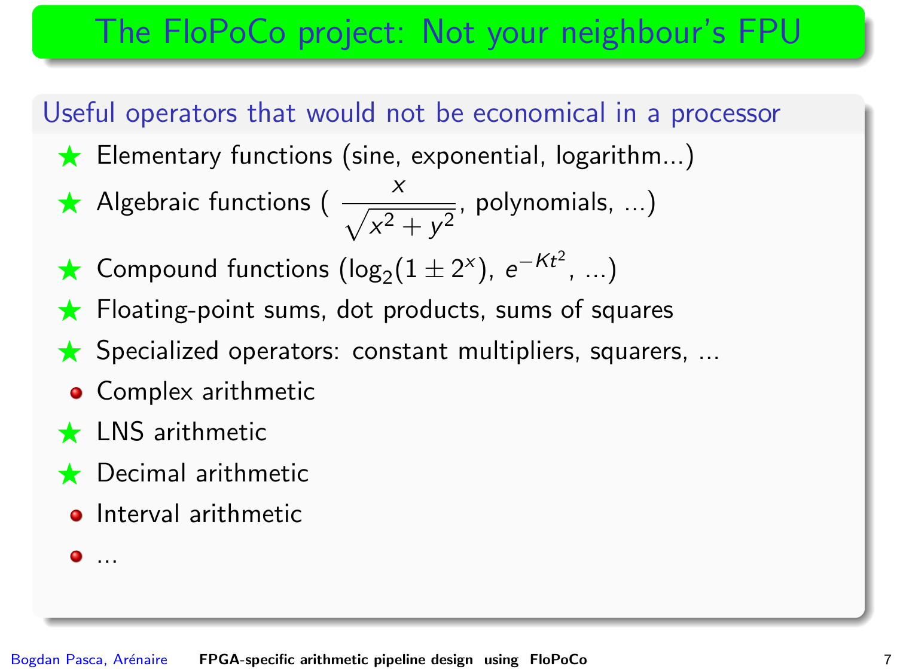# The FloPoCo project: Not your neighbour's FPU

## Useful operators that would not be economical in a processor

- ★ Elementary functions (sine, exponential, logarithm...)
- ★ Algebraic functions ( $\frac{x}{\sqrt{x^2+y^2}}$, polynomials, ...)
- ★ Compound functions ($\log_2(1 \pm 2^x)$, $e^{-Kt^2}$, ...)
- ★ Floating-point sums, dot products, sums of squares
- ★ Specialized operators: constant multipliers, squarers, ...
- Complex arithmetic
- ★ LNS arithmetic
- ★ Decimal arithmetic
- Interval arithmetic
- ...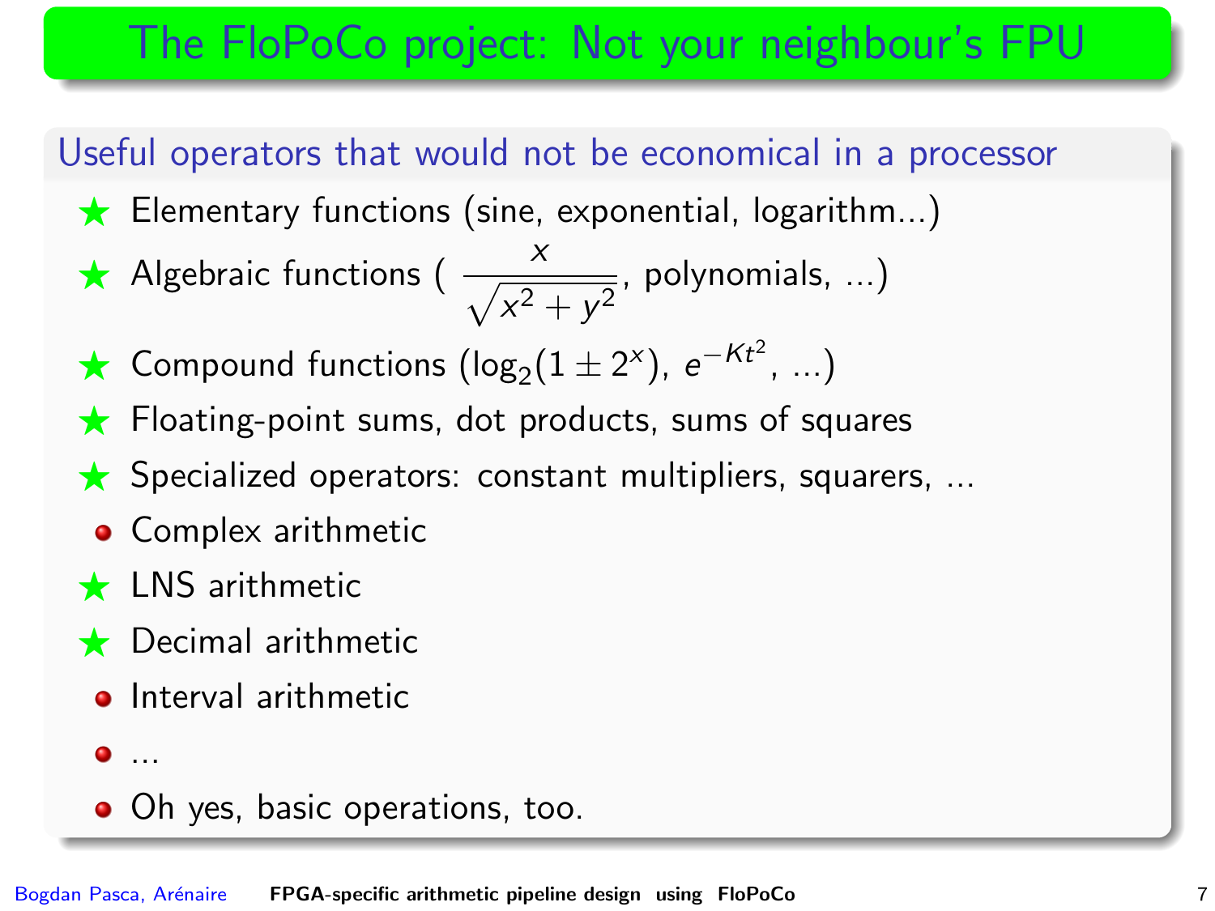# The FloPoCo project: Not your neighbour's FPU

## Useful operators that would not be economical in a processor

- ★ Elementary functions (sine, exponential, logarithm...)
- ★ Algebraic functions ( $\dfrac{x}{\sqrt{x^2+y^2}}$, polynomials, ...)
- ★ Compound functions ($\log_2(1 \pm 2^x)$, $e^{-Kt^2}$, ...)
- ★ Floating-point sums, dot products, sums of squares
- ★ Specialized operators: constant multipliers, squarers, ...
- Complex arithmetic
- ★ LNS arithmetic
- ★ Decimal arithmetic
- Interval arithmetic
- ...
- Oh yes, basic operations, too.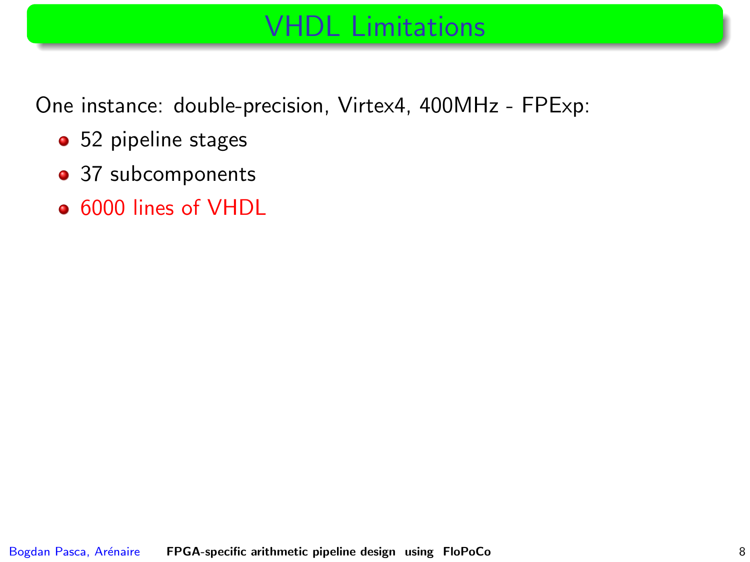# VHDL Limitations

One instance: double-precision, Virtex4, 400MHz - FPExp:

- 52 pipeline stages
- 37 subcomponents
- 6000 lines of VHDL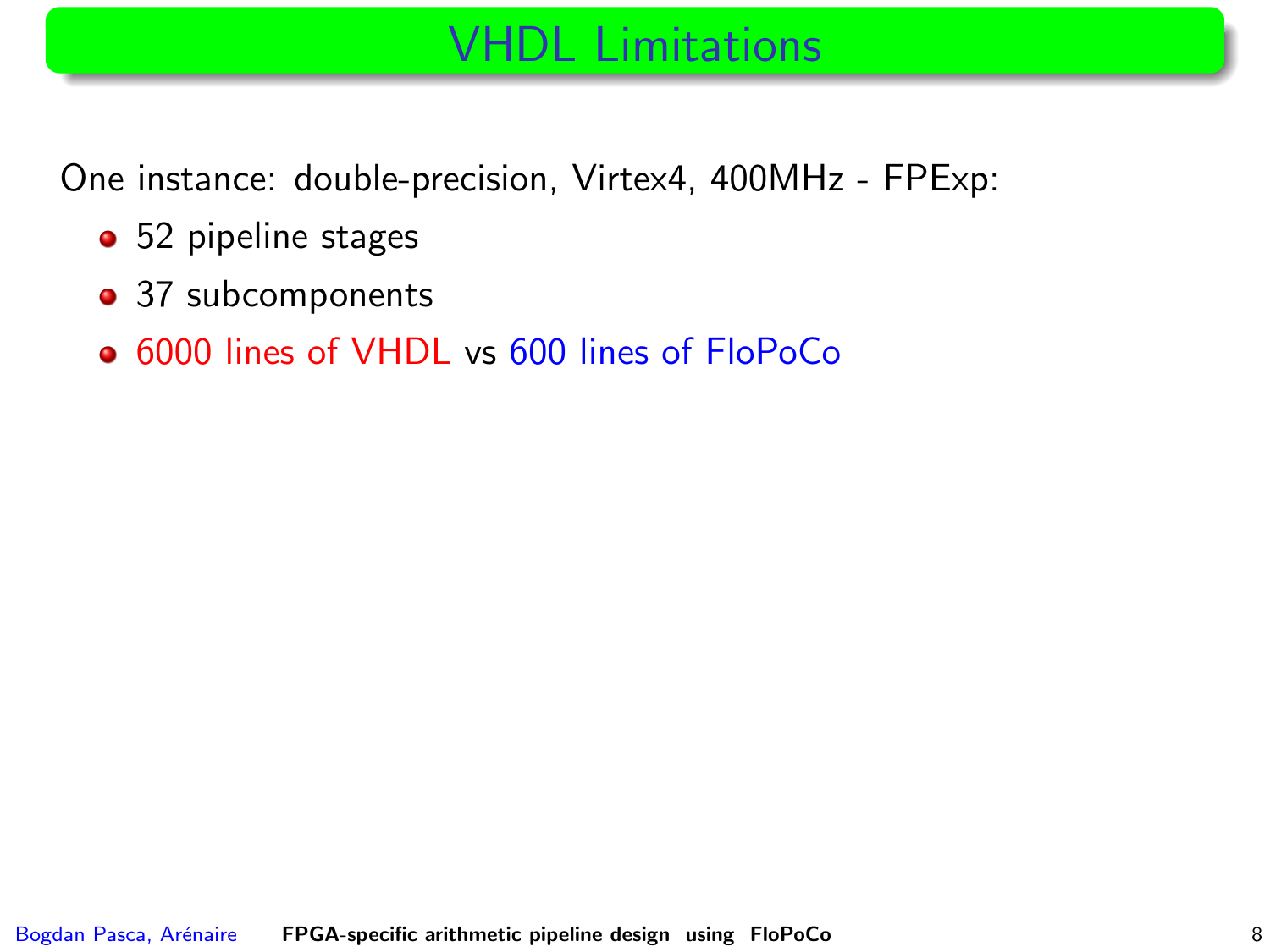# VHDL Limitations

One instance: double-precision, Virtex4, 400MHz - FPExp:

- 52 pipeline stages
- 37 subcomponents
- 6000 lines of VHDL vs 600 lines of FloPoCo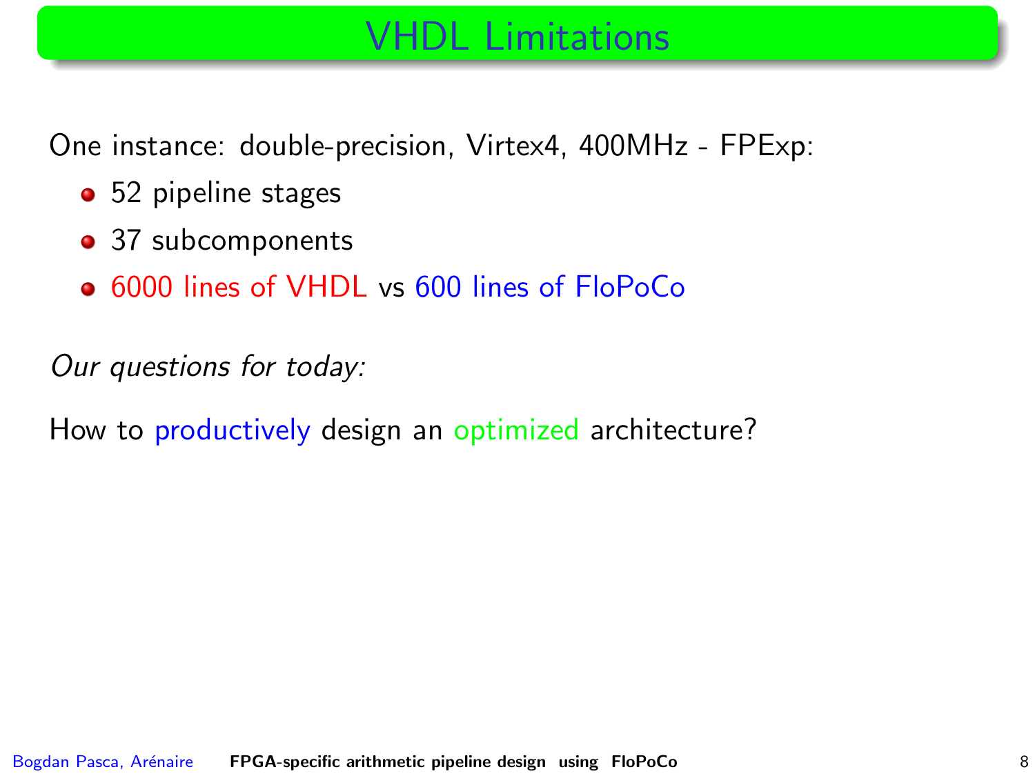# VHDL Limitations

One instance: double-precision, Virtex4, 400MHz - FPExp:

- 52 pipeline stages
- 37 subcomponents
- 6000 lines of VHDL vs 600 lines of FloPoCo

*Our questions for today:*

How to productively design an optimized architecture?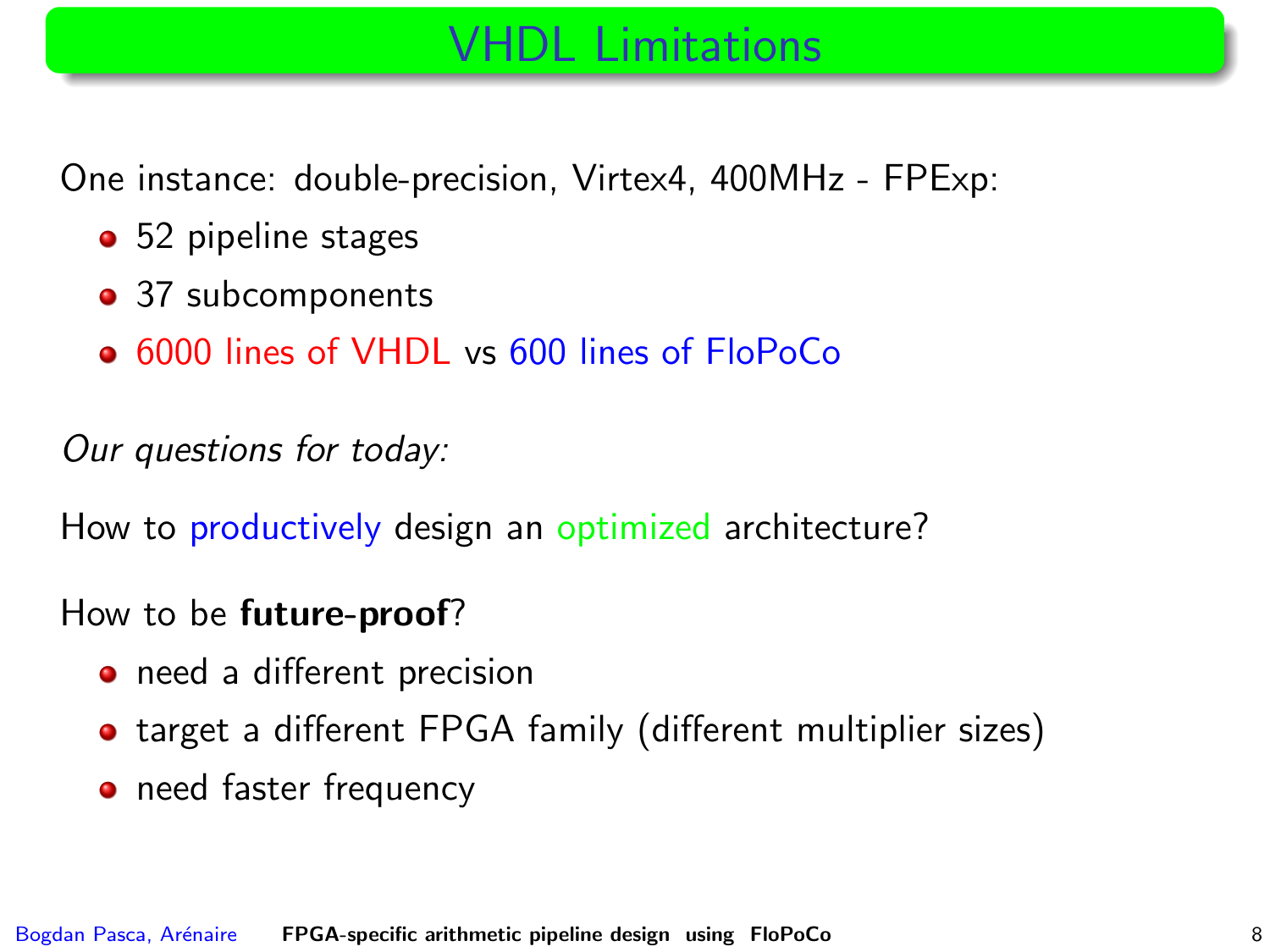# VHDL Limitations

One instance: double-precision, Virtex4, 400MHz - FPExp:

- 52 pipeline stages
- 37 subcomponents
- 6000 lines of VHDL vs 600 lines of FloPoCo

*Our questions for today:*

How to productively design an optimized architecture?

How to be **future-proof**?

- need a different precision
- target a different FPGA family (different multiplier sizes)
- need faster frequency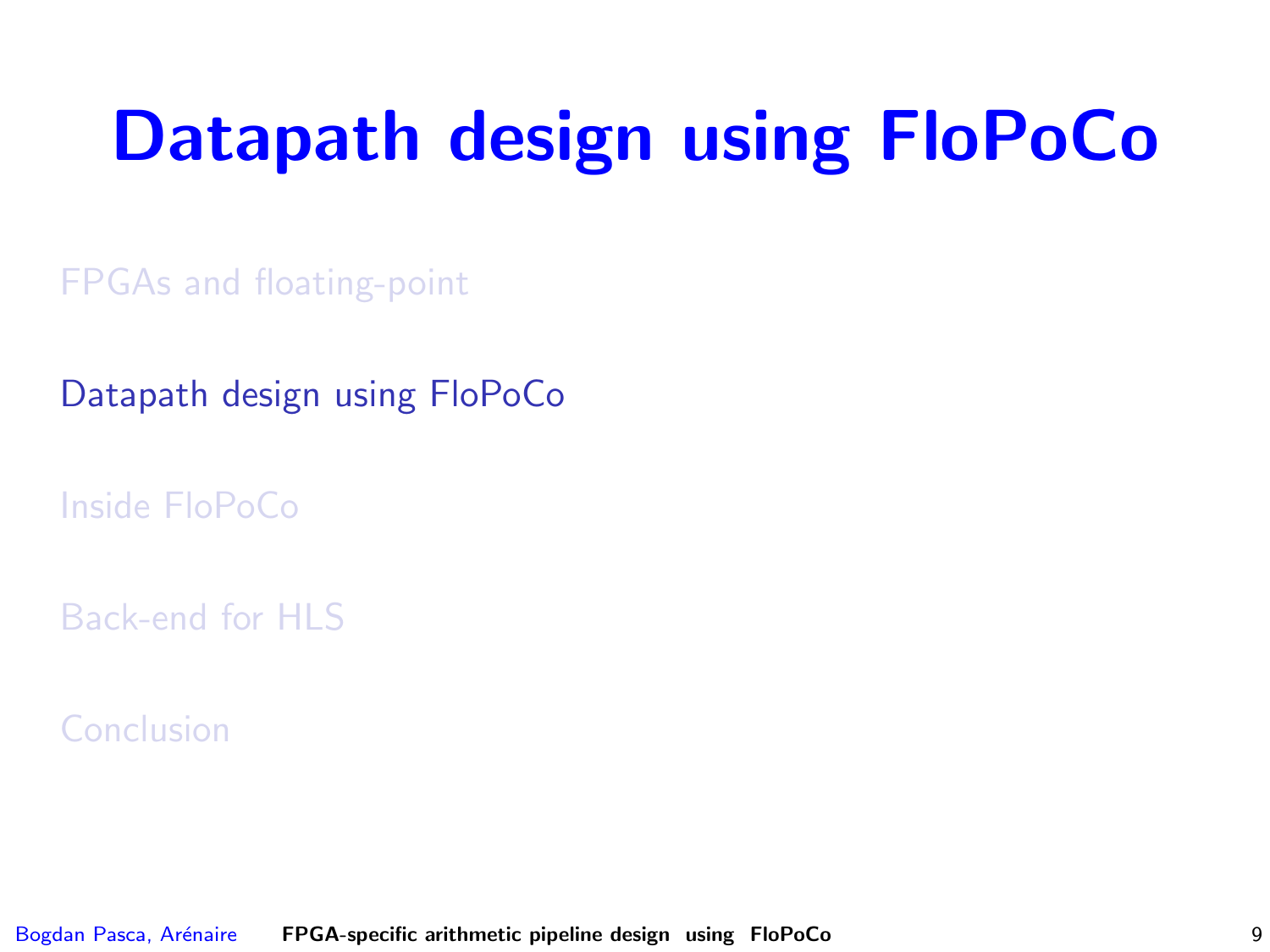# Datapath design using FloPoCo

FPGAs and floating-point

Datapath design using FloPoCo

Inside FloPoCo

Back-end for HLS

Conclusion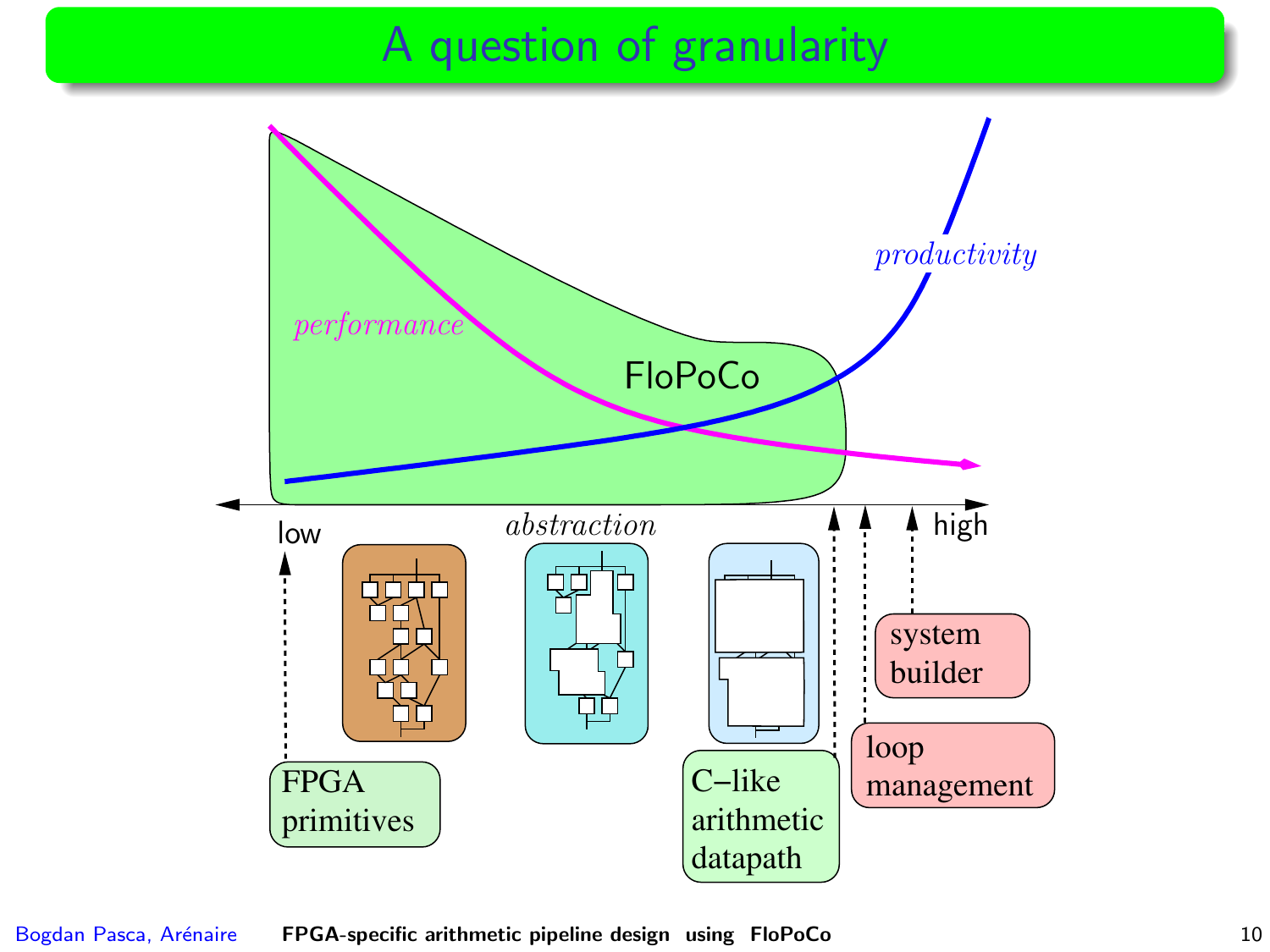# A question of granularity

performance

productivity

FloPoCo

low — *abstraction* — high

FPGA primitives

C–like arithmetic datapath

loop management

system builder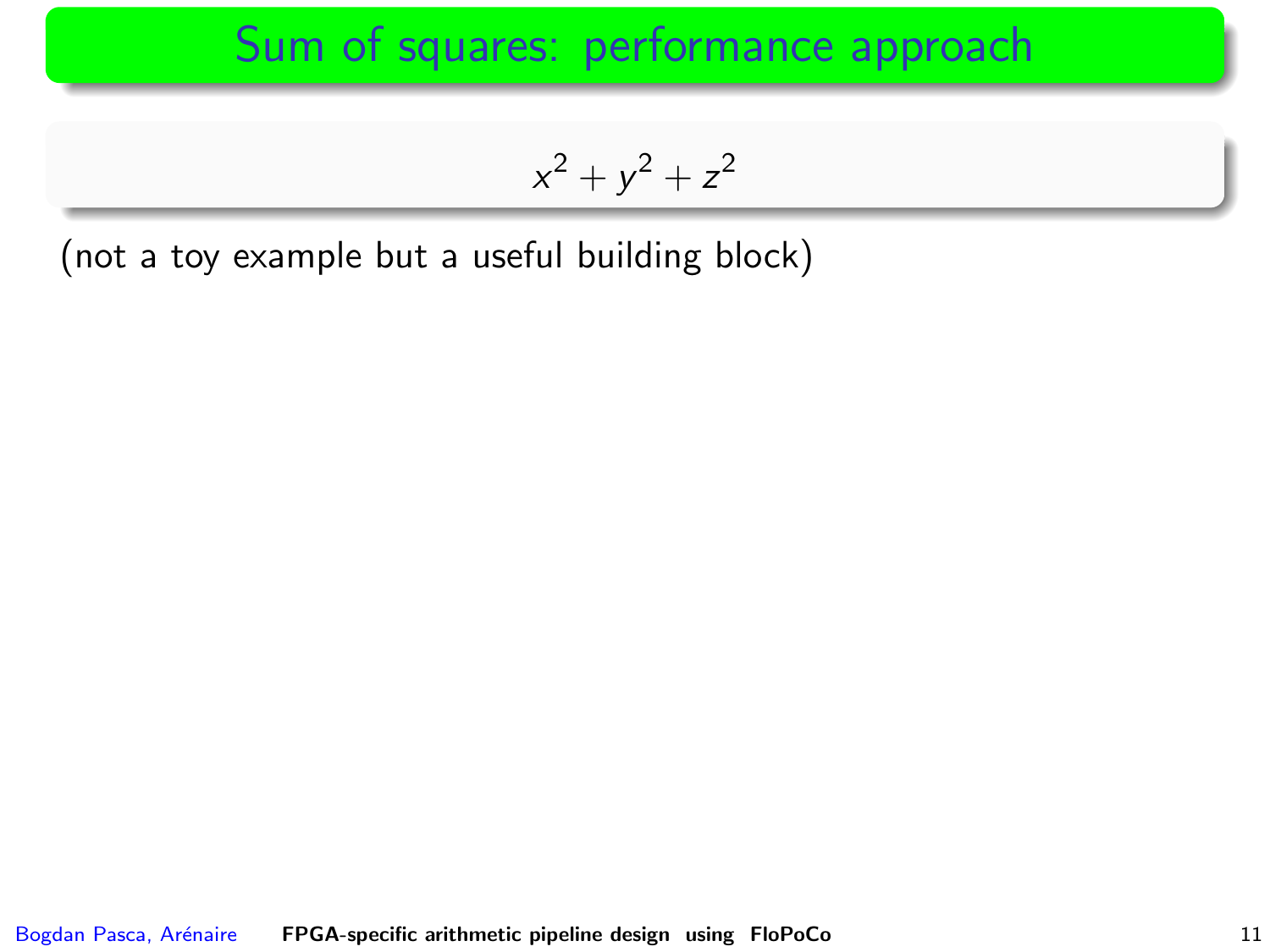# Sum of squares: performance approach

$$x^2 + y^2 + z^2$$

(not a toy example but a useful building block)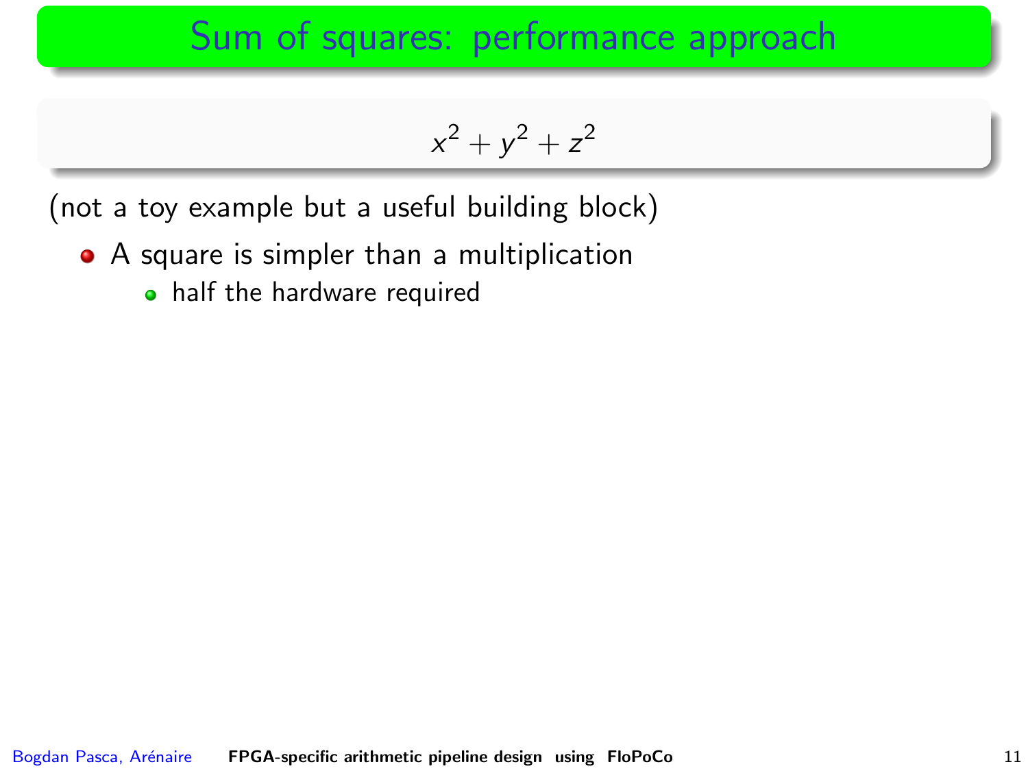# Sum of squares: performance approach

$$x^2 + y^2 + z^2$$

(not a toy example but a useful building block)

- A square is simpler than a multiplication
  - half the hardware required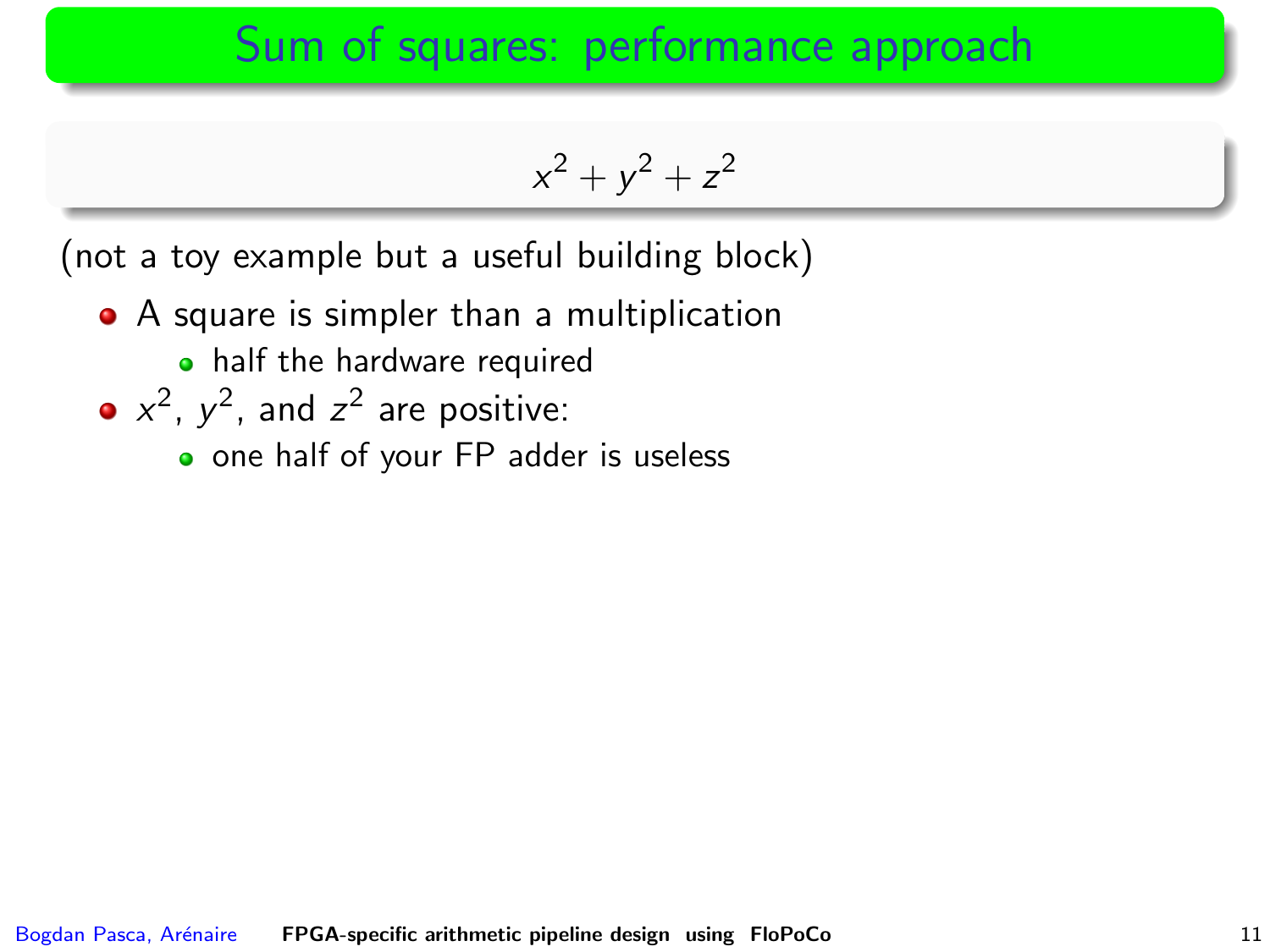# Sum of squares: performance approach

$$x^2 + y^2 + z^2$$

(not a toy example but a useful building block)

- A square is simpler than a multiplication
  - half the hardware required
- $x^2$, $y^2$, and $z^2$ are positive:
  - one half of your FP adder is useless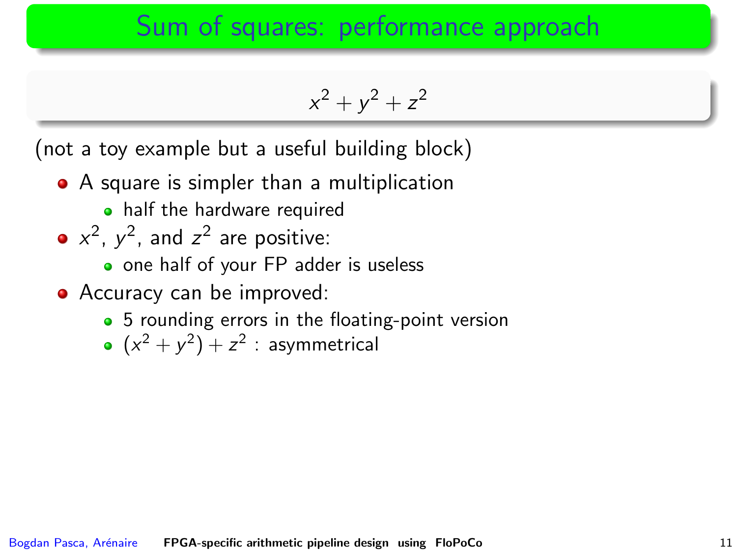# Sum of squares: performance approach

$$x^2 + y^2 + z^2$$

(not a toy example but a useful building block)

- A square is simpler than a multiplication
  - half the hardware required
- $x^2$, $y^2$, and $z^2$ are positive:
  - one half of your FP adder is useless
- Accuracy can be improved:
  - 5 rounding errors in the floating-point version
  - $(x^2 + y^2) + z^2$ : asymmetrical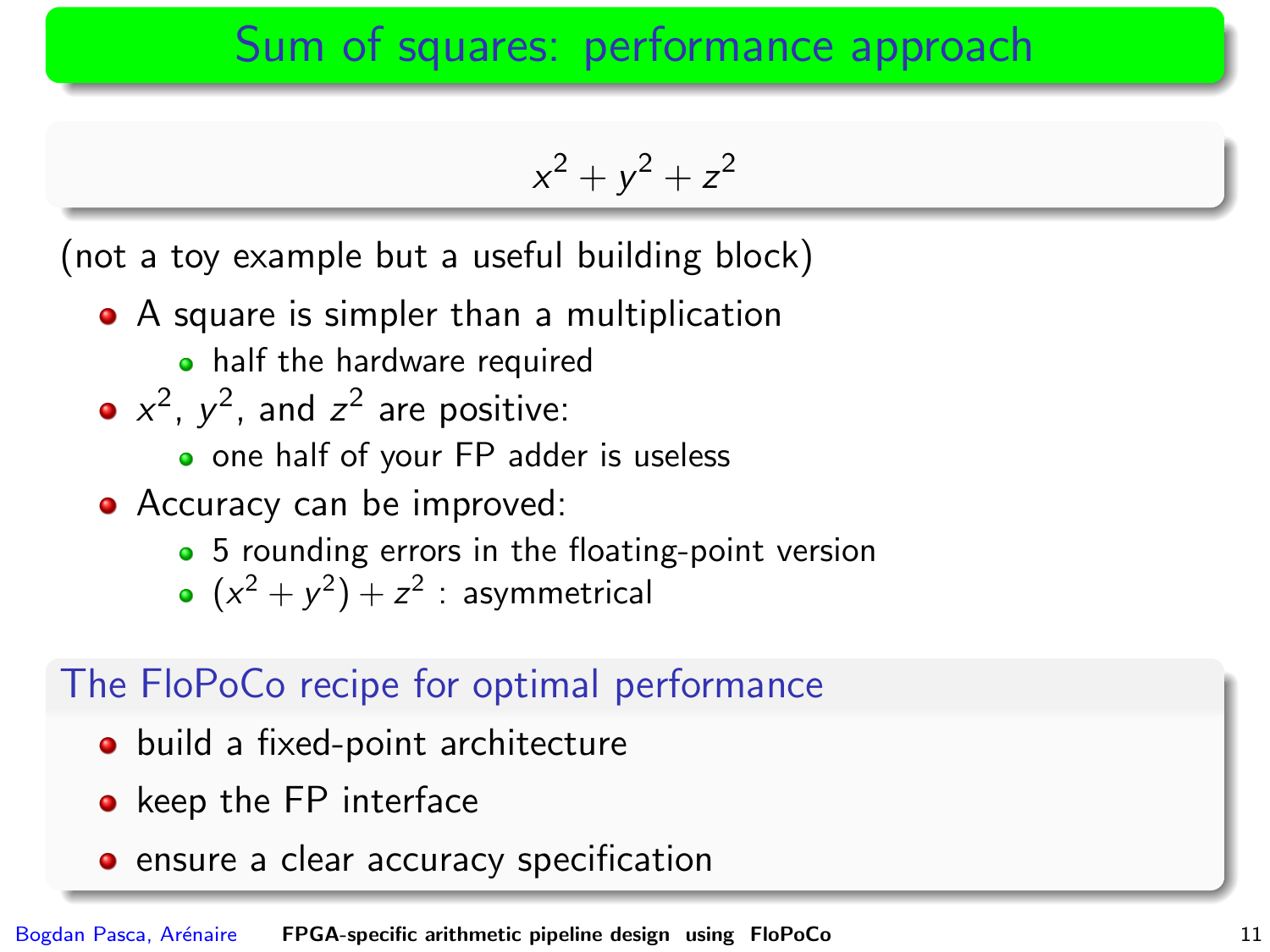# Sum of squares: performance approach

$$x^2 + y^2 + z^2$$

(not a toy example but a useful building block)

- A square is simpler than a multiplication
  - half the hardware required
- $x^2$, $y^2$, and $z^2$ are positive:
  - one half of your FP adder is useless
- Accuracy can be improved:
  - 5 rounding errors in the floating-point version
  - $(x^2 + y^2) + z^2$ : asymmetrical

### The FloPoCo recipe for optimal performance

- build a fixed-point architecture
- keep the FP interface
- ensure a clear accuracy specification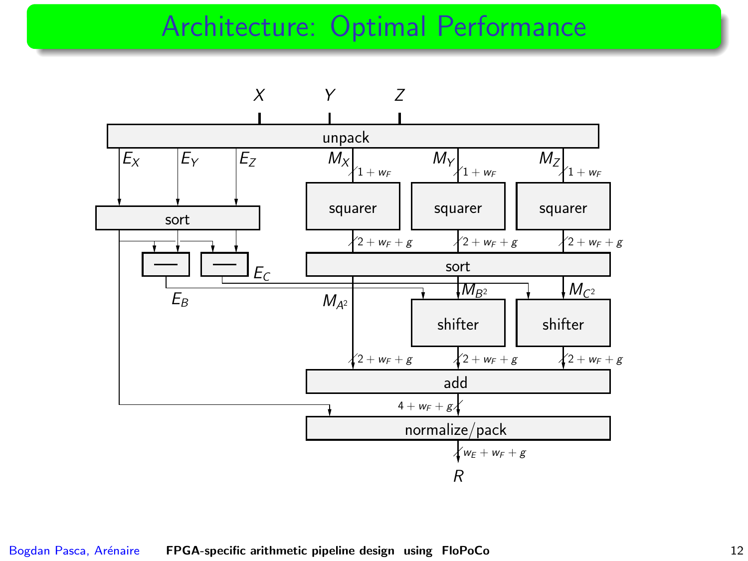# Architecture: Optimal Performance

$X$ $Y$ $Z$

unpack

$E_X$ $E_Y$ $E_Z$ $M_X$ $M_Y$ $M_Z$

$1 + w_F$ $1 + w_F$ $1 + w_F$

sort squarer squarer squarer

$2 + w_F + g$ $2 + w_F + g$ $2 + w_F + g$

— — $E_C$ sort

$E_B$ $M_{A^2}$ $M_{B^2}$ $M_{C^2}$

shifter shifter

$2 + w_F + g$ $2 + w_F + g$ $2 + w_F + g$

add

$4 + w_F + g$

normalize/pack

$w_E + w_F + g$

$R$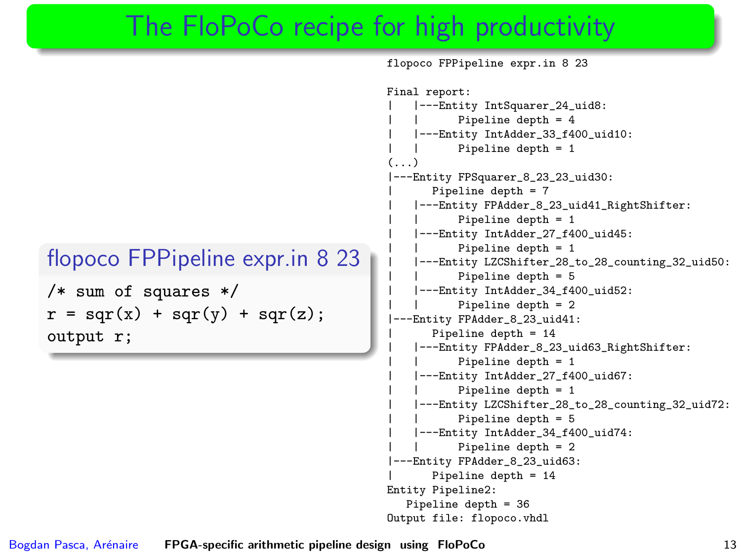# The FloPoCo recipe for high productivity

**flopoco FPPipeline expr.in 8 23**

```
/* sum of squares */
r = sqr(x) + sqr(y) + sqr(z);
output r;
```

```
flopoco FPPipeline expr.in 8 23

Final report:
|   |---Entity IntSquarer_24_uid8:
|   |      Pipeline depth = 4
|   |---Entity IntAdder_33_f400_uid10:
|   |      Pipeline depth = 1
(...)
|---Entity FPSquarer_8_23_23_uid30:
|      Pipeline depth = 7
|   |---Entity FPAdder_8_23_uid41_RightShifter:
|   |      Pipeline depth = 1
|   |---Entity IntAdder_27_f400_uid45:
|   |      Pipeline depth = 1
|   |---Entity LZCShifter_28_to_28_counting_32_uid50:
|   |      Pipeline depth = 5
|   |---Entity IntAdder_34_f400_uid52:
|   |      Pipeline depth = 2
|---Entity FPAdder_8_23_uid41:
|      Pipeline depth = 14
|   |---Entity FPAdder_8_23_uid63_RightShifter:
|   |      Pipeline depth = 1
|   |---Entity IntAdder_27_f400_uid67:
|   |      Pipeline depth = 1
|   |---Entity LZCShifter_28_to_28_counting_32_uid72:
|   |      Pipeline depth = 5
|   |---Entity IntAdder_34_f400_uid74:
|   |      Pipeline depth = 2
|---Entity FPAdder_8_23_uid63:
|      Pipeline depth = 14
Entity Pipeline2:
   Pipeline depth = 36
Output file: flopoco.vhdl
```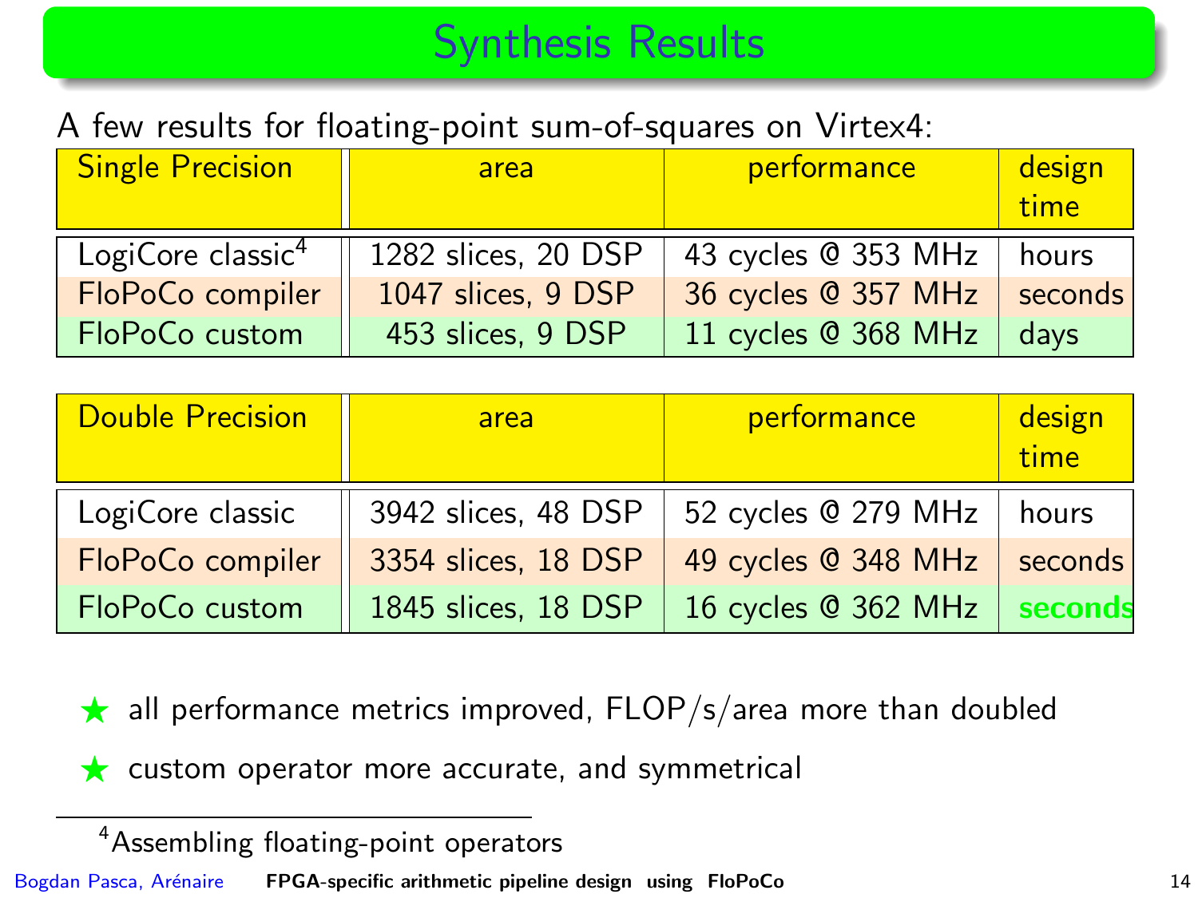# Synthesis Results

A few results for floating-point sum-of-squares on Virtex4:

| Single Precision | area | performance | design time |
|---|---|---|---|
| LogiCore classic[4] | 1282 slices, 20 DSP | 43 cycles @ 353 MHz | hours |
| FloPoCo compiler | 1047 slices, 9 DSP | 36 cycles @ 357 MHz | seconds |
| FloPoCo custom | 453 slices, 9 DSP | 11 cycles @ 368 MHz | days |

| Double Precision | area | performance | design time |
|---|---|---|---|
| LogiCore classic | 3942 slices, 48 DSP | 52 cycles @ 279 MHz | hours |
| FloPoCo compiler | 3354 slices, 18 DSP | 49 cycles @ 348 MHz | seconds |
| FloPoCo custom | 1845 slices, 18 DSP | 16 cycles @ 362 MHz | **seconds** |

- ★ all performance metrics improved, FLOP/s/area more than doubled
- ★ custom operator more accurate, and symmetrical

[4] Assembling floating-point operators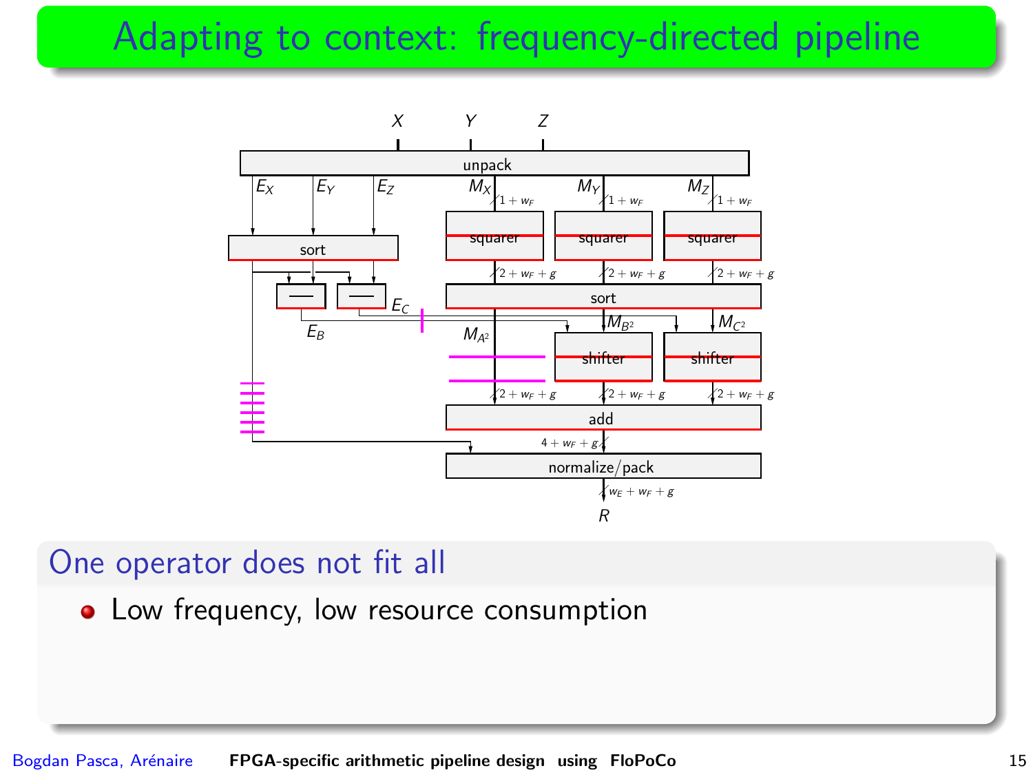# Adapting to context: frequency-directed pipeline

X Y Z

unpack

$E_X$ $E_Y$ $E_Z$ $M_X$ $M_Y$ $M_Z$

$1 + w_F$ $1 + w_F$ $1 + w_F$

sort squarer squarer squarer

$2 + w_F + g$ $2 + w_F + g$ $2 + w_F + g$

— — $E_C$ sort

$E_B$ $M_{A^2}$ $M_{B^2}$ $M_{C^2}$

shifter shifter

$2 + w_F + g$ $2 + w_F + g$ $2 + w_F + g$

add

$4 + w_F + g$

normalize/pack

$w_E + w_F + g$

R

## One operator does not fit all

- Low frequency, low resource consumption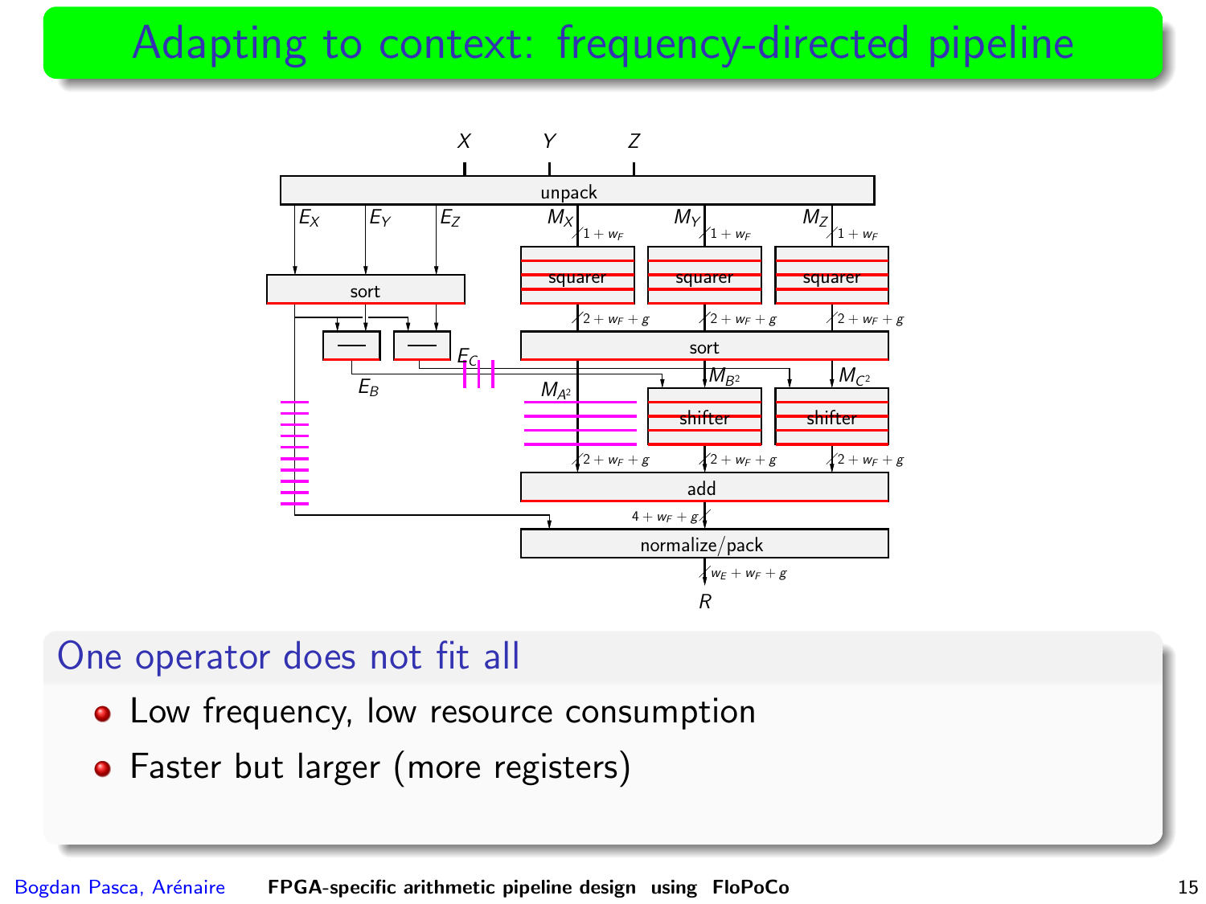# Adapting to context: frequency-directed pipeline

$X$ $Y$ $Z$

unpack

$E_X$ $E_Y$ $E_Z$ $M_X$ $M_Y$ $M_Z$

$1 + w_F$ $1 + w_F$ $1 + w_F$

sort squarer squarer squarer

$2 + w_F + g$ $2 + w_F + g$ $2 + w_F + g$

— — $E_C$ sort

$E_B$ $M_{A^2}$ $M_{B^2}$ $M_{C^2}$

shifter shifter

$2 + w_F + g$ $2 + w_F + g$ $2 + w_F + g$

add

$4 + w_F + g$

normalize/pack

$w_E + w_F + g$

$R$

## One operator does not fit all

- Low frequency, low resource consumption
- Faster but larger (more registers)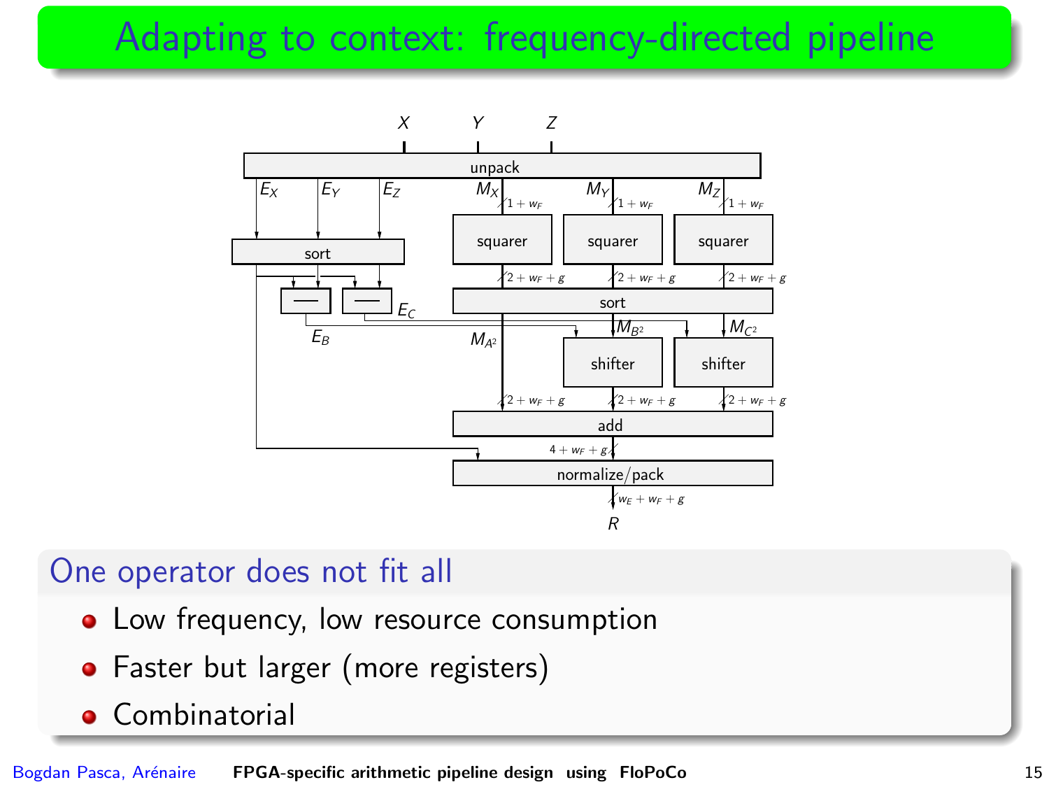# Adapting to context: frequency-directed pipeline

## One operator does not fit all

- Low frequency, low resource consumption
- Faster but larger (more registers)
- Combinatorial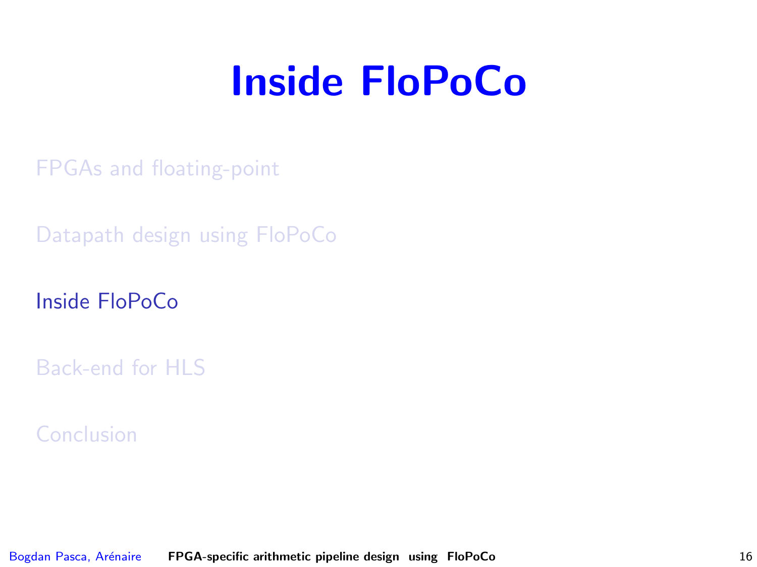# Inside FloPoCo

- FPGAs and floating-point
- Datapath design using FloPoCo
- **Inside FloPoCo**
- Back-end for HLS
- Conclusion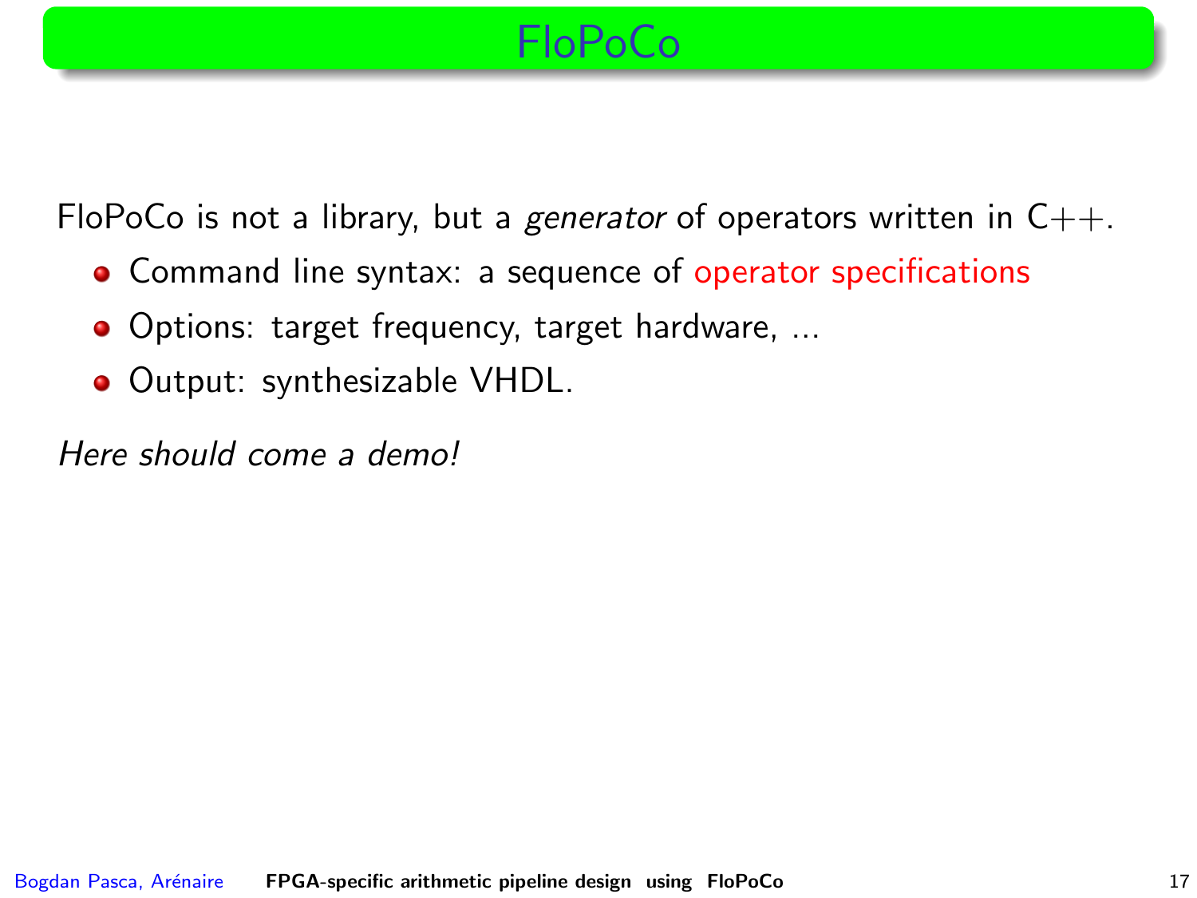# FloPoCo

FloPoCo is not a library, but a *generator* of operators written in C++.

- Command line syntax: a sequence of operator specifications
- Options: target frequency, target hardware, ...
- Output: synthesizable VHDL.

*Here should come a demo!*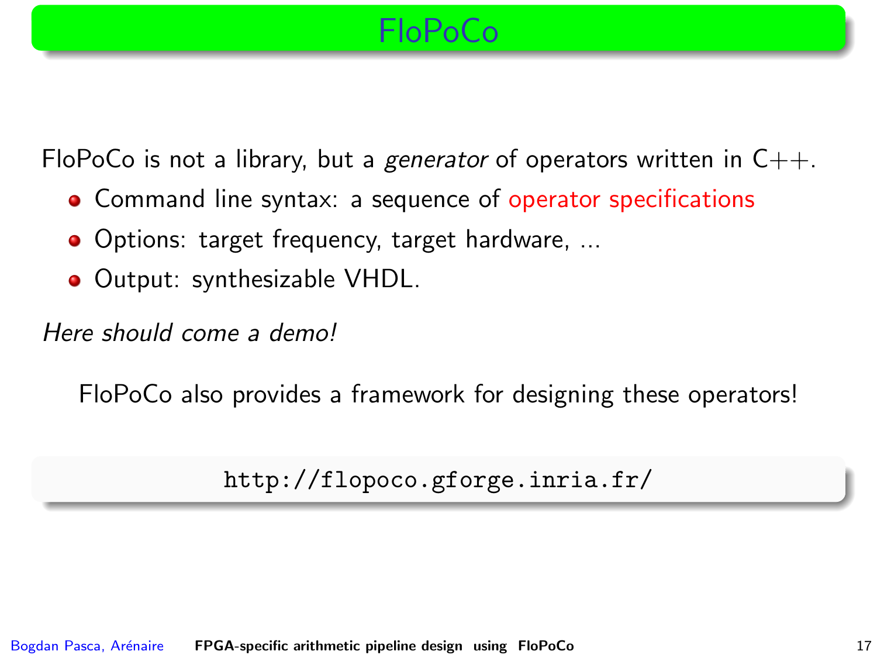# FloPoCo

FloPoCo is not a library, but a *generator* of operators written in C++.

- Command line syntax: a sequence of operator specifications
- Options: target frequency, target hardware, ...
- Output: synthesizable VHDL.

*Here should come a demo!*

FloPoCo also provides a framework for designing these operators!

```
http://flopoco.gforge.inria.fr/
```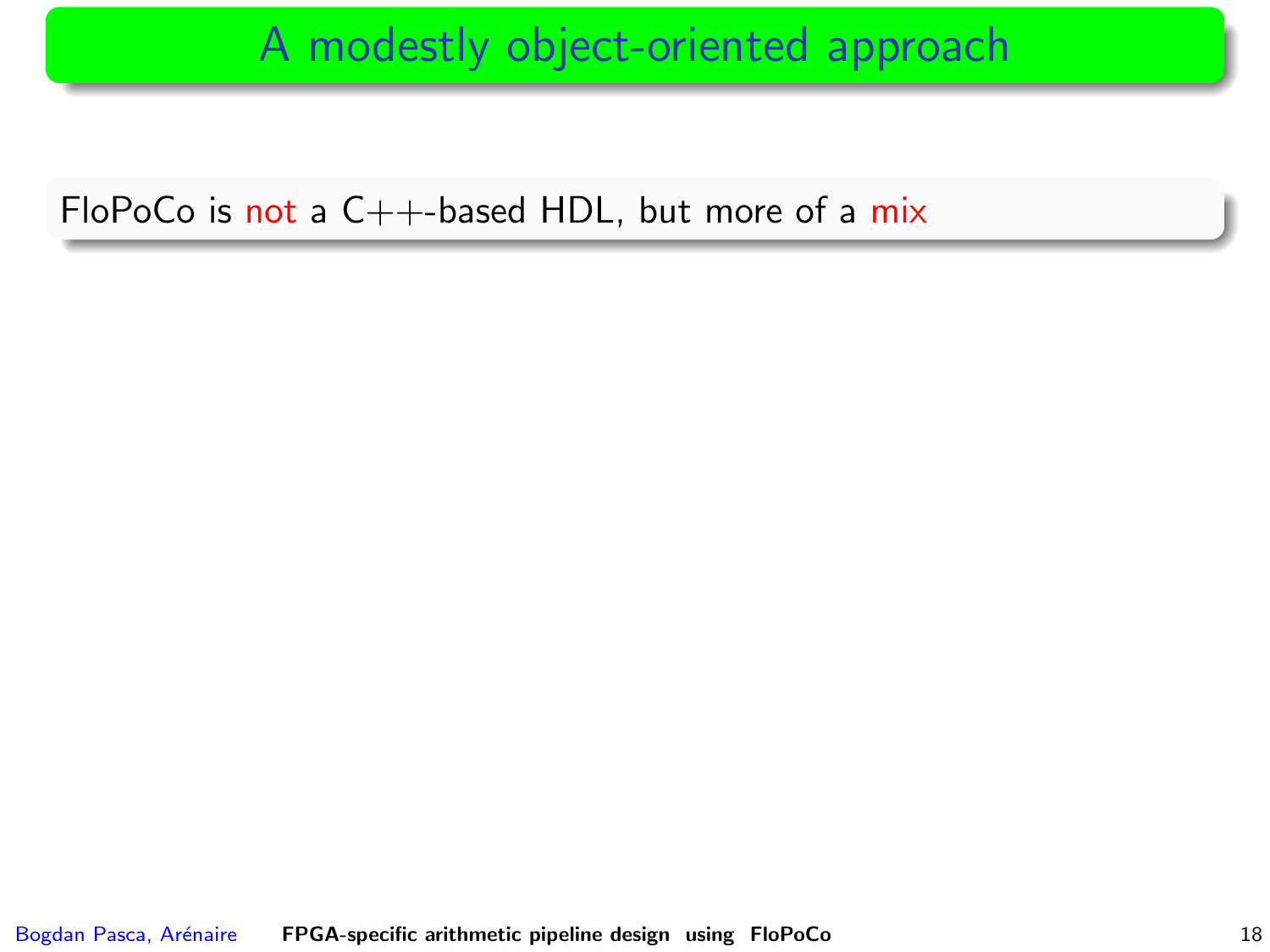# A modestly object-oriented approach

FloPoCo is not a C++-based HDL, but more of a mix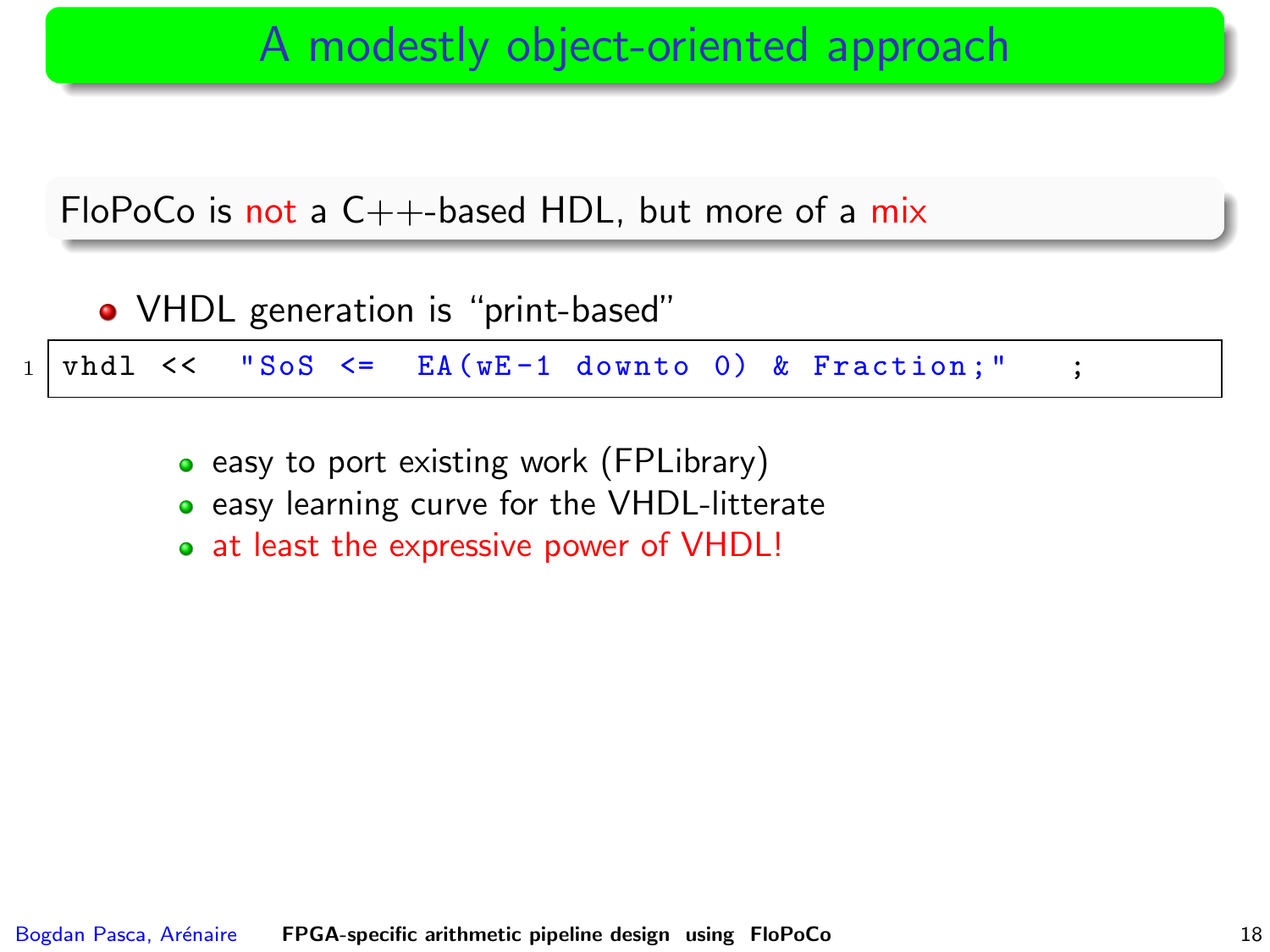# A modestly object-oriented approach

FloPoCo is not a C++-based HDL, but more of a mix

- VHDL generation is "print-based"

```
vhdl <<  "SoS <=  EA(wE-1 downto 0) & Fraction;"   ;
```

  - easy to port existing work (FPLibrary)
  - easy learning curve for the VHDL-litterate
  - at least the expressive power of VHDL!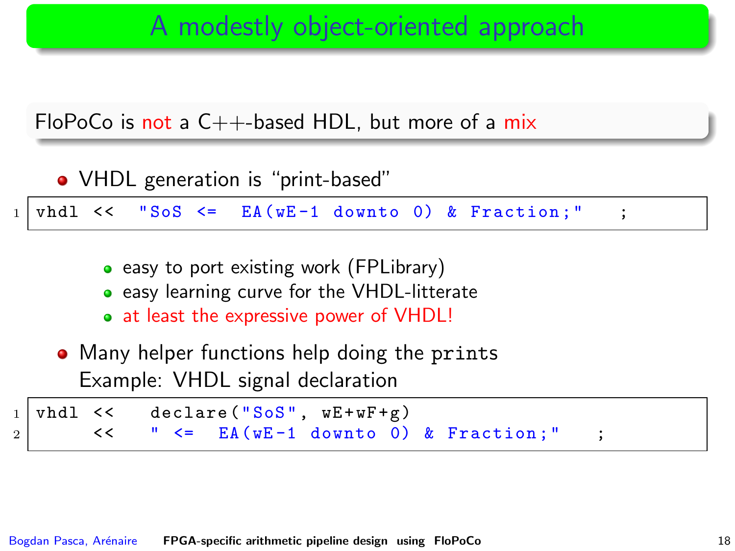# A modestly object-oriented approach

FloPoCo is not a C++-based HDL, but more of a mix

- VHDL generation is "print-based"

```
vhdl <<  "SoS <=  EA(wE-1 downto 0) & Fraction;"   ;
```

  - easy to port existing work (FPLibrary)
  - easy learning curve for the VHDL-litterate
  - at least the expressive power of VHDL!

- Many helper functions help doing the prints
  Example: VHDL signal declaration

```
vhdl <<   declare("SoS", wE+wF+g)
     <<   " <=  EA(wE-1 downto 0) & Fraction;"   ;
```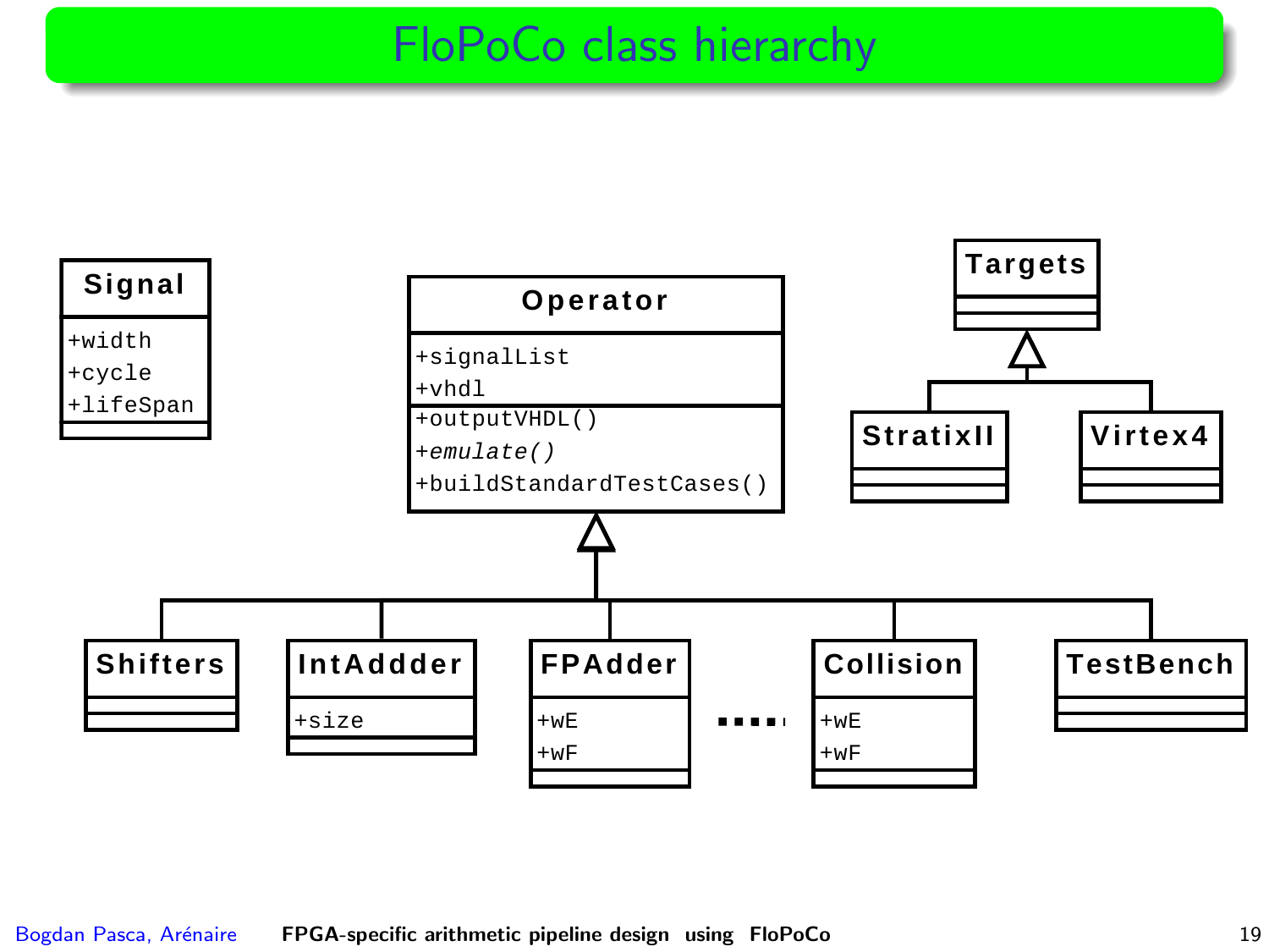# FloPoCo class hierarchy

**Signal**
- +width
- +cycle
- +lifeSpan

**Operator**
- +signalList
- +vhdl
- +outputVHDL()
- *+emulate()*
- +buildStandardTestCases()

**Targets**
- StratixII
- Virtex4

Subclasses of Operator:

**Shifters**

**IntAddder**
- +size

**FPAdder**
- +wE
- +wF

.....

**Collision**
- +wE
- +wF

**TestBench**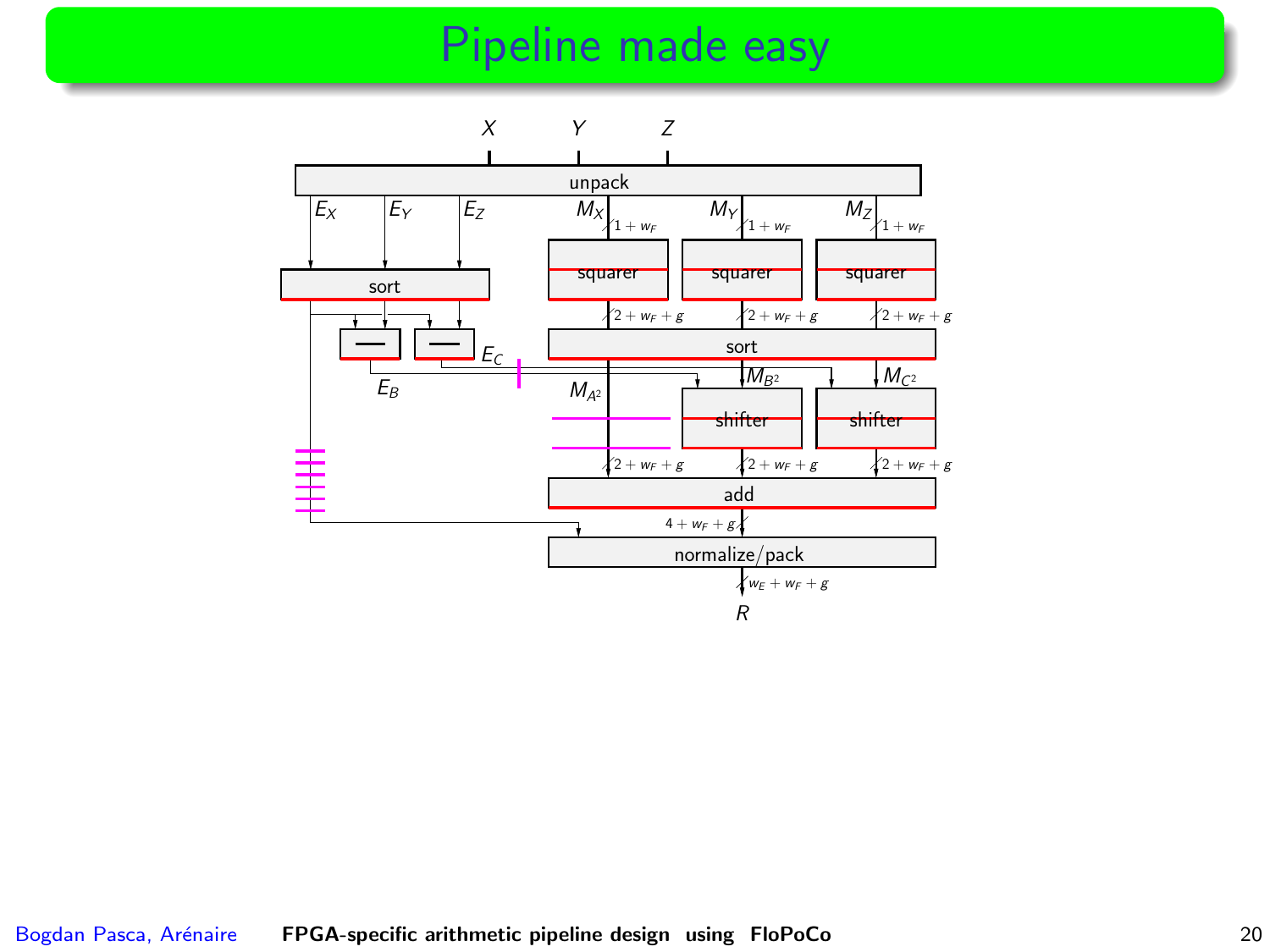# Pipeline made easy

X Y Z

unpack

$E_X$ $E_Y$ $E_Z$ $M_X$ $M_Y$ $M_Z$

$1 + w_F$ $1 + w_F$ $1 + w_F$

sort squarer squarer squarer

$2 + w_F + g$ $2 + w_F + g$ $2 + w_F + g$

— — $E_C$ sort

$E_B$ $M_{A^2}$ $M_{B^2}$ $M_{C^2}$

shifter shifter

$2 + w_F + g$ $2 + w_F + g$ $2 + w_F + g$

add

$4 + w_F + g$

normalize/pack

$w_E + w_F + g$

R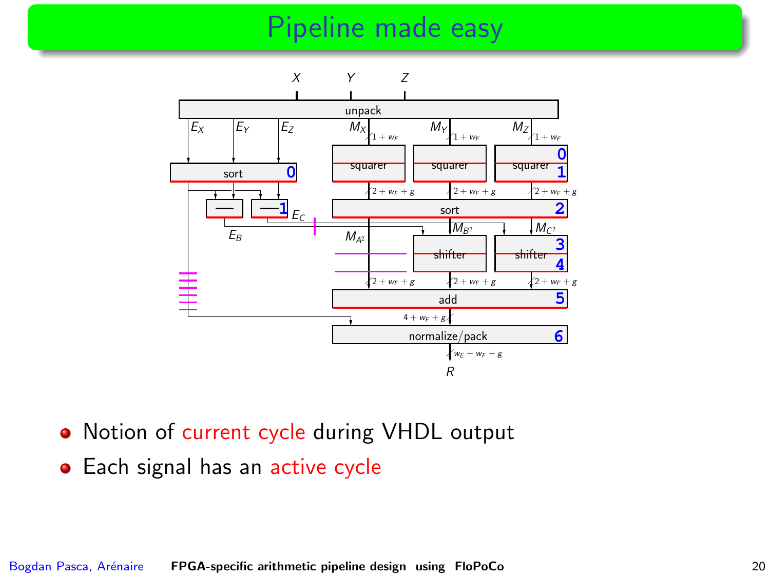# Pipeline made easy

- Notion of current cycle during VHDL output
- Each signal has an active cycle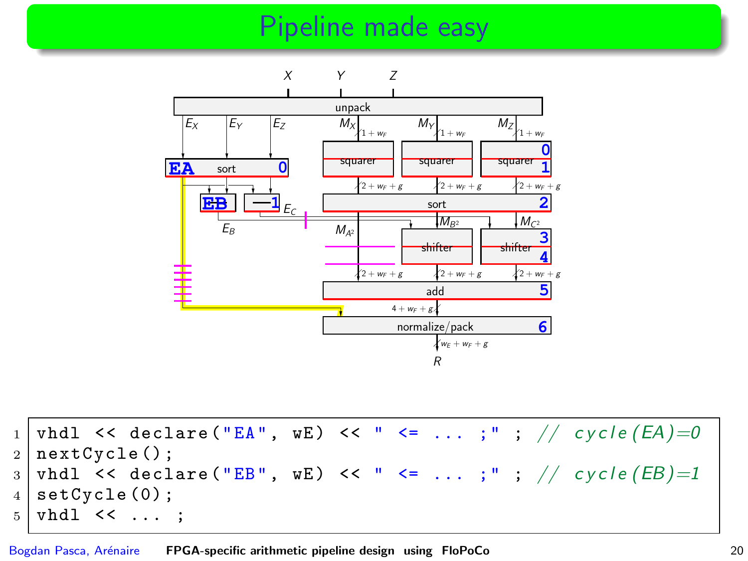# Pipeline made easy

X Y Z

unpack

$E_X$ $E_Y$ $E_Z$ $M_X$ $M_Y$ $M_Z$

EA sort 0

squarer squarer squarer 0 1

EB — 1 $E_C$

sort 2

$E_B$ $M_{A^2}$ $M_{B^2}$ $M_{C^2}$

shifter shifter 3 4

add 5

normalize/pack 6

R

```
1 vhdl << declare("EA", wE) << " <= ... ;" ; // cycle(EA)=0
2 nextCycle();
3 vhdl << declare("EB", wE) << " <= ... ;" ; // cycle(EB)=1
4 setCycle(0);
5 vhdl << ... ;
```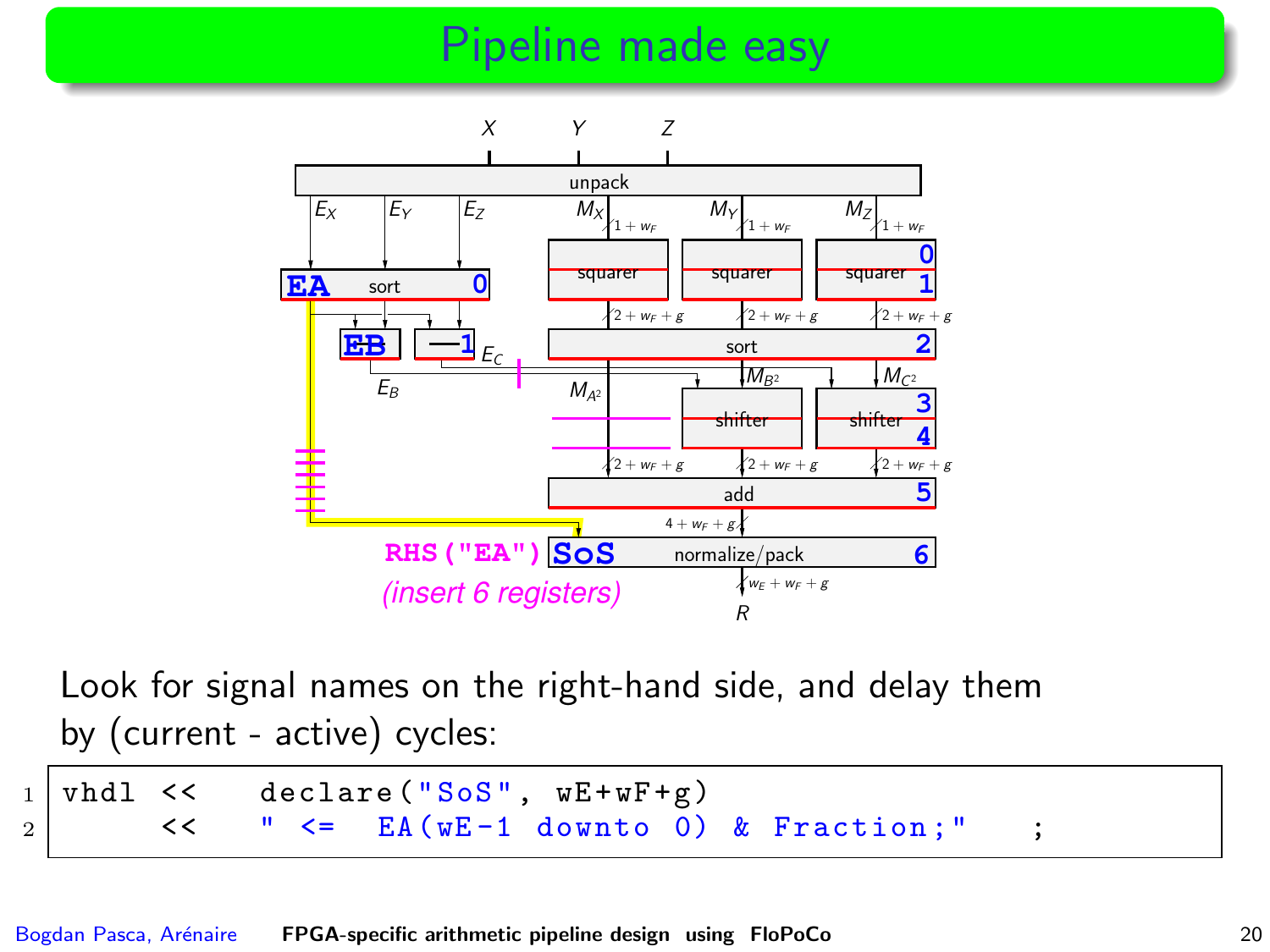# Pipeline made easy

Look for signal names on the right-hand side, and delay them by (current - active) cycles:

```
vhdl  <<   declare("SoS", wE+wF+g)
      <<   " <=  EA(wE-1 downto 0) & Fraction;"    ;
```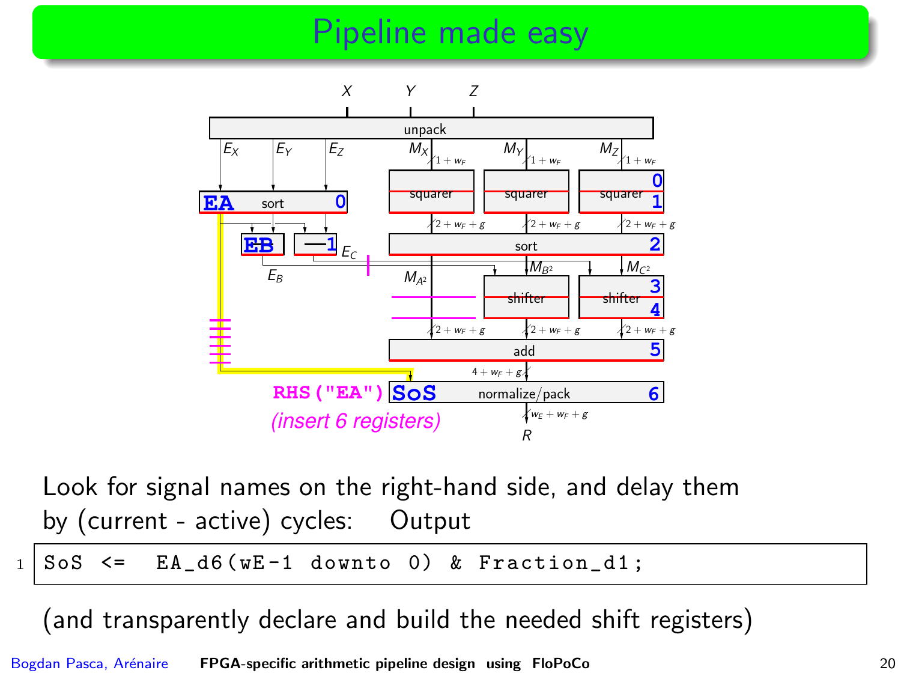# Pipeline made easy

Look for signal names on the right-hand side, and delay them by (current - active) cycles: Output

```
SoS <=  EA_d6(wE-1 downto 0) & Fraction_d1;
```

(and transparently declare and build the needed shift registers)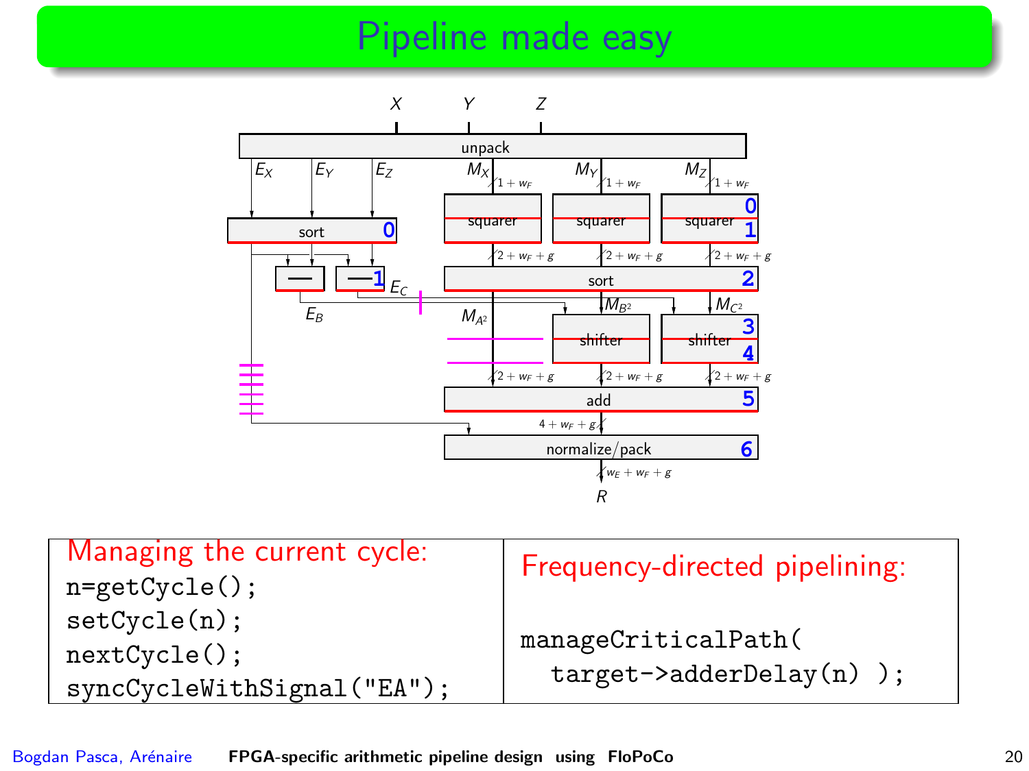# Pipeline made easy

$X$ $Y$ $Z$

unpack

$E_X$ $E_Y$ $E_Z$ $M_X$ $M_Y$ $M_Z$

sort **0**

squarer squarer squarer **0** **1**

— — **1** $E_C$ $E_B$

sort **2**

$M_{A^2}$ $M_{B^2}$ $M_{C^2}$

shifter shifter **3** **4**

add **5**

normalize/pack **6**

$R$

| Managing the current cycle: | Frequency-directed pipelining: |
|---|---|
| `n=getCycle();`<br>`setCycle(n);`<br>`nextCycle();`<br>`syncCycleWithSignal("EA");` | `manageCriticalPath(`<br>`  target->adderDelay(n) );` |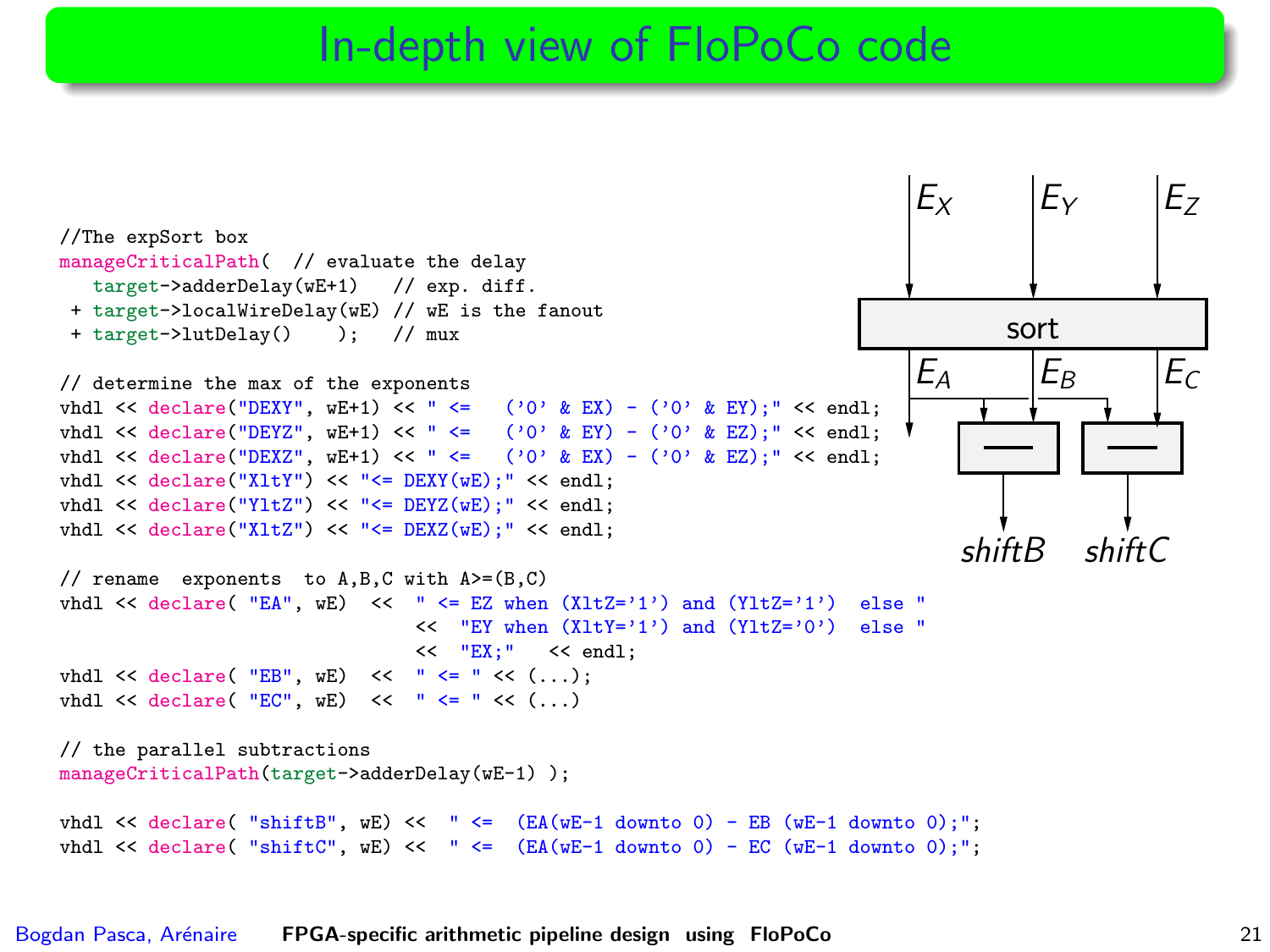# In-depth view of FloPoCo code

```
//The expSort box
manageCriticalPath(  // evaluate the delay
   target->adderDelay(wE+1)   // exp. diff.
 + target->localWireDelay(wE) // wE is the fanout
 + target->lutDelay()    );   // mux

// determine the max of the exponents
vhdl << declare("DEXY", wE+1) << " <=   ('0' & EX) - ('0' & EY);" << endl;
vhdl << declare("DEYZ", wE+1) << " <=   ('0' & EY) - ('0' & EZ);" << endl;
vhdl << declare("DEXZ", wE+1) << " <=   ('0' & EX) - ('0' & EZ);" << endl;
vhdl << declare("XltY") << "<= DEXY(wE);" << endl;
vhdl << declare("YltZ") << "<= DEYZ(wE);" << endl;
vhdl << declare("XltZ") << "<= DEXZ(wE);" << endl;

// rename  exponents  to A,B,C with A>=(B,C)
vhdl << declare( "EA", wE)  <<  " <= EZ when (XltZ='1') and (YltZ='1')  else "
                            <<  "EY when (XltY='1') and (YltZ='0')  else "
                            <<  "EX;"   << endl;
vhdl << declare( "EB", wE)  <<  " <= " << (...);
vhdl << declare( "EC", wE)  <<  " <= " << (...)

// the parallel subtractions
manageCriticalPath(target->adderDelay(wE-1) );

vhdl << declare( "shiftB", wE) <<  " <=  (EA(wE-1 downto 0) - EB (wE-1 downto 0);";
vhdl << declare( "shiftC", wE) <<  " <=  (EA(wE-1 downto 0) - EC (wE-1 downto 0);";
```

$E_X$ $E_Y$ $E_Z$ → sort → $E_A$ $E_B$ $E_C$ → — — → *shiftB* *shiftC*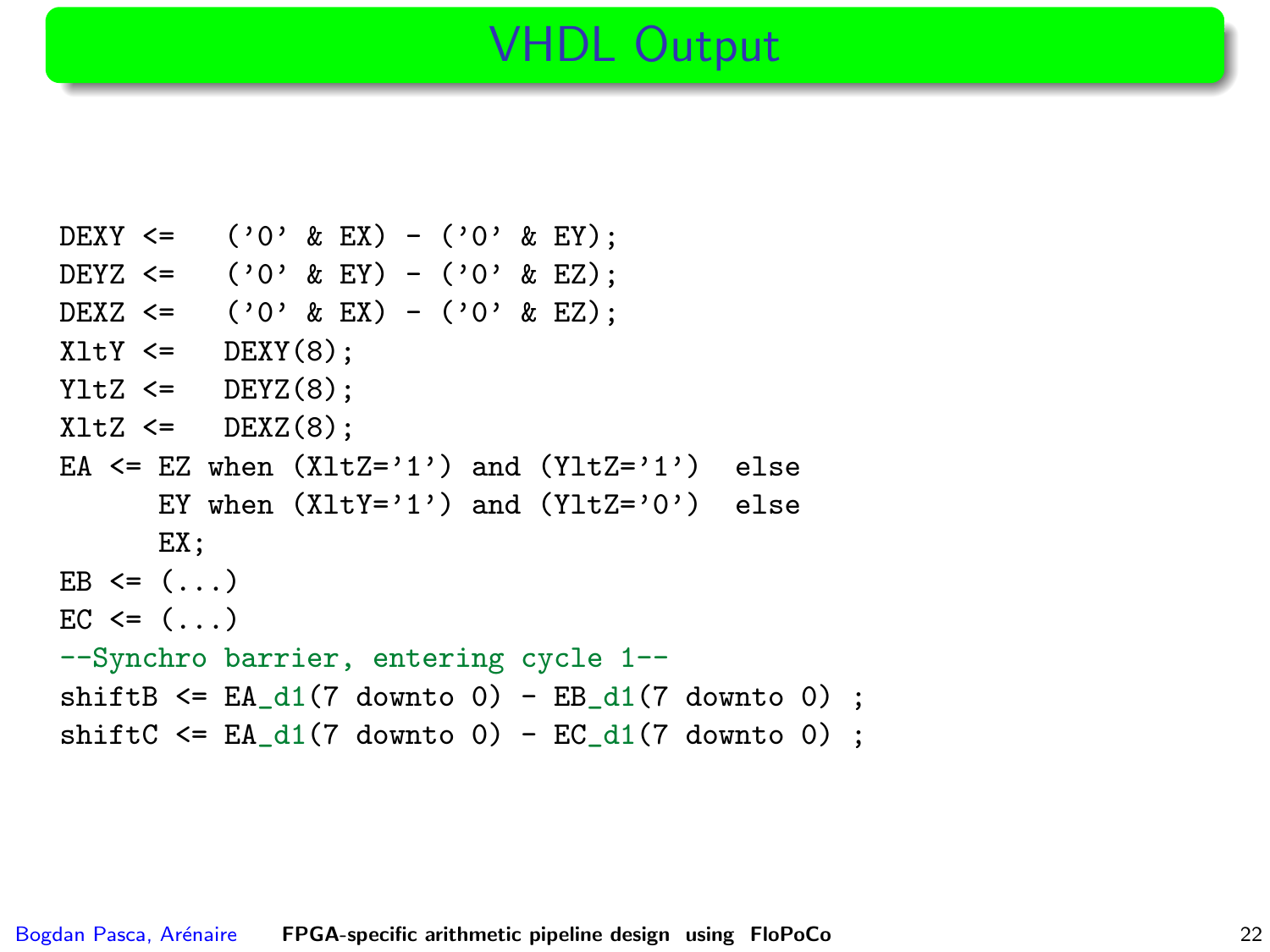# VHDL Output

```
DEXY <=   ('0' & EX) - ('0' & EY);
DEYZ <=   ('0' & EY) - ('0' & EZ);
DEXZ <=   ('0' & EX) - ('0' & EZ);
XltY <=   DEXY(8);
YltZ <=   DEYZ(8);
XltZ <=   DEXZ(8);
EA <= EZ when (XltZ='1') and (YltZ='1')  else
      EY when (XltY='1') and (YltZ='0')  else
      EX;
EB <= (...)
EC <= (...)
--Synchro barrier, entering cycle 1--
shiftB <= EA_d1(7 downto 0) - EB_d1(7 downto 0) ;
shiftC <= EA_d1(7 downto 0) - EC_d1(7 downto 0) ;
```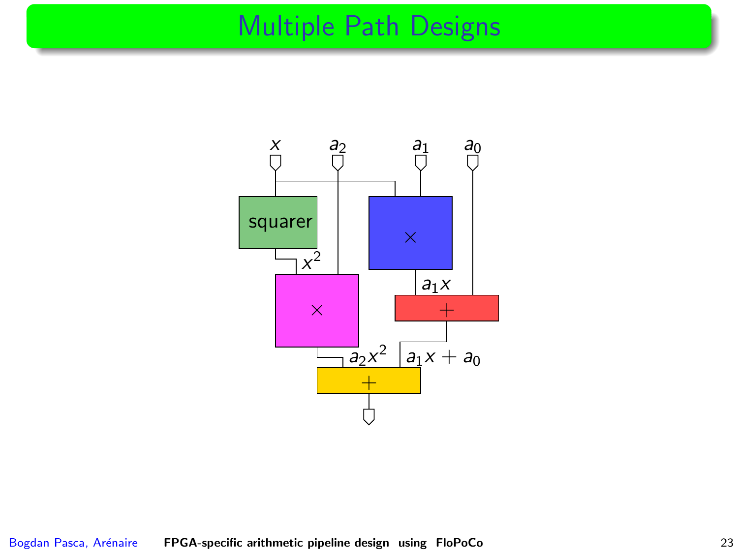# Multiple Path Designs

$x$ $a_2$ $a_1$ $a_0$

squarer

$\times$

$x^2$

$a_1 x$

$\times$

$+$

$a_2 x^2$ $a_1 x + a_0$

$+$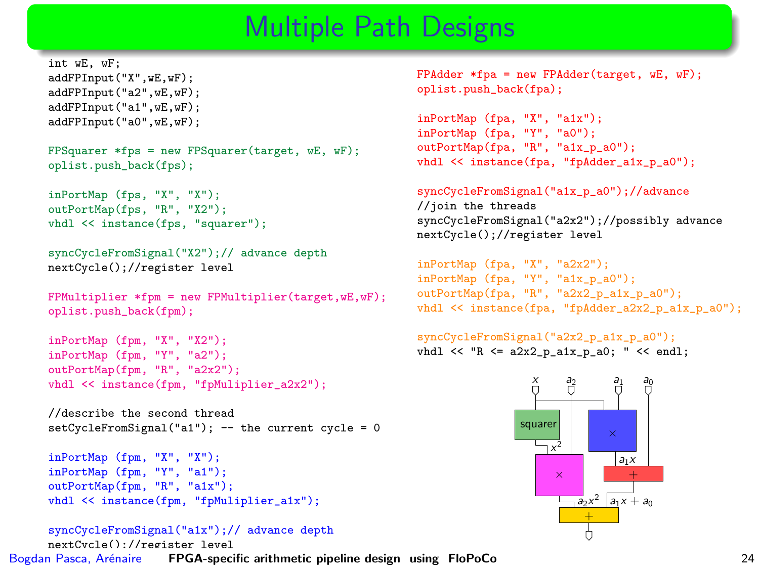# Multiple Path Designs

```
int wE, wF;
addFPInput("X",wE,wF);
addFPInput("a2",wE,wF);
addFPInput("a1",wE,wF);
addFPInput("a0",wE,wF);

FPSquarer *fps = new FPSquarer(target, wE, wF);
oplist.push_back(fps);

inPortMap (fps, "X", "X");
outPortMap(fps, "R", "X2");
vhdl << instance(fps, "squarer");

syncCycleFromSignal("X2");// advance depth
nextCycle();//register level

FPMultiplier *fpm = new FPMultiplier(target,wE,wF);
oplist.push_back(fpm);

inPortMap (fpm, "X", "X2");
inPortMap (fpm, "Y", "a2");
outPortMap(fpm, "R", "a2x2");
vhdl << instance(fpm, "fpMuliplier_a2x2");

//describe the second thread
setCycleFromSignal("a1"); -- the current cycle = 0

inPortMap (fpm, "X", "X");
inPortMap (fpm, "Y", "a1");
outPortMap(fpm, "R", "a1x");
vhdl << instance(fpm, "fpMuliplier_a1x");

syncCycleFromSignal("a1x");// advance depth
nextCycle();//register level

FPAdder *fpa = new FPAdder(target, wE, wF);
oplist.push_back(fpa);

inPortMap (fpa, "X", "a1x");
inPortMap (fpa, "Y", "a0");
outPortMap(fpa, "R", "a1x_p_a0");
vhdl << instance(fpa, "fpAdder_a1x_p_a0");

syncCycleFromSignal("a1x_p_a0");//advance
//join the threads
syncCycleFromSignal("a2x2");//possibly advance
nextCycle();//register level

inPortMap (fpa, "X", "a2x2");
inPortMap (fpa, "Y", "a1x_p_a0");
outPortMap(fpa, "R", "a2x2_p_a1x_p_a0");
vhdl << instance(fpa, "fpAdder_a2x2_p_a1x_p_a0");

syncCycleFromSignal("a2x2_p_a1x_p_a0");
vhdl << "R <= a2x2_p_a1x_p_a0; " << endl;
```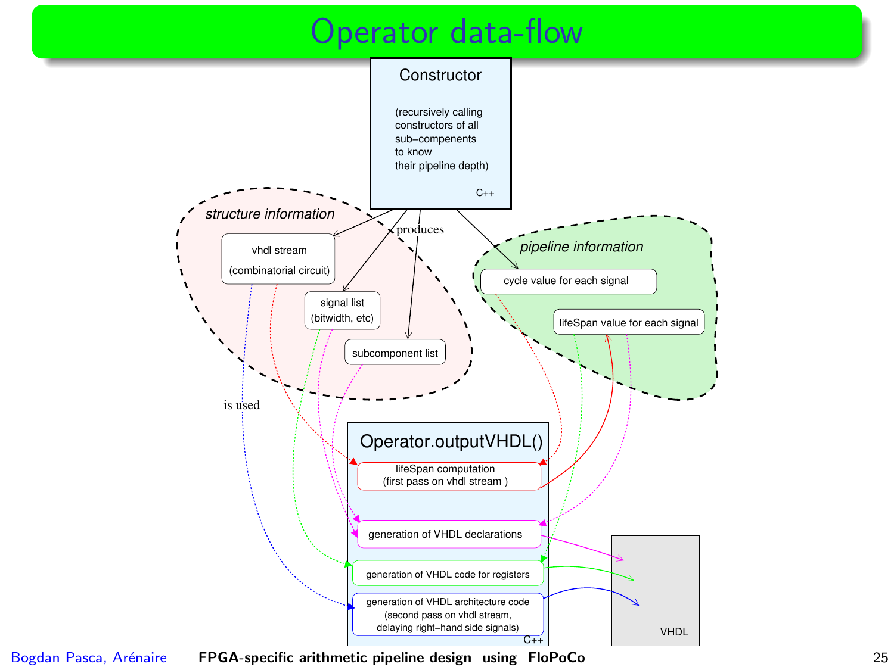# Operator data-flow

Constructor

(recursively calling constructors of all sub−compenents to know their pipeline depth)

C++

*structure information*

vhdl stream (combinatorial circuit)

signal list (bitwidth, etc)

subcomponent list

produces

*pipeline information*

cycle value for each signal

lifeSpan value for each signal

is used

Operator.outputVHDL()

lifeSpan computation (first pass on vhdl stream )

generation of VHDL declarations

generation of VHDL code for registers

generation of VHDL architecture code (second pass on vhdl stream, delaying right−hand side signals)

C++

VHDL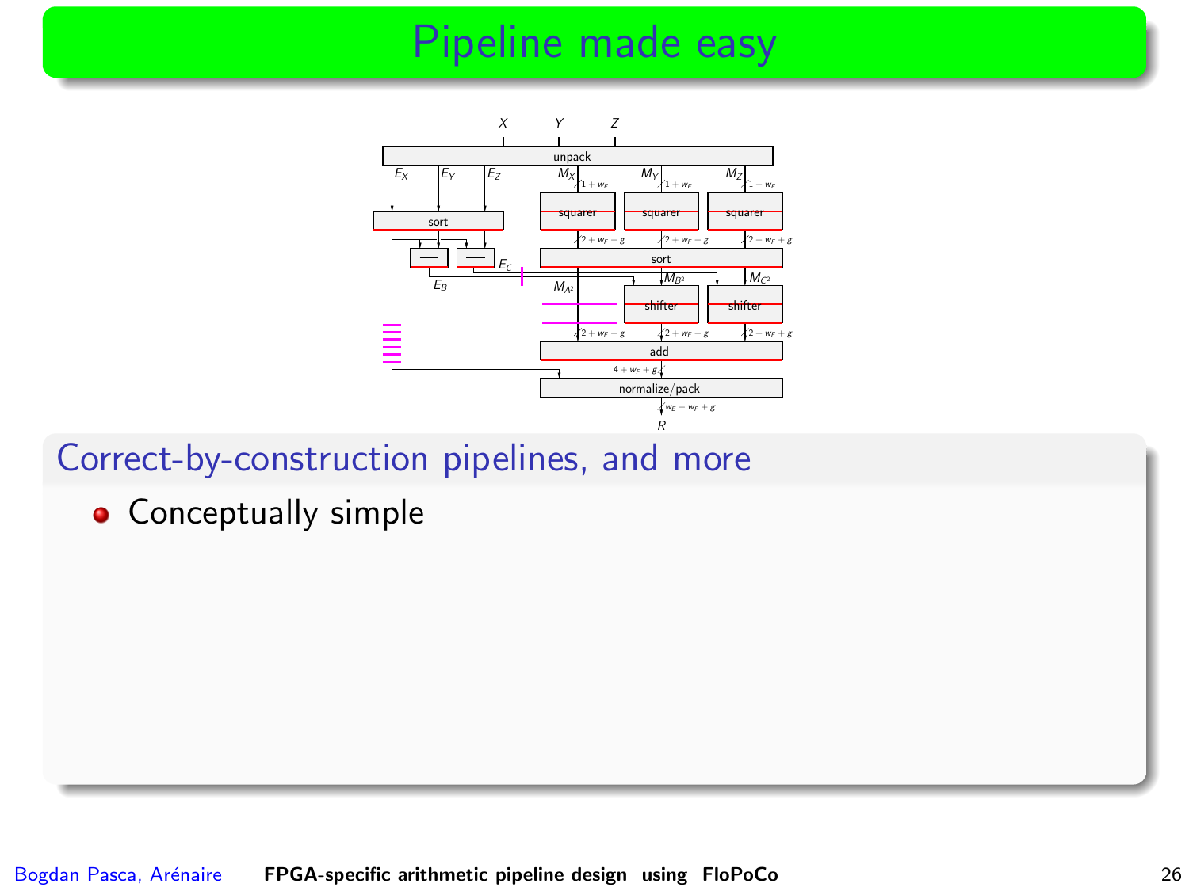# Pipeline made easy

## Correct-by-construction pipelines, and more

- Conceptually simple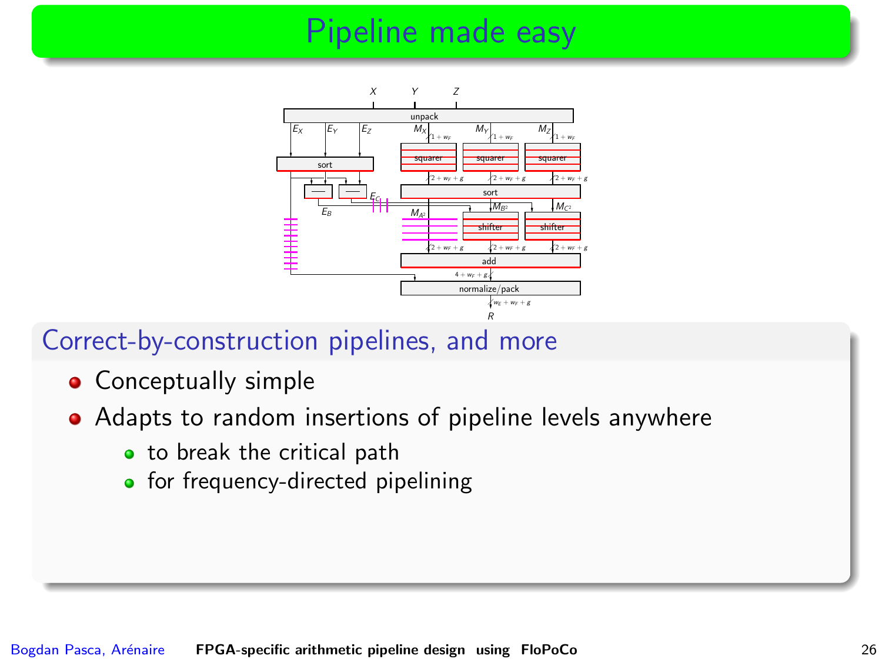# Pipeline made easy

## Correct-by-construction pipelines, and more

- Conceptually simple
- Adapts to random insertions of pipeline levels anywhere
  - to break the critical path
  - for frequency-directed pipelining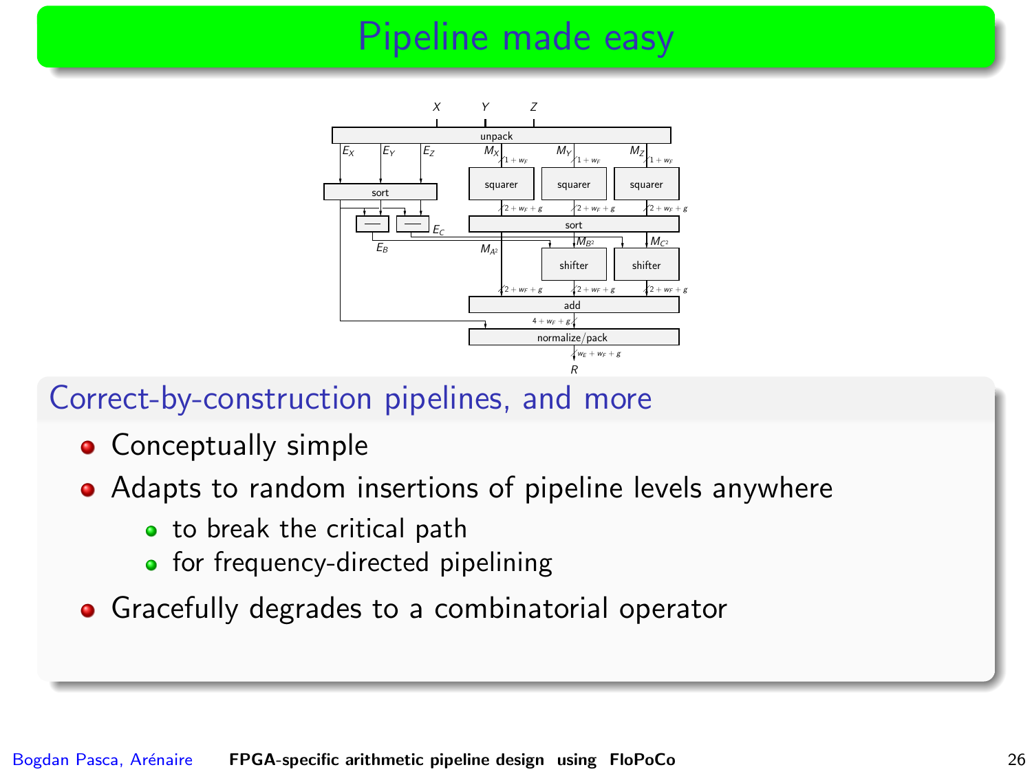# Pipeline made easy

## Correct-by-construction pipelines, and more

- Conceptually simple
- Adapts to random insertions of pipeline levels anywhere
  - to break the critical path
  - for frequency-directed pipelining
- Gracefully degrades to a combinatorial operator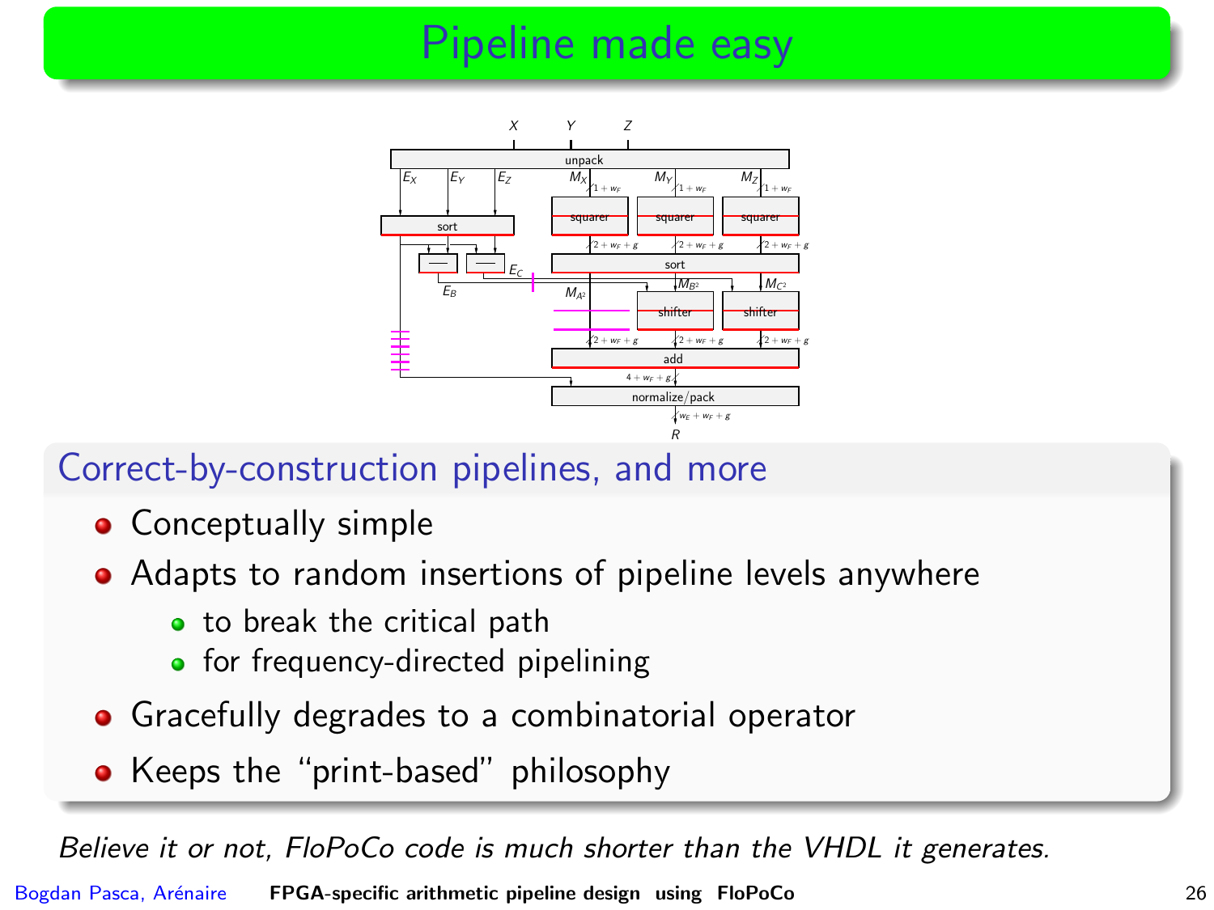# Pipeline made easy

## Correct-by-construction pipelines, and more

- Conceptually simple
- Adapts to random insertions of pipeline levels anywhere
  - to break the critical path
  - for frequency-directed pipelining
- Gracefully degrades to a combinatorial operator
- Keeps the “print-based” philosophy

*Believe it or not, FloPoCo code is much shorter than the VHDL it generates.*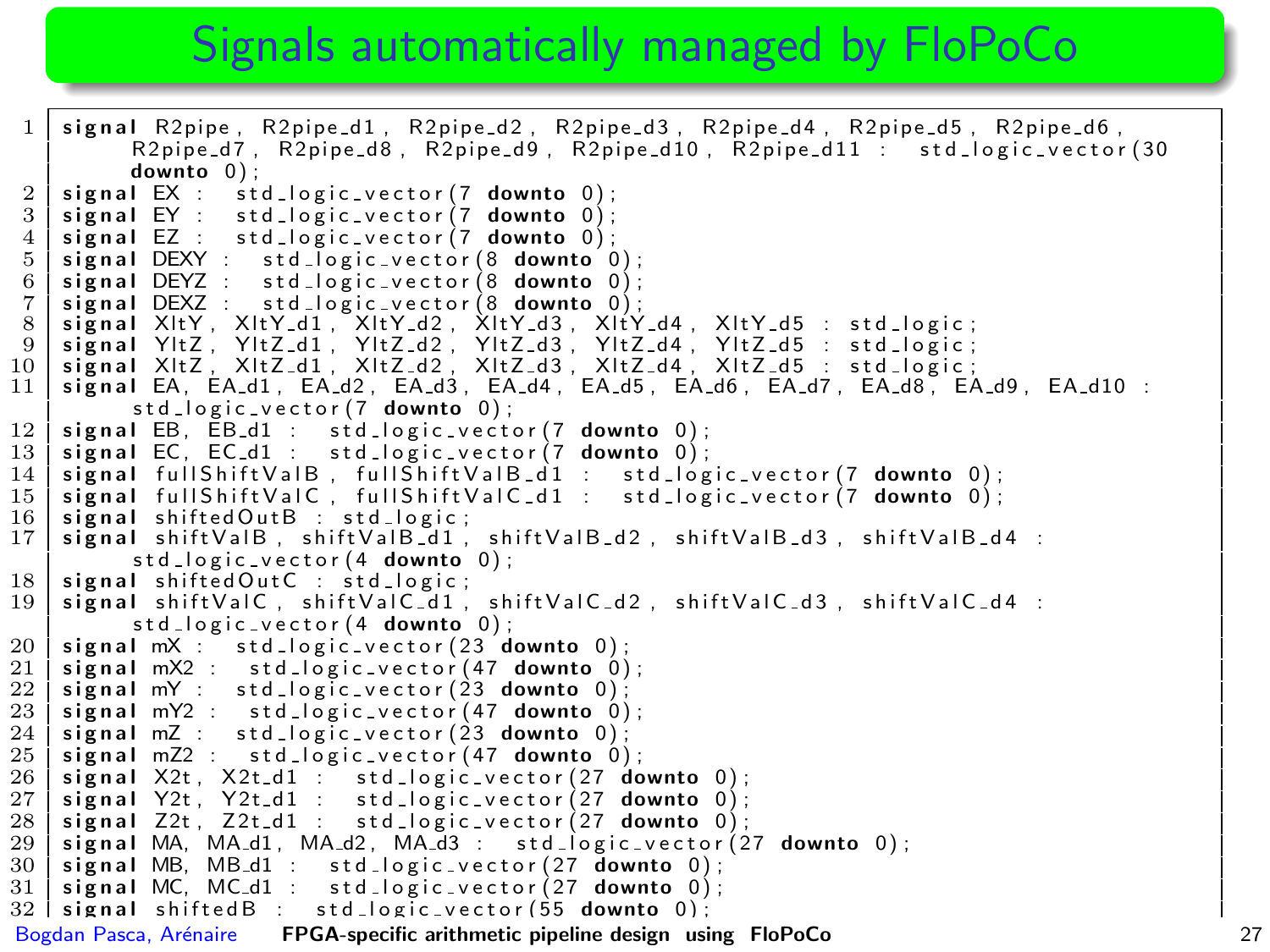# Signals automatically managed by FloPoCo

```vhdl
signal R2pipe, R2pipe_d1, R2pipe_d2, R2pipe_d3, R2pipe_d4, R2pipe_d5, R2pipe_d6, R2pipe_d7, R2pipe_d8, R2pipe_d9, R2pipe_d10, R2pipe_d11 : std_logic_vector(30 downto 0);
signal EX : std_logic_vector(7 downto 0);
signal EY : std_logic_vector(7 downto 0);
signal EZ : std_logic_vector(7 downto 0);
signal DEXY : std_logic_vector(8 downto 0);
signal DEYZ : std_logic_vector(8 downto 0);
signal DEXZ : std_logic_vector(8 downto 0);
signal XltY, XltY_d1, XltY_d2, XltY_d3, XltY_d4, XltY_d5 : std_logic;
signal YltZ, YltZ_d1, YltZ_d2, YltZ_d3, YltZ_d4, YltZ_d5 : std_logic;
signal XltZ, XltZ_d1, XltZ_d2, XltZ_d3, XltZ_d4, XltZ_d5 : std_logic;
signal EA, EA_d1, EA_d2, EA_d3, EA_d4, EA_d5, EA_d6, EA_d7, EA_d8, EA_d9, EA_d10 : std_logic_vector(7 downto 0);
signal EB, EB_d1 : std_logic_vector(7 downto 0);
signal EC, EC_d1 : std_logic_vector(7 downto 0);
signal fullShiftValB, fullShiftValB_d1 : std_logic_vector(7 downto 0);
signal fullShiftValC, fullShiftValC_d1 : std_logic_vector(7 downto 0);
signal shiftedOutB : std_logic;
signal shiftValB, shiftValB_d1, shiftValB_d2, shiftValB_d3, shiftValB_d4 : std_logic_vector(4 downto 0);
signal shiftedOutC : std_logic;
signal shiftValC, shiftValC_d1, shiftValC_d2, shiftValC_d3, shiftValC_d4 : std_logic_vector(4 downto 0);
signal mX : std_logic_vector(23 downto 0);
signal mX2 : std_logic_vector(47 downto 0);
signal mY : std_logic_vector(23 downto 0);
signal mY2 : std_logic_vector(47 downto 0);
signal mZ : std_logic_vector(23 downto 0);
signal mZ2 : std_logic_vector(47 downto 0);
signal X2t, X2t_d1 : std_logic_vector(27 downto 0);
signal Y2t, Y2t_d1 : std_logic_vector(27 downto 0);
signal Z2t, Z2t_d1 : std_logic_vector(27 downto 0);
signal MA, MA_d1, MA_d2, MA_d3 : std_logic_vector(27 downto 0);
signal MB, MB_d1 : std_logic_vector(27 downto 0);
signal MC, MC_d1 : std_logic_vector(27 downto 0);
signal shiftedB : std_logic_vector(55 downto 0);
```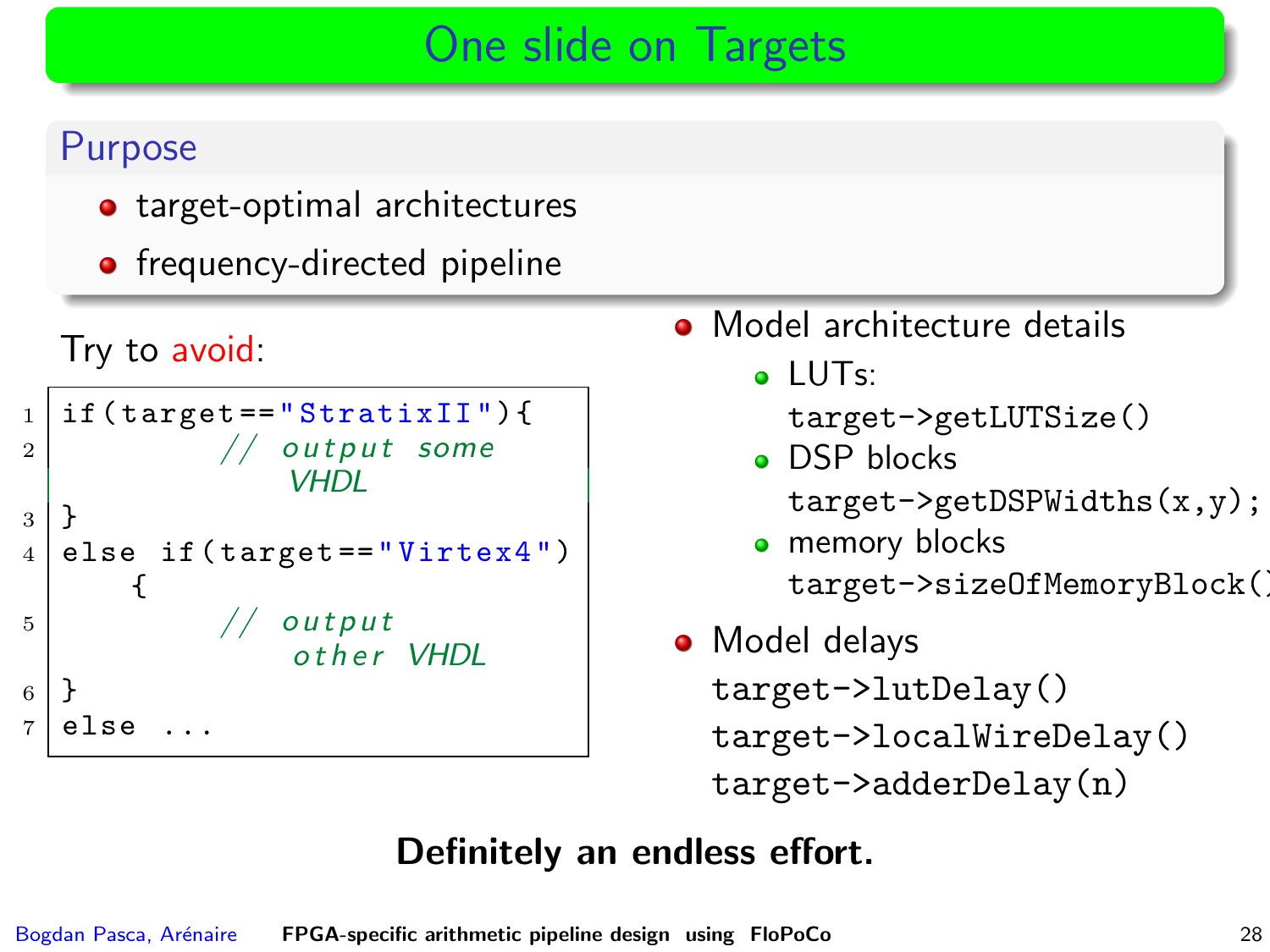# One slide on Targets

## Purpose

- target-optimal architectures
- frequency-directed pipeline

Try to avoid:

```
if(target=="StratixII"){
        // output some VHDL
}
else if(target=="Virtex4"){
        // output other VHDL
}
else ...
```

- Model architecture details
  - LUTs: `target->getLUTSize()`
  - DSP blocks `target->getDSPWidths(x,y);`
  - memory blocks `target->sizeOfMemoryBlock()`
- Model delays
  `target->lutDelay()`
  `target->localWireDelay()`
  `target->adderDelay(n)`

**Definitely an endless effort.**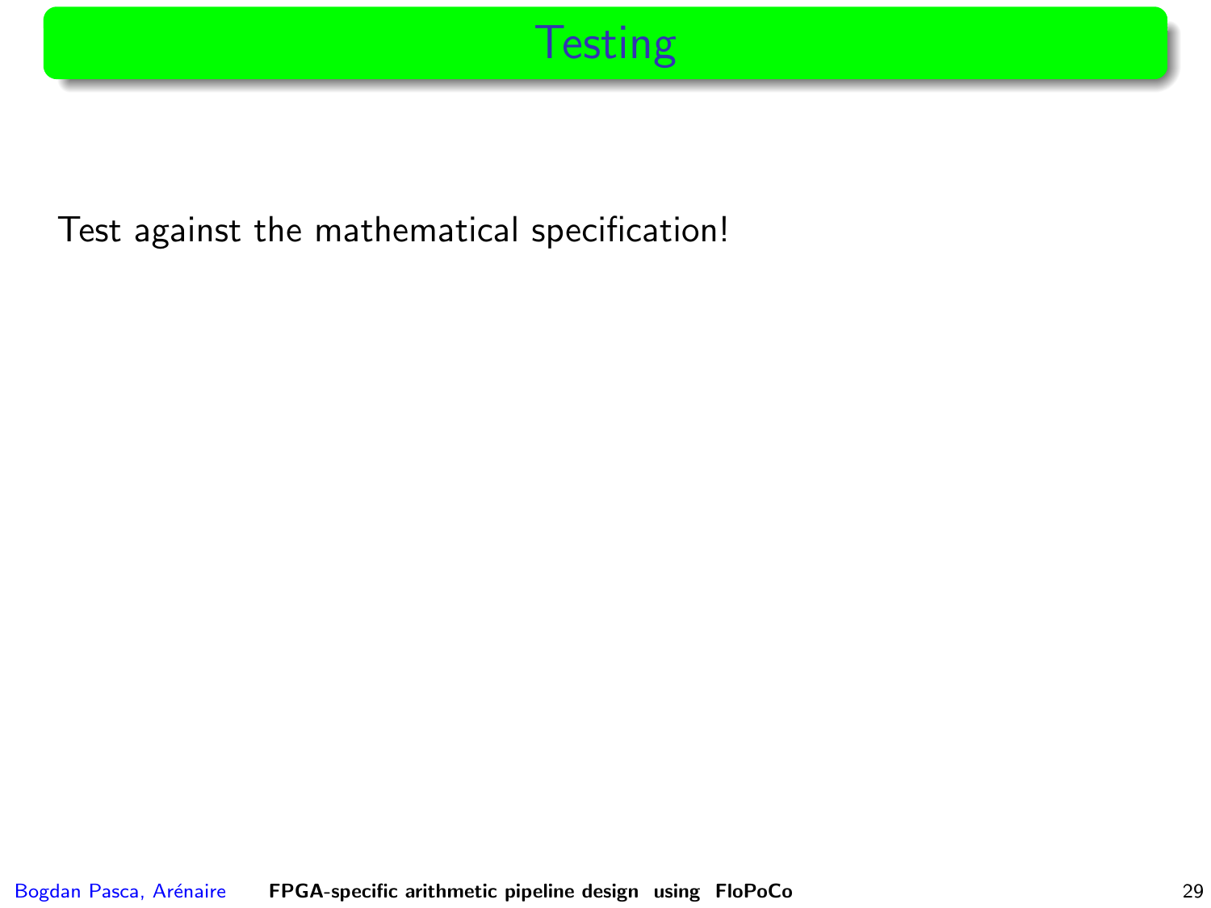# Testing

Test against the mathematical specification!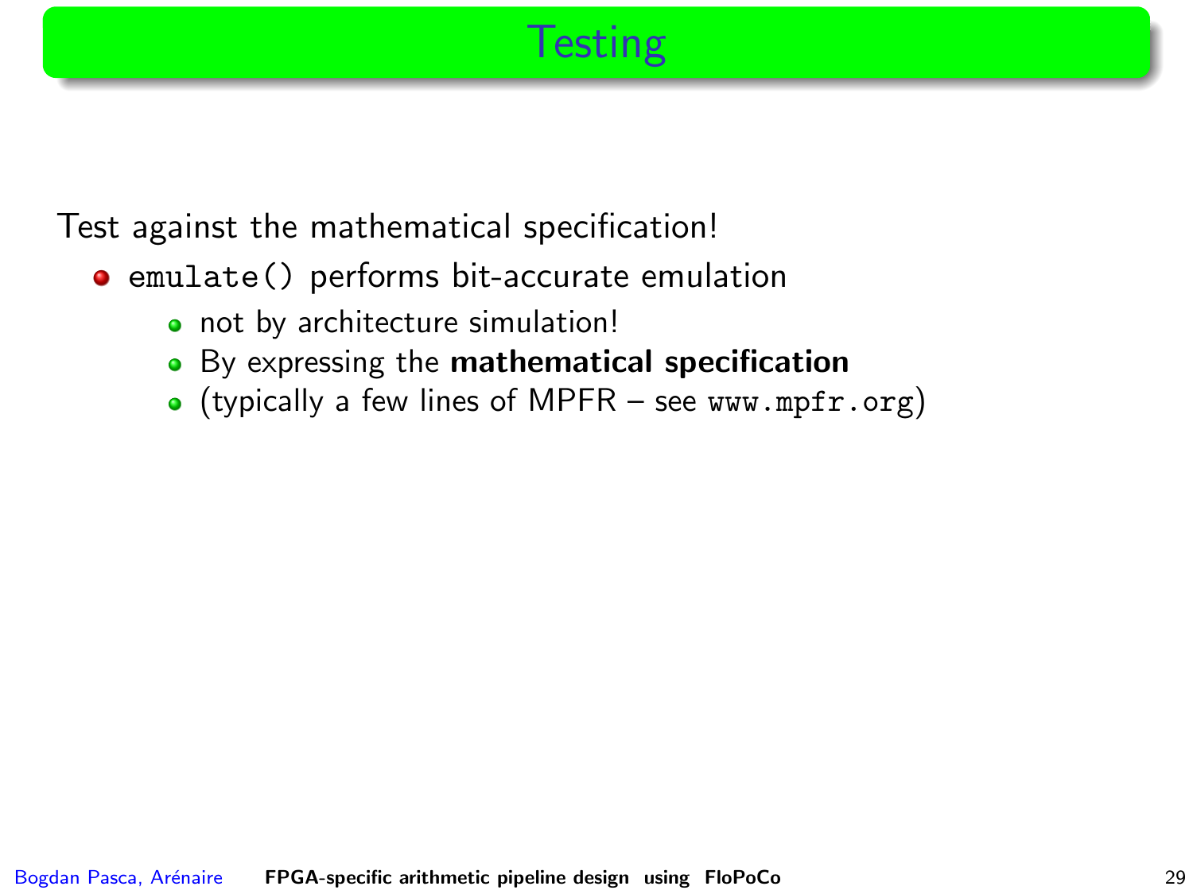# Testing

Test against the mathematical specification!

- `emulate()` performs bit-accurate emulation
  - not by architecture simulation!
  - By expressing the **mathematical specification**
  - (typically a few lines of MPFR – see `www.mpfr.org`)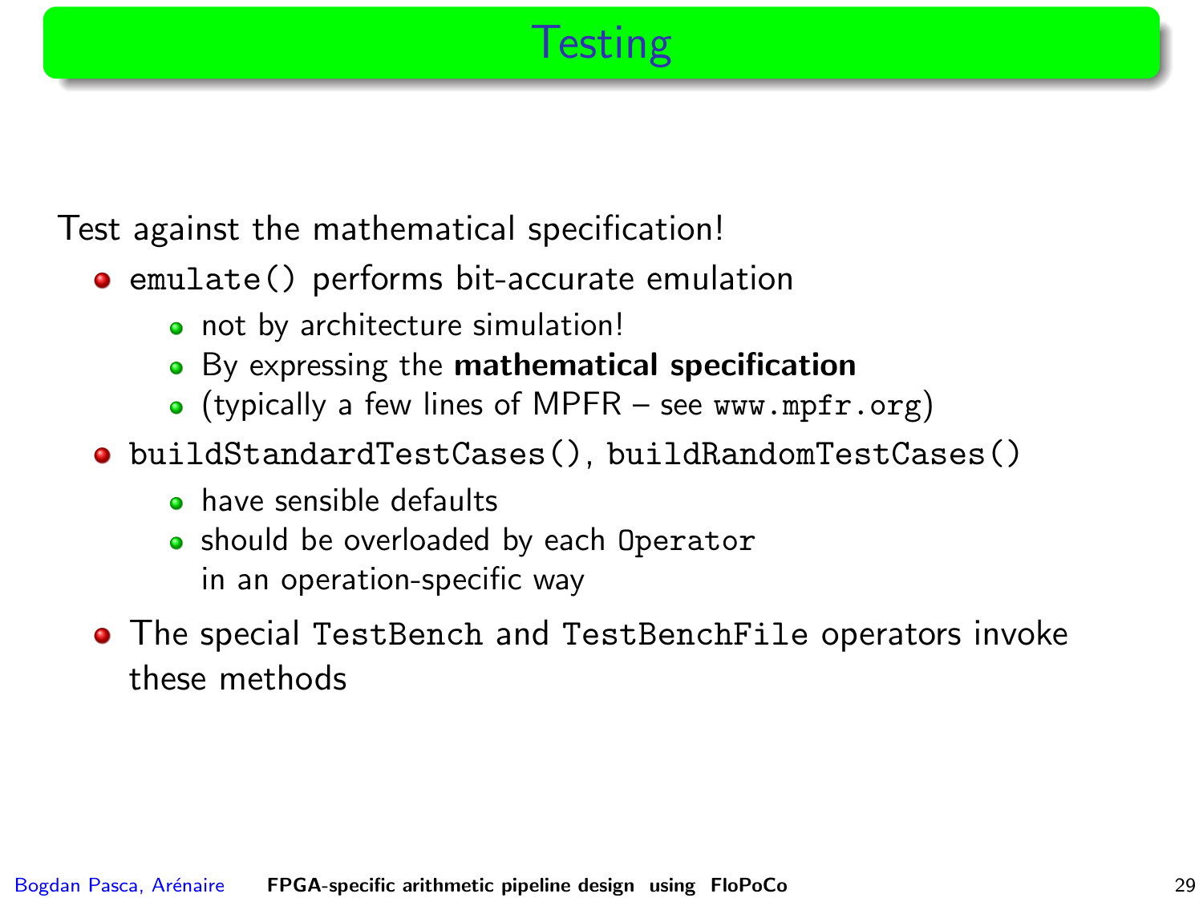# Testing

Test against the mathematical specification!

- `emulate()` performs bit-accurate emulation
  - not by architecture simulation!
  - By expressing the **mathematical specification**
  - (typically a few lines of MPFR – see `www.mpfr.org`)
- `buildStandardTestCases()`, `buildRandomTestCases()`
  - have sensible defaults
  - should be overloaded by each `Operator` in an operation-specific way
- The special `TestBench` and `TestBenchFile` operators invoke these methods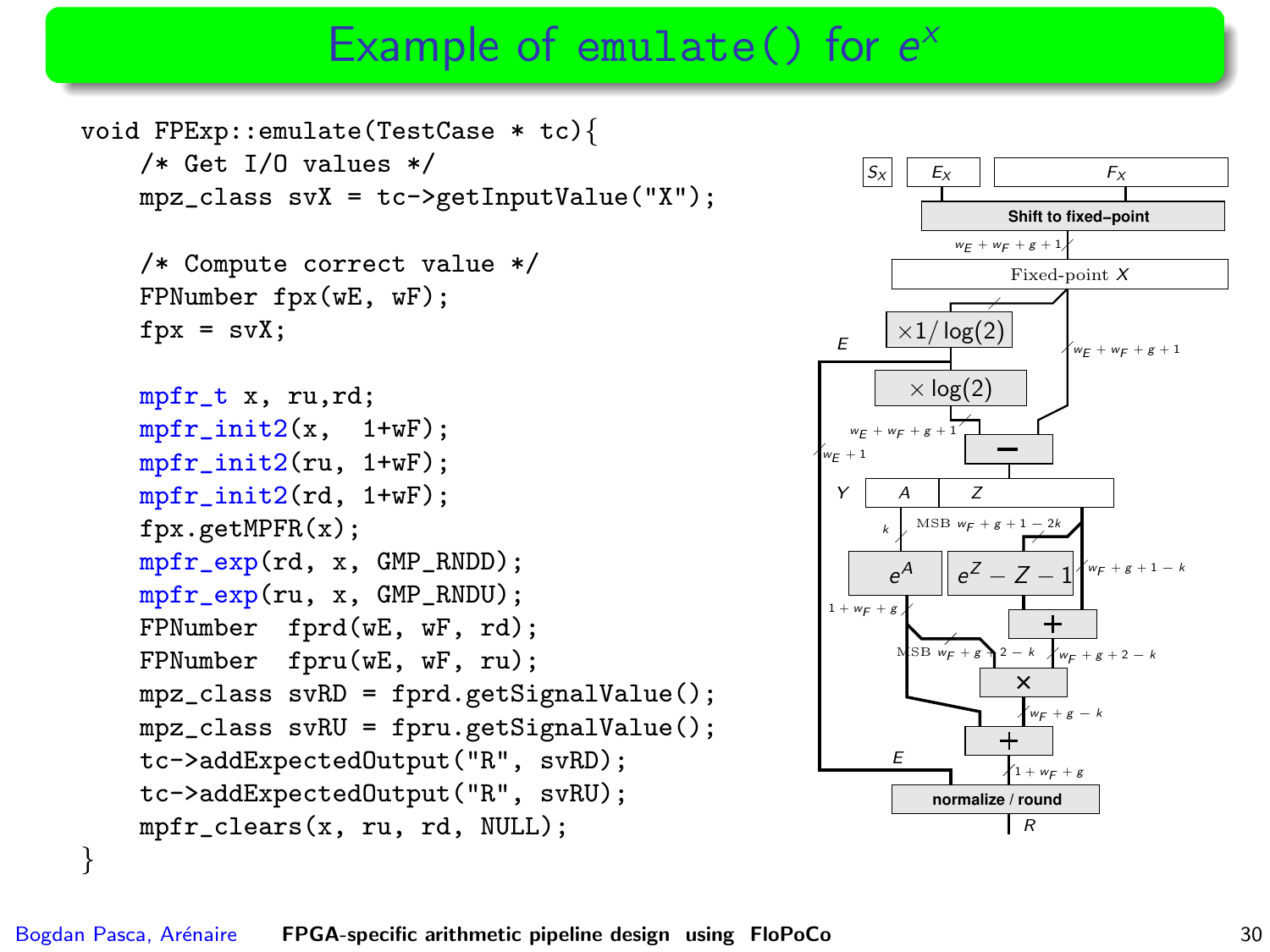# Example of emulate() for $e^x$

```
void FPExp::emulate(TestCase * tc){
    /* Get I/O values */
    mpz_class svX = tc->getInputValue("X");

    /* Compute correct value */
    FPNumber fpx(wE, wF);
    fpx = svX;

    mpfr_t x, ru,rd;
    mpfr_init2(x,  1+wF);
    mpfr_init2(ru, 1+wF);
    mpfr_init2(rd, 1+wF);
    fpx.getMPFR(x);
    mpfr_exp(rd, x, GMP_RNDD);
    mpfr_exp(ru, x, GMP_RNDU);
    FPNumber  fprd(wE, wF, rd);
    FPNumber  fpru(wE, wF, ru);
    mpz_class svRD = fprd.getSignalValue();
    mpz_class svRU = fpru.getSignalValue();
    tc->addExpectedOutput("R", svRD);
    tc->addExpectedOutput("R", svRU);
    mpfr_clears(x, ru, rd, NULL);
}
```

$S_X$ | $E_X$ | $F_X$

Shift to fixed-point

$w_E + w_F + g + 1$

Fixed-point $X$

$\times 1/\log(2)$

$E$

$w_E + w_F + g + 1$

$\times \log(2)$

$w_E + w_F + g + 1$

$w_E + 1$

$-$

$Y$ | $A$ | $Z$

$k$ | MSB $w_F + g + 1 - 2k$

$e^A$ | $e^Z - Z - 1$ | $w_F + g + 1 - k$

$1 + w_F + g$

$+$

MSB $w_F + g + 2 - k$ | $w_F + g + 2 - k$

$\times$

$w_F + g - k$

$+$

$E$

$1 + w_F + g$

normalize / round

$R$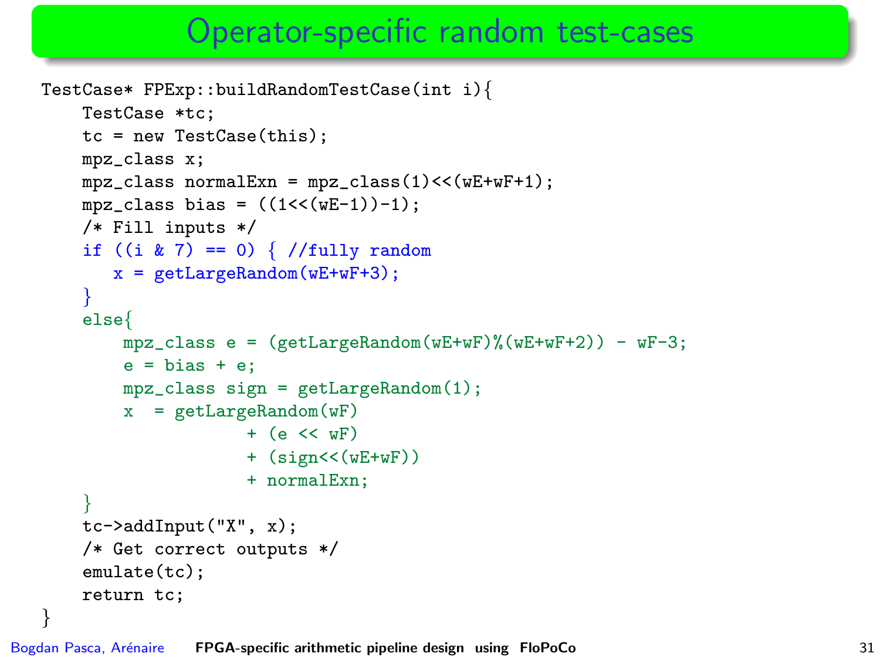# Operator-specific random test-cases

```
TestCase* FPExp::buildRandomTestCase(int i){
    TestCase *tc;
    tc = new TestCase(this);
    mpz_class x;
    mpz_class normalExn = mpz_class(1)<<(wE+wF+1);
    mpz_class bias = ((1<<(wE-1))-1);
    /* Fill inputs */
    if ((i & 7) == 0) { //fully random
       x = getLargeRandom(wE+wF+3);
    }
    else{
        mpz_class e = (getLargeRandom(wE+wF)%(wE+wF+2)) - wF-3;
        e = bias + e;
        mpz_class sign = getLargeRandom(1);
        x  = getLargeRandom(wF)
                    + (e << wF)
                    + (sign<<(wE+wF))
                    + normalExn;
    }
    tc->addInput("X", x);
    /* Get correct outputs */
    emulate(tc);
    return tc;
}
```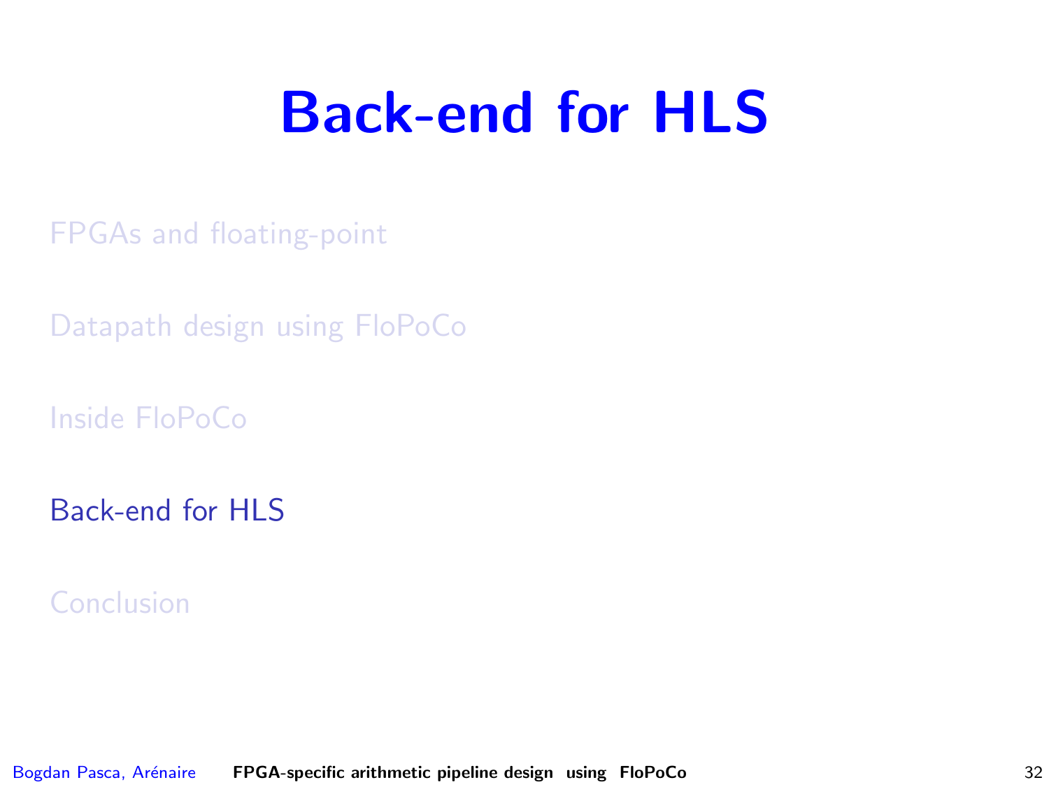# Back-end for HLS

FPGAs and floating-point

Datapath design using FloPoCo

Inside FloPoCo

Back-end for HLS

Conclusion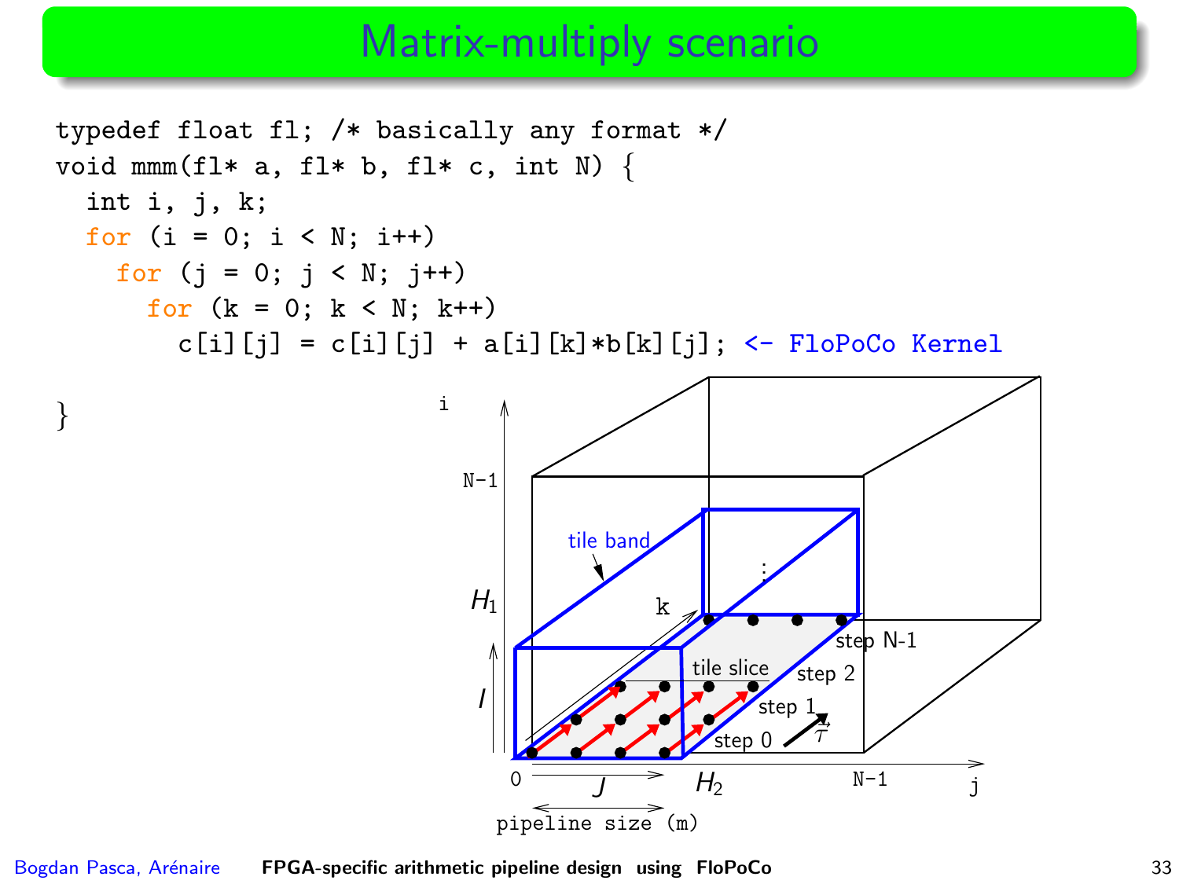# Matrix-multiply scenario

```
typedef float fl; /* basically any format */
void mmm(fl* a, fl* b, fl* c, int N) {
  int i, j, k;
  for (i = 0; i < N; i++)
    for (j = 0; j < N; j++)
      for (k = 0; k < N; k++)
        c[i][j] = c[i][j] + a[i][k]*b[k][j]; <- FloPoCo Kernel

}
```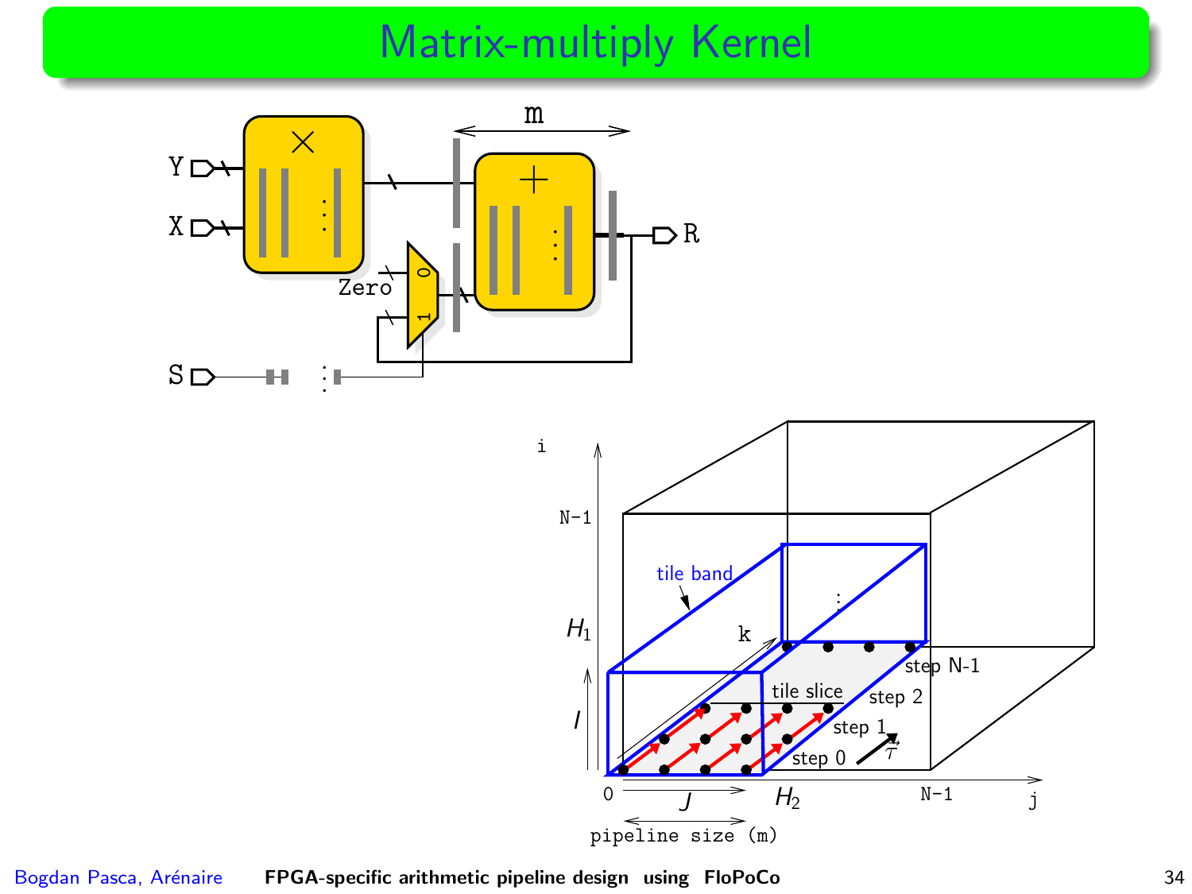# Matrix-multiply Kernel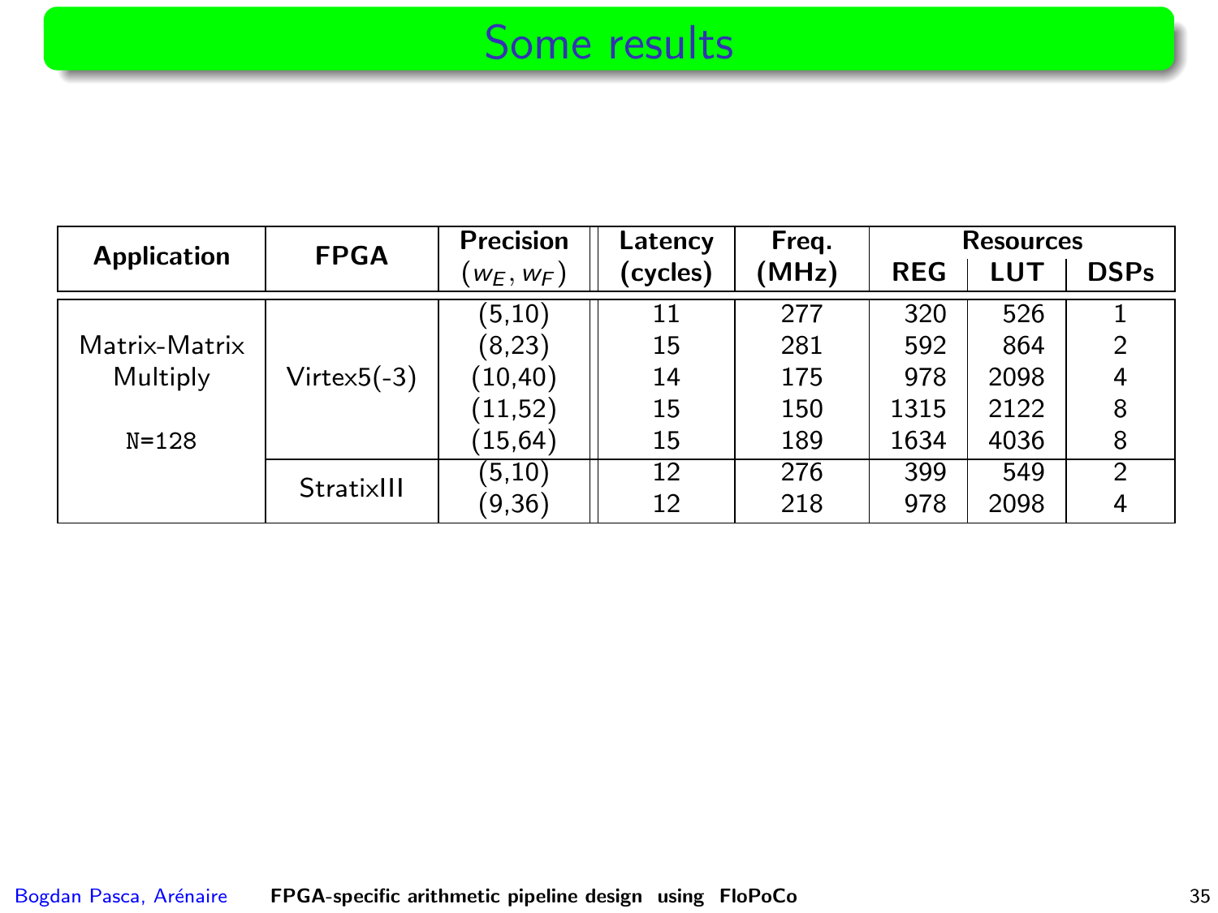# Some results

| Application | FPGA | Precision $(w_E, w_F)$ | Latency (cycles) | Freq. (MHz) | Resources | | |
|---|---|---|---|---|---|---|---|
| | | | | | REG | LUT | DSPs |
| Matrix-Matrix Multiply N=128 | Virtex5(-3) | (5,10) | 11 | 277 | 320 | 526 | 1 |
| | | (8,23) | 15 | 281 | 592 | 864 | 2 |
| | | (10,40) | 14 | 175 | 978 | 2098 | 4 |
| | | (11,52) | 15 | 150 | 1315 | 2122 | 8 |
| | | (15,64) | 15 | 189 | 1634 | 4036 | 8 |
| | StratixIII | (5,10) | 12 | 276 | 399 | 549 | 2 |
| | | (9,36) | 12 | 218 | 978 | 2098 | 4 |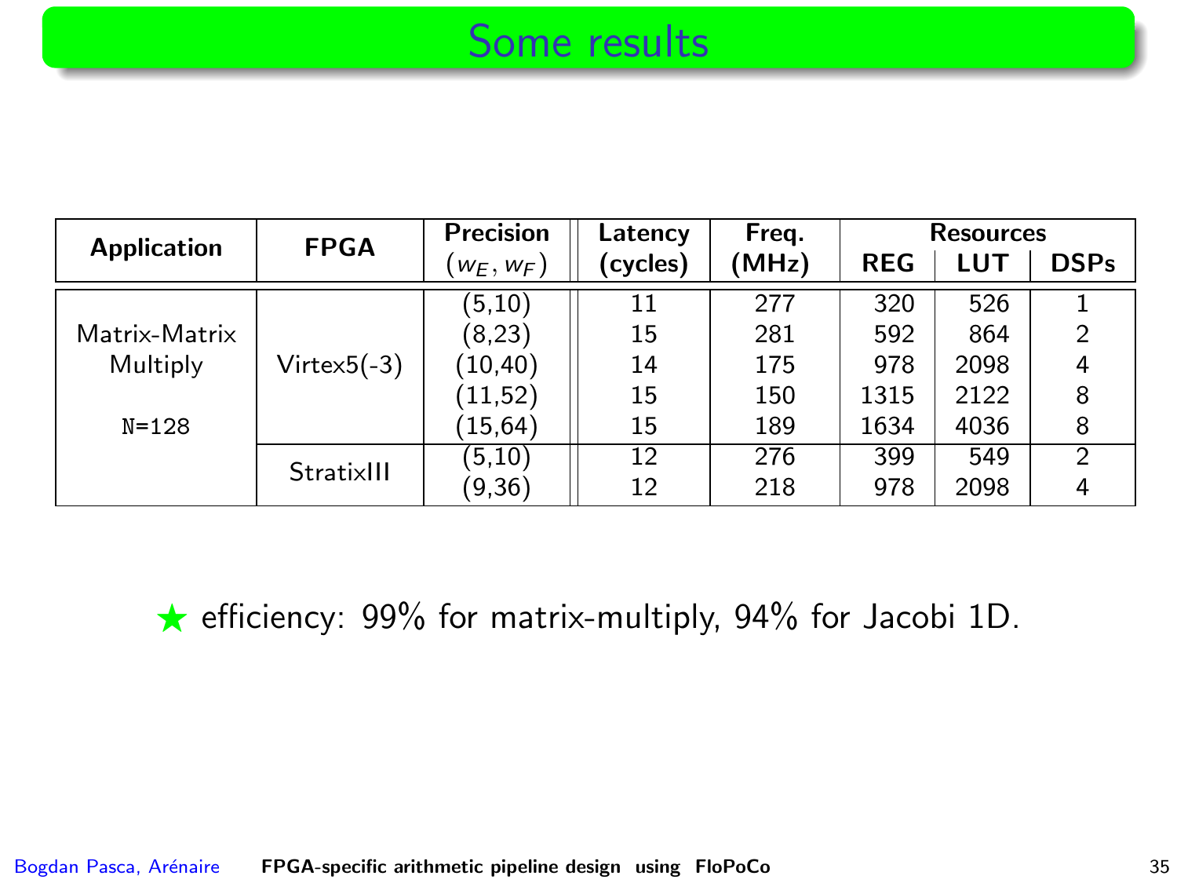# Some results

| Application | FPGA | Precision ($w_E, w_F$) | Latency (cycles) | Freq. (MHz) | Resources | | |
|---|---|---|---|---|---|---|---|
| | | | | | REG | LUT | DSPs |
| Matrix-Matrix Multiply N=128 | Virtex5(-3) | (5,10) | 11 | 277 | 320 | 526 | 1 |
| | | (8,23) | 15 | 281 | 592 | 864 | 2 |
| | | (10,40) | 14 | 175 | 978 | 2098 | 4 |
| | | (11,52) | 15 | 150 | 1315 | 2122 | 8 |
| | | (15,64) | 15 | 189 | 1634 | 4036 | 8 |
| | StratixIII | (5,10) | 12 | 276 | 399 | 549 | 2 |
| | | (9,36) | 12 | 218 | 978 | 2098 | 4 |

★ efficiency: 99% for matrix-multiply, 94% for Jacobi 1D.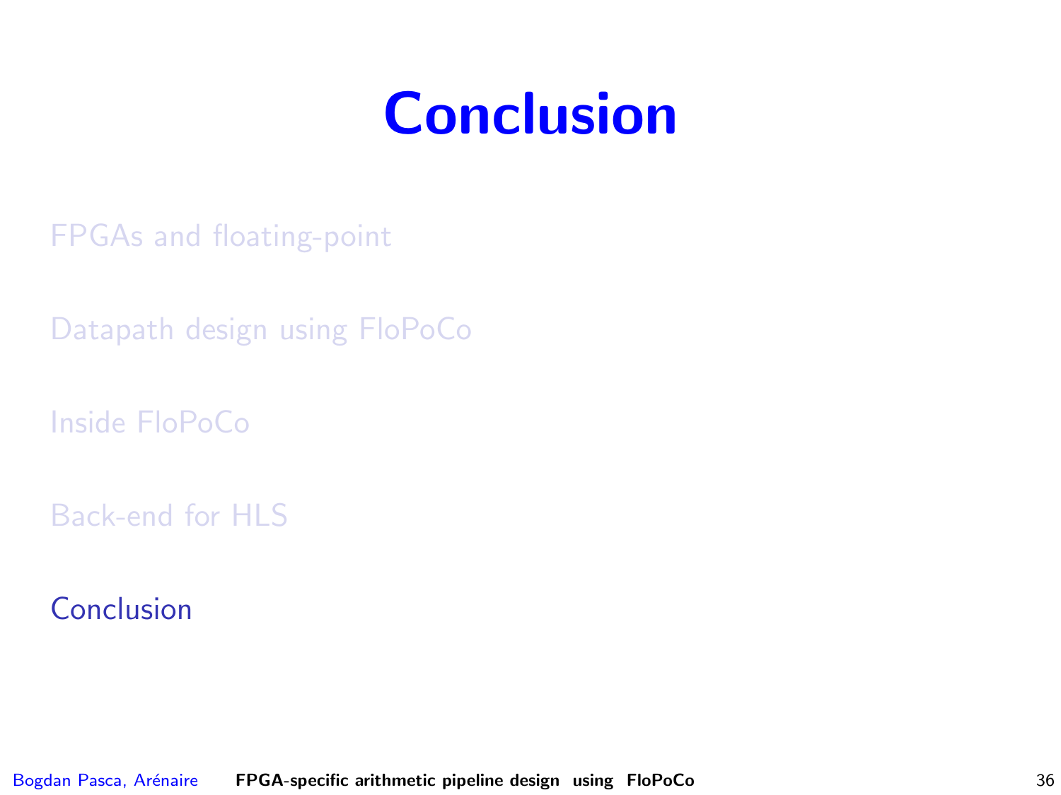# Conclusion

FPGAs and floating-point

Datapath design using FloPoCo

Inside FloPoCo

Back-end for HLS

Conclusion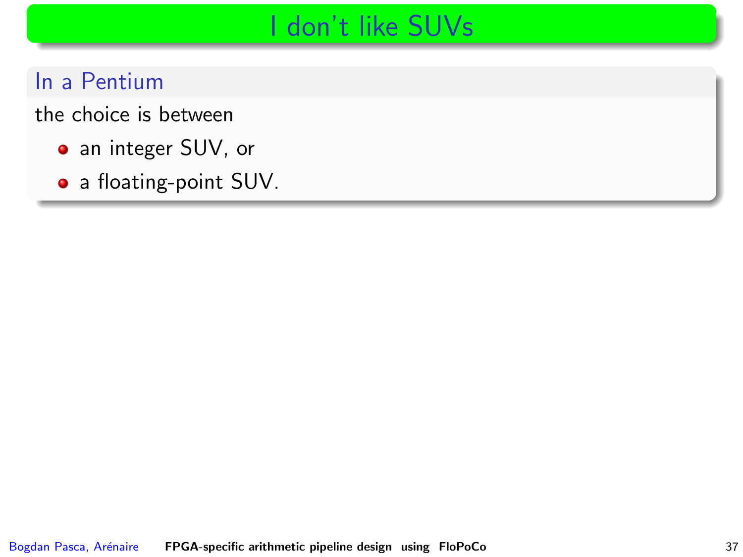# I don't like SUVs

## In a Pentium

the choice is between

- an integer SUV, or
- a floating-point SUV.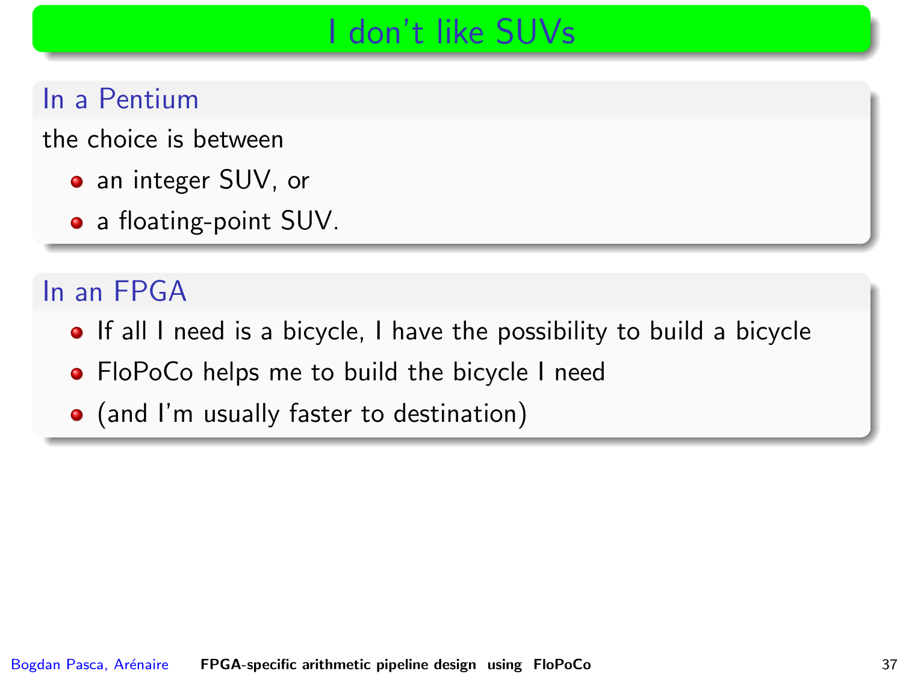# I don't like SUVs

## In a Pentium

the choice is between

- an integer SUV, or
- a floating-point SUV.

## In an FPGA

- If all I need is a bicycle, I have the possibility to build a bicycle
- FloPoCo helps me to build the bicycle I need
- (and I'm usually faster to destination)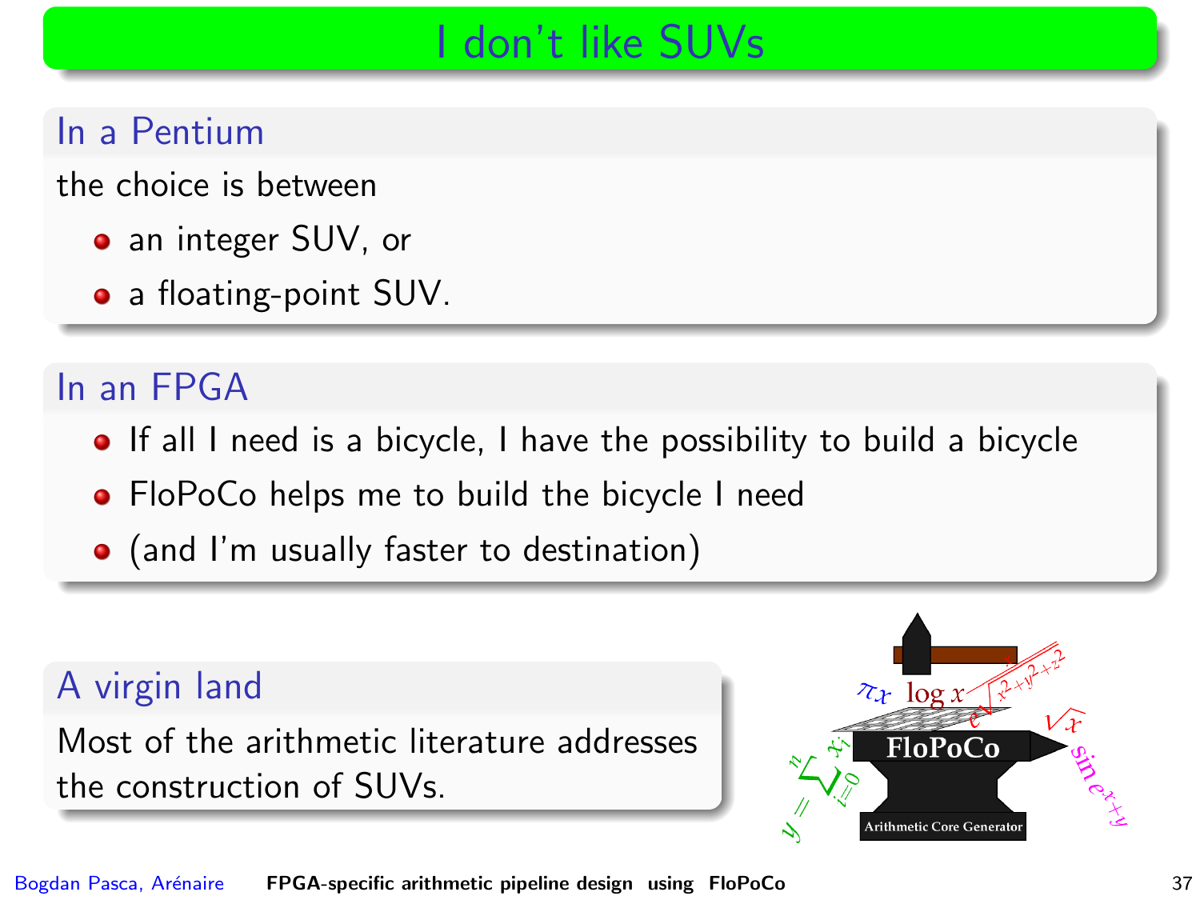# I don't like SUVs

## In a Pentium

the choice is between

- an integer SUV, or
- a floating-point SUV.

## In an FPGA

- If all I need is a bicycle, I have the possibility to build a bicycle
- FloPoCo helps me to build the bicycle I need
- (and I'm usually faster to destination)

## A virgin land

Most of the arithmetic literature addresses the construction of SUVs.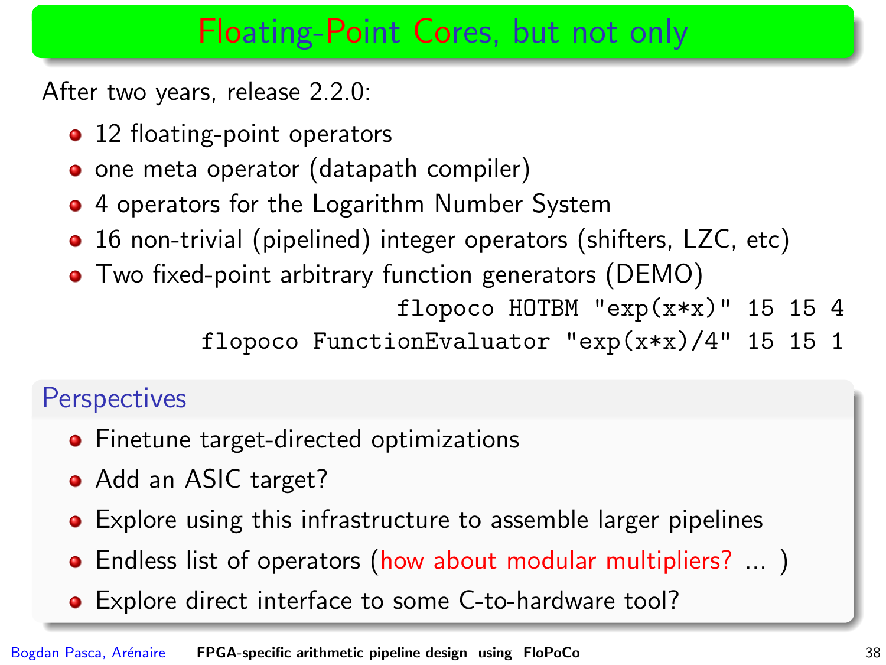# Floating-Point Cores, but not only

After two years, release 2.2.0:

- 12 floating-point operators
- one meta operator (datapath compiler)
- 4 operators for the Logarithm Number System
- 16 non-trivial (pipelined) integer operators (shifters, LZC, etc)
- Two fixed-point arbitrary function generators (DEMO)

```
flopoco HOTBM "exp(x*x)" 15 15 4
flopoco FunctionEvaluator "exp(x*x)/4" 15 15 1
```

## Perspectives

- Finetune target-directed optimizations
- Add an ASIC target?
- Explore using this infrastructure to assemble larger pipelines
- Endless list of operators (how about modular multipliers? ... )
- Explore direct interface to some C-to-hardware tool?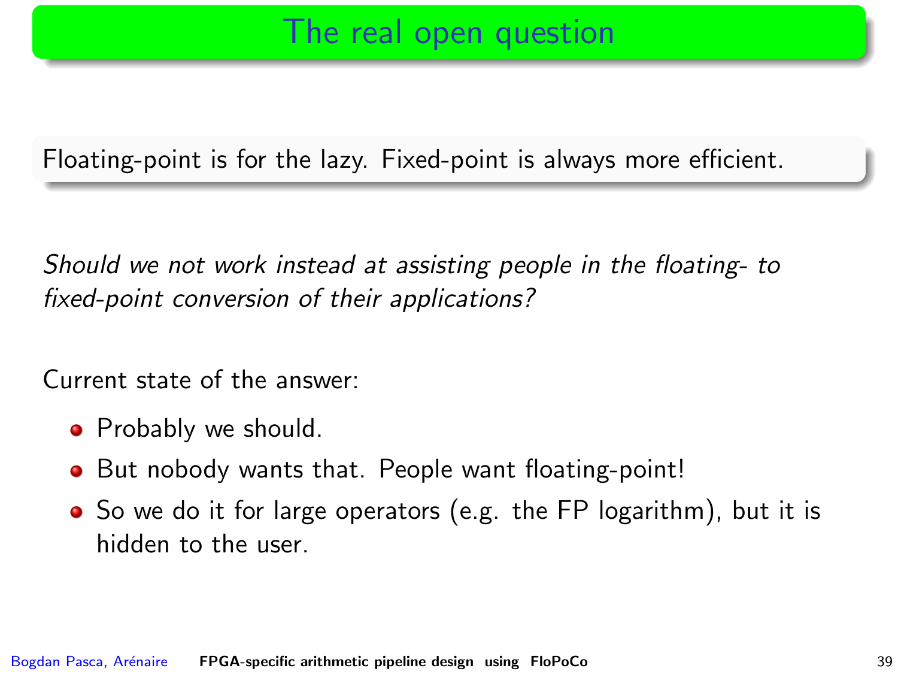# The real open question

Floating-point is for the lazy. Fixed-point is always more efficient.

*Should we not work instead at assisting people in the floating- to fixed-point conversion of their applications?*

Current state of the answer:

- Probably we should.
- But nobody wants that. People want floating-point!
- So we do it for large operators (e.g. the FP logarithm), but it is hidden to the user.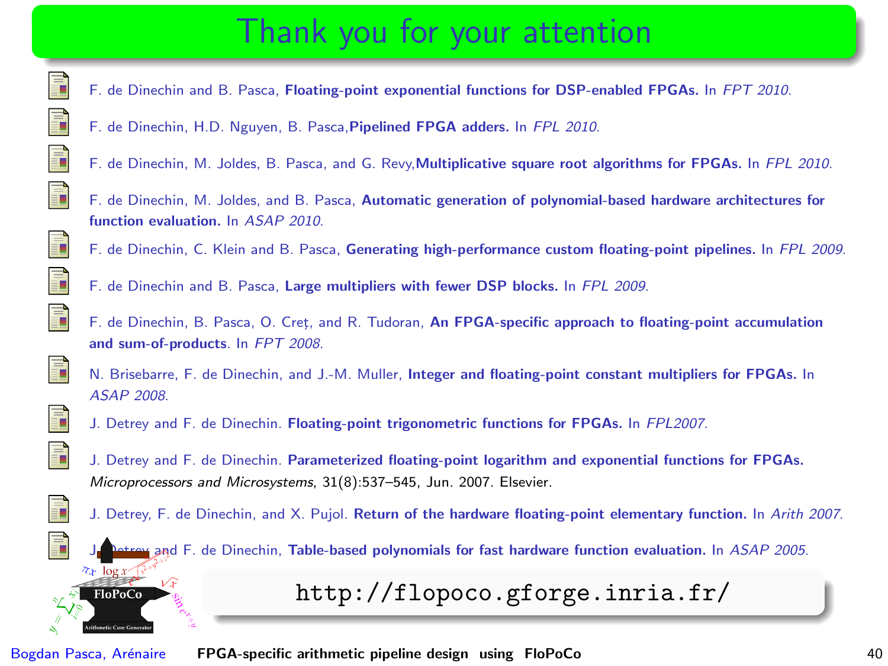# Thank you for your attention

- F. de Dinechin and B. Pasca, **Floating-point exponential functions for DSP-enabled FPGAs.** In *FPT 2010*.
- F. de Dinechin, H.D. Nguyen, B. Pasca,**Pipelined FPGA adders.** In *FPL 2010*.
- F. de Dinechin, M. Joldes, B. Pasca, and G. Revy,**Multiplicative square root algorithms for FPGAs.** In *FPL 2010*.
- F. de Dinechin, M. Joldes, and B. Pasca, **Automatic generation of polynomial-based hardware architectures for function evaluation.** In *ASAP 2010*.
- F. de Dinechin, C. Klein and B. Pasca, **Generating high-performance custom floating-point pipelines.** In *FPL 2009*.
- F. de Dinechin and B. Pasca, **Large multipliers with fewer DSP blocks.** In *FPL 2009*.
- F. de Dinechin, B. Pasca, O. Creț, and R. Tudoran, **An FPGA-specific approach to floating-point accumulation and sum-of-products**. In *FPT 2008*.
- N. Brisebarre, F. de Dinechin, and J.-M. Muller, **Integer and floating-point constant multipliers for FPGAs.** In *ASAP 2008*.
- J. Detrey and F. de Dinechin. **Floating-point trigonometric functions for FPGAs.** In *FPL2007*.
- J. Detrey and F. de Dinechin. **Parameterized floating-point logarithm and exponential functions for FPGAs.** *Microprocessors and Microsystems*, 31(8):537–545, Jun. 2007. Elsevier.
- J. Detrey, F. de Dinechin, and X. Pujol. **Return of the hardware floating-point elementary function.** In *Arith 2007*.
- J. Detrey and F. de Dinechin, **Table-based polynomials for fast hardware function evaluation.** In *ASAP 2005*.

http://flopoco.gforge.inria.fr/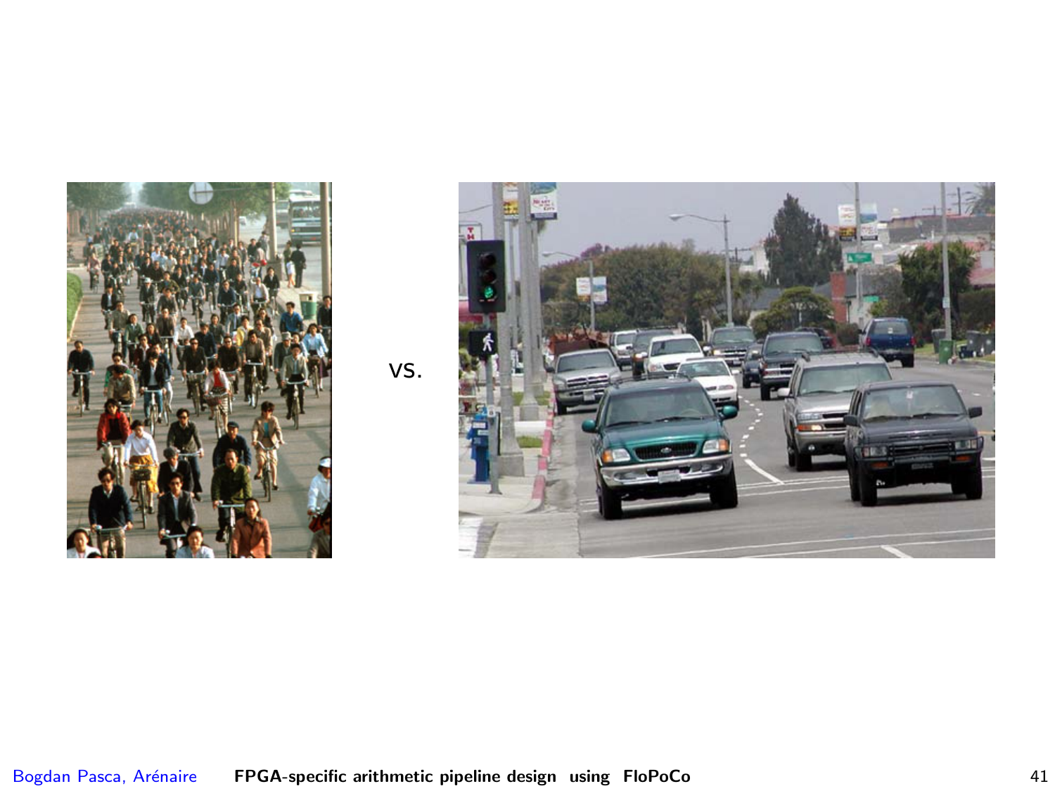vs.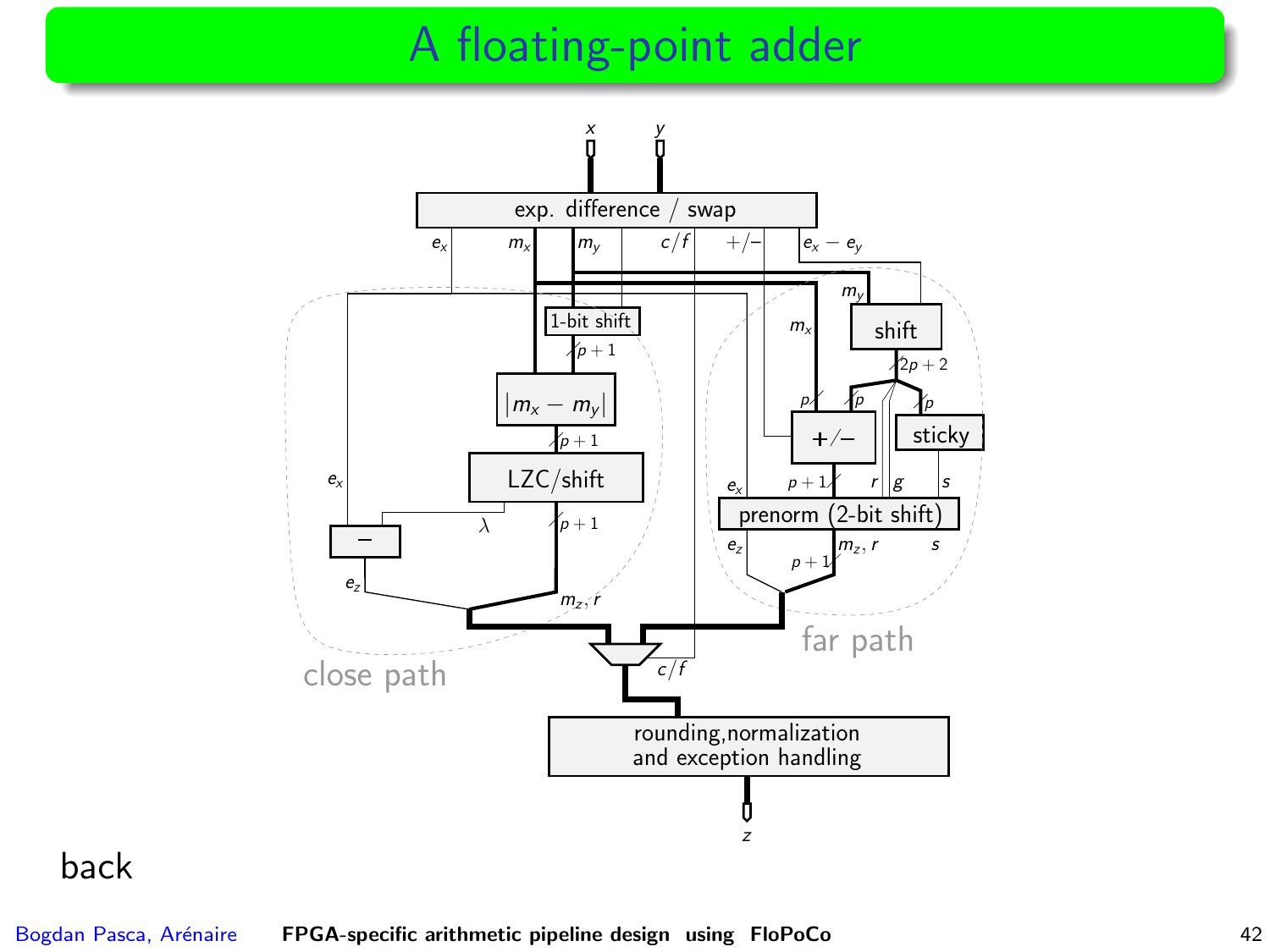# A floating-point adder

x

y

exp. difference / swap

$e_x$ $m_x$ $m_y$ $c/f$ $+/-$ $e_x - e_y$

1-bit shift

$p+1$

$|m_x - m_y|$

$p+1$

LZC/shift

$p+1$

$e_x$

$-$

$\lambda$

$e_z$

$m_z, r$

close path

$m_y$

$m_x$

shift

$2p+2$

$p$ $p$ $p$

$+/-$

sticky

$e_x$ $p+1$ $r$ $g$ $s$

prenorm (2-bit shift)

$e_z$ $m_z, r$ $s$

$p+1$

far path

$c/f$

rounding,normalization
and exception handling

z

back